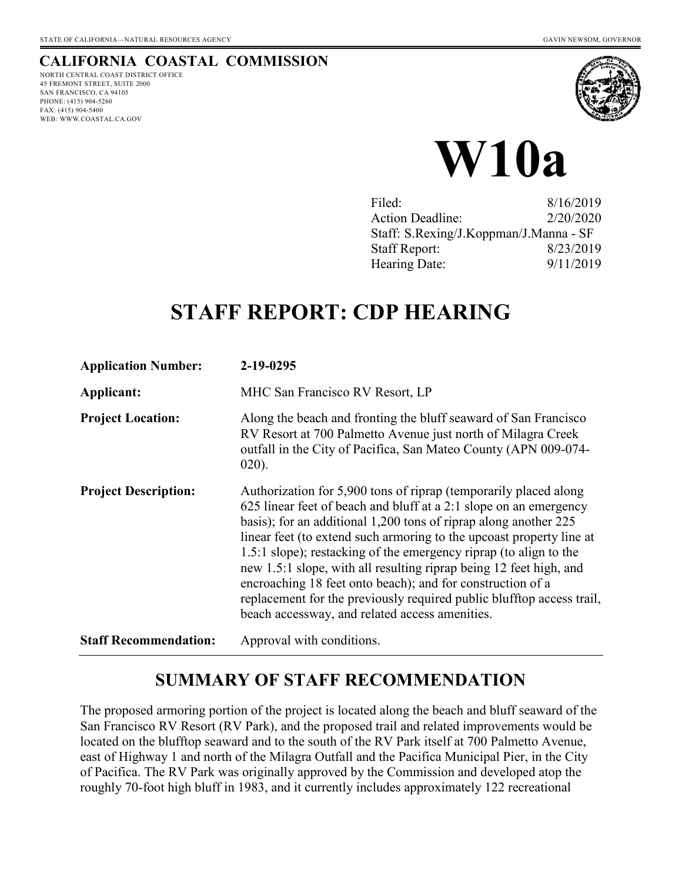STATE OF CALIFORNIA—NATURAL RESOURCES AGENCY

GAVIN NEWSOM, GOVERNOR

**CALIFORNIA COASTAL COMMISSION**

NORTH CENTRAL COAST DISTRICT OFFICE
45 FREMONT STREET, SUITE 2000
SAN FRANCISCO, CA 94105
PHONE: (415) 904-5260
FAX: (415) 904-5400
WEB: WWW.COASTAL.CA.GOV

# W10a

| | |
|---|---|
| Filed: | 8/16/2019 |
| Action Deadline: | 2/20/2020 |
| Staff: S.Rexing/J.Koppman/J.Manna - SF | |
| Staff Report: | 8/23/2019 |
| Hearing Date: | 9/11/2019 |

# STAFF REPORT: CDP HEARING

| | |
|---|---|
| **Application Number:** | **2-19-0295** |
| **Applicant:** | MHC San Francisco RV Resort, LP |
| **Project Location:** | Along the beach and fronting the bluff seaward of San Francisco RV Resort at 700 Palmetto Avenue just north of Milagra Creek outfall in the City of Pacifica, San Mateo County (APN 009-074-020). |
| **Project Description:** | Authorization for 5,900 tons of riprap (temporarily placed along 625 linear feet of beach and bluff at a 2:1 slope on an emergency basis); for an additional 1,200 tons of riprap along another 225 linear feet (to extend such armoring to the upcoast property line at 1.5:1 slope); restacking of the emergency riprap (to align to the new 1.5:1 slope, with all resulting riprap being 12 feet high, and encroaching 18 feet onto beach); and for construction of a replacement for the previously required public blufftop access trail, beach accessway, and related access amenities. |
| **Staff Recommendation:** | Approval with conditions. |

## SUMMARY OF STAFF RECOMMENDATION

The proposed armoring portion of the project is located along the beach and bluff seaward of the San Francisco RV Resort (RV Park), and the proposed trail and related improvements would be located on the blufftop seaward and to the south of the RV Park itself at 700 Palmetto Avenue, east of Highway 1 and north of the Milagra Outfall and the Pacifica Municipal Pier, in the City of Pacifica. The RV Park was originally approved by the Commission and developed atop the roughly 70-foot high bluff in 1983, and it currently includes approximately 122 recreational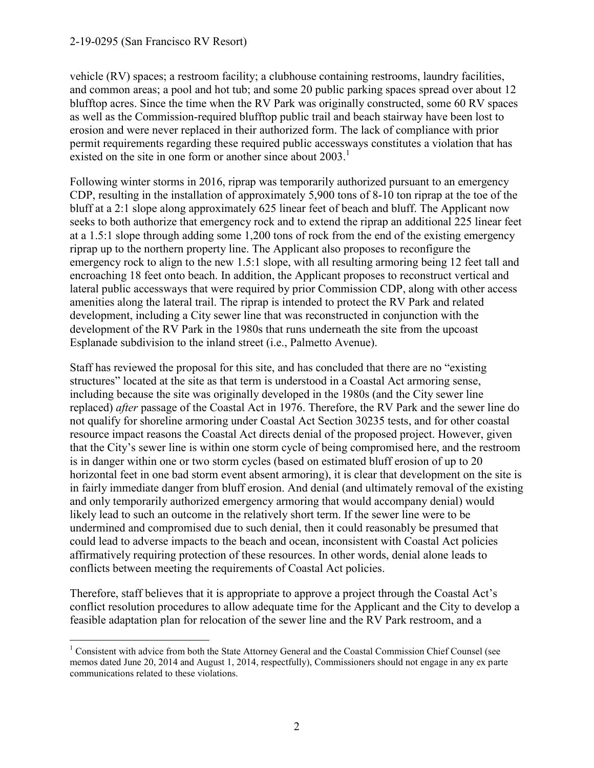vehicle (RV) spaces; a restroom facility; a clubhouse containing restrooms, laundry facilities, and common areas; a pool and hot tub; and some 20 public parking spaces spread over about 12 blufftop acres. Since the time when the RV Park was originally constructed, some 60 RV spaces as well as the Commission-required blufftop public trail and beach stairway have been lost to erosion and were never replaced in their authorized form. The lack of compliance with prior permit requirements regarding these required public accessways constitutes a violation that has existed on the site in one form or another since about 2003.[1]

Following winter storms in 2016, riprap was temporarily authorized pursuant to an emergency CDP, resulting in the installation of approximately 5,900 tons of 8-10 ton riprap at the toe of the bluff at a 2:1 slope along approximately 625 linear feet of beach and bluff. The Applicant now seeks to both authorize that emergency rock and to extend the riprap an additional 225 linear feet at a 1.5:1 slope through adding some 1,200 tons of rock from the end of the existing emergency riprap up to the northern property line. The Applicant also proposes to reconfigure the emergency rock to align to the new 1.5:1 slope, with all resulting armoring being 12 feet tall and encroaching 18 feet onto beach. In addition, the Applicant proposes to reconstruct vertical and lateral public accessways that were required by prior Commission CDP, along with other access amenities along the lateral trail. The riprap is intended to protect the RV Park and related development, including a City sewer line that was reconstructed in conjunction with the development of the RV Park in the 1980s that runs underneath the site from the upcoast Esplanade subdivision to the inland street (i.e., Palmetto Avenue).

Staff has reviewed the proposal for this site, and has concluded that there are no "existing structures" located at the site as that term is understood in a Coastal Act armoring sense, including because the site was originally developed in the 1980s (and the City sewer line replaced) *after* passage of the Coastal Act in 1976. Therefore, the RV Park and the sewer line do not qualify for shoreline armoring under Coastal Act Section 30235 tests, and for other coastal resource impact reasons the Coastal Act directs denial of the proposed project. However, given that the City's sewer line is within one storm cycle of being compromised here, and the restroom is in danger within one or two storm cycles (based on estimated bluff erosion of up to 20 horizontal feet in one bad storm event absent armoring), it is clear that development on the site is in fairly immediate danger from bluff erosion. And denial (and ultimately removal of the existing and only temporarily authorized emergency armoring that would accompany denial) would likely lead to such an outcome in the relatively short term. If the sewer line were to be undermined and compromised due to such denial, then it could reasonably be presumed that could lead to adverse impacts to the beach and ocean, inconsistent with Coastal Act policies affirmatively requiring protection of these resources. In other words, denial alone leads to conflicts between meeting the requirements of Coastal Act policies.

Therefore, staff believes that it is appropriate to approve a project through the Coastal Act's conflict resolution procedures to allow adequate time for the Applicant and the City to develop a feasible adaptation plan for relocation of the sewer line and the RV Park restroom, and a

[1] Consistent with advice from both the State Attorney General and the Coastal Commission Chief Counsel (see memos dated June 20, 2014 and August 1, 2014, respectfully), Commissioners should not engage in any ex parte communications related to these violations.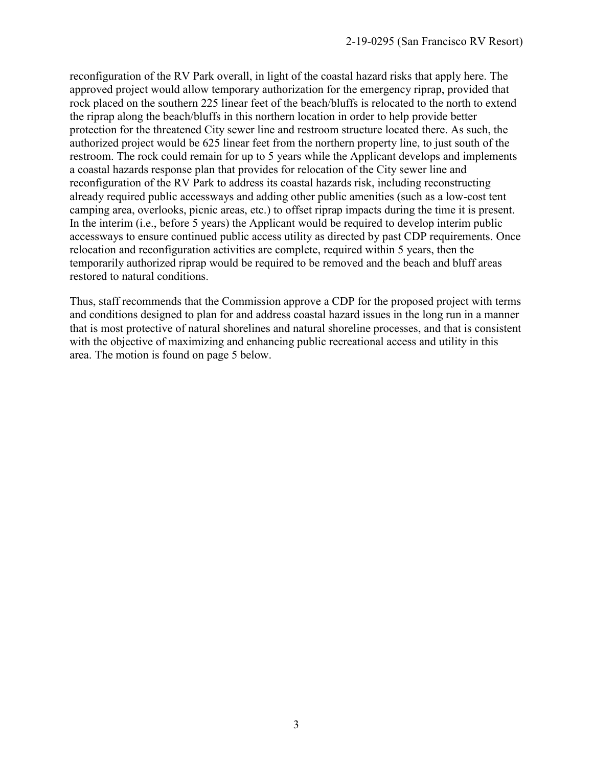reconfiguration of the RV Park overall, in light of the coastal hazard risks that apply here. The approved project would allow temporary authorization for the emergency riprap, provided that rock placed on the southern 225 linear feet of the beach/bluffs is relocated to the north to extend the riprap along the beach/bluffs in this northern location in order to help provide better protection for the threatened City sewer line and restroom structure located there. As such, the authorized project would be 625 linear feet from the northern property line, to just south of the restroom. The rock could remain for up to 5 years while the Applicant develops and implements a coastal hazards response plan that provides for relocation of the City sewer line and reconfiguration of the RV Park to address its coastal hazards risk, including reconstructing already required public accessways and adding other public amenities (such as a low-cost tent camping area, overlooks, picnic areas, etc.) to offset riprap impacts during the time it is present. In the interim (i.e., before 5 years) the Applicant would be required to develop interim public accessways to ensure continued public access utility as directed by past CDP requirements. Once relocation and reconfiguration activities are complete, required within 5 years, then the temporarily authorized riprap would be required to be removed and the beach and bluff areas restored to natural conditions.

Thus, staff recommends that the Commission approve a CDP for the proposed project with terms and conditions designed to plan for and address coastal hazard issues in the long run in a manner that is most protective of natural shorelines and natural shoreline processes, and that is consistent with the objective of maximizing and enhancing public recreational access and utility in this area. The motion is found on page 5 below.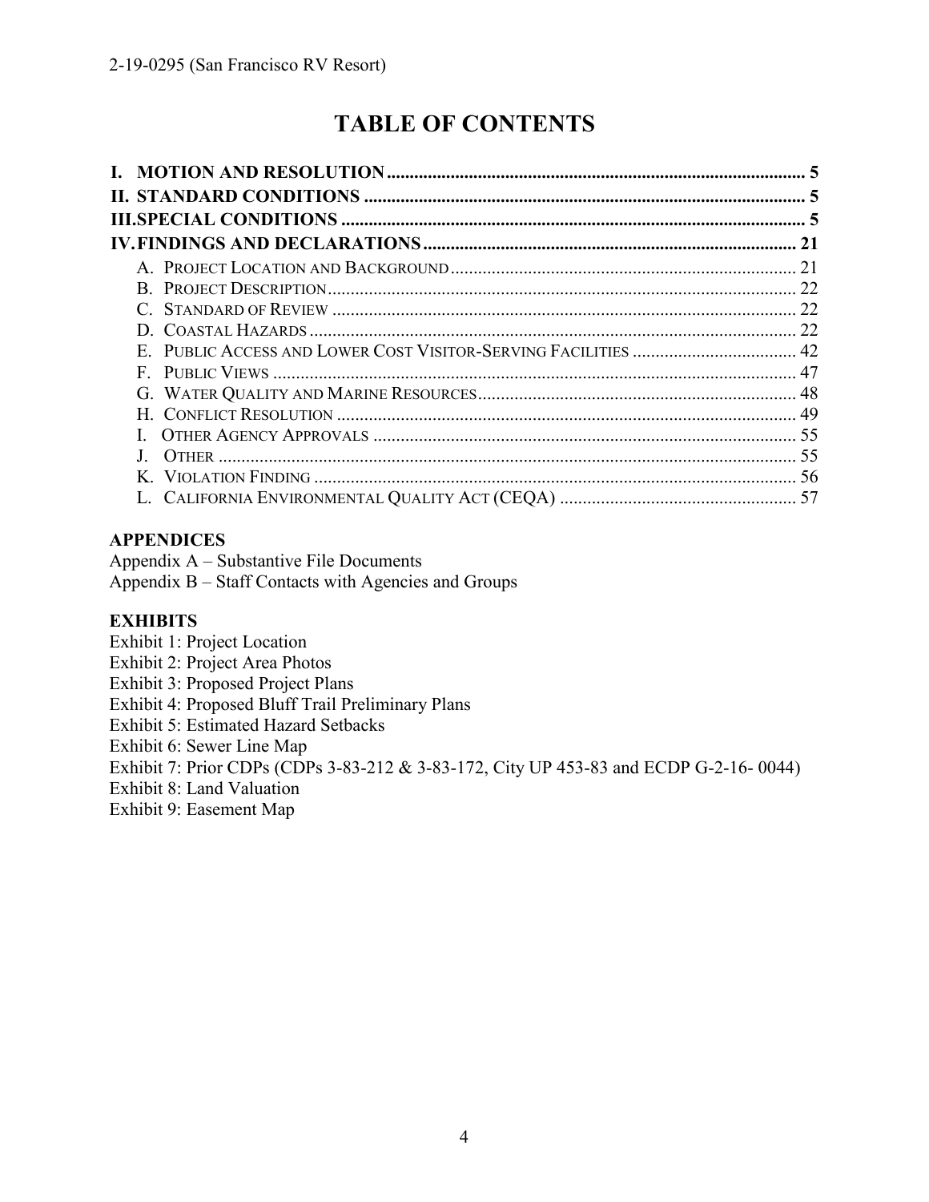# TABLE OF CONTENTS

**I. MOTION AND RESOLUTION** .......... 5

**II. STANDARD CONDITIONS** .......... 5

**III. SPECIAL CONDITIONS** .......... 5

**IV. FINDINGS AND DECLARATIONS** .......... 21

- A. PROJECT LOCATION AND BACKGROUND .......... 21
- B. PROJECT DESCRIPTION .......... 22
- C. STANDARD OF REVIEW .......... 22
- D. COASTAL HAZARDS .......... 22
- E. PUBLIC ACCESS AND LOWER COST VISITOR-SERVING FACILITIES .......... 42
- F. PUBLIC VIEWS .......... 47
- G. WATER QUALITY AND MARINE RESOURCES .......... 48
- H. CONFLICT RESOLUTION .......... 49
- I. OTHER AGENCY APPROVALS .......... 55
- J. OTHER .......... 55
- K. VIOLATION FINDING .......... 56
- L. CALIFORNIA ENVIRONMENTAL QUALITY ACT (CEQA) .......... 57

**APPENDICES**

Appendix A – Substantive File Documents
Appendix B – Staff Contacts with Agencies and Groups

**EXHIBITS**

Exhibit 1: Project Location
Exhibit 2: Project Area Photos
Exhibit 3: Proposed Project Plans
Exhibit 4: Proposed Bluff Trail Preliminary Plans
Exhibit 5: Estimated Hazard Setbacks
Exhibit 6: Sewer Line Map
Exhibit 7: Prior CDPs (CDPs 3-83-212 & 3-83-172, City UP 453-83 and ECDP G-2-16- 0044)
Exhibit 8: Land Valuation
Exhibit 9: Easement Map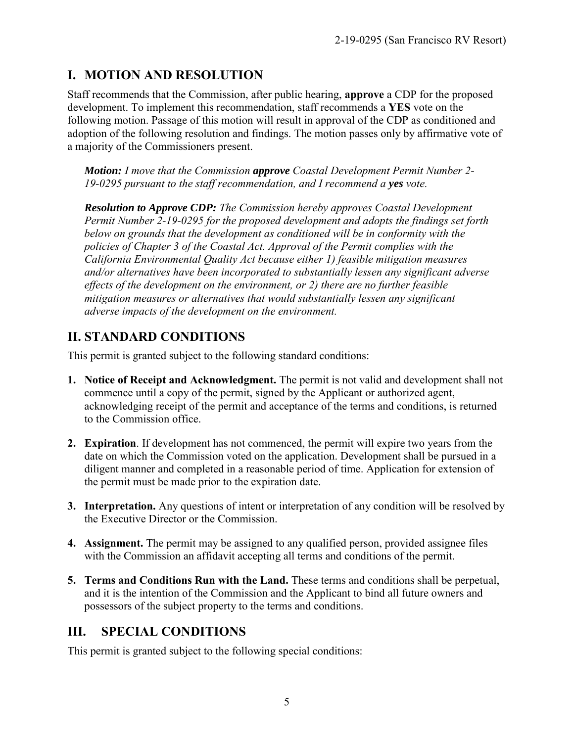## I. MOTION AND RESOLUTION

Staff recommends that the Commission, after public hearing, **approve** a CDP for the proposed development. To implement this recommendation, staff recommends a **YES** vote on the following motion. Passage of this motion will result in approval of the CDP as conditioned and adoption of the following resolution and findings. The motion passes only by affirmative vote of a majority of the Commissioners present.

> ***Motion:*** *I move that the Commission* ***approve*** *Coastal Development Permit Number 2-19-0295 pursuant to the staff recommendation, and I recommend a* ***yes*** *vote.*
>
> ***Resolution to Approve CDP:*** *The Commission hereby approves Coastal Development Permit Number 2-19-0295 for the proposed development and adopts the findings set forth below on grounds that the development as conditioned will be in conformity with the policies of Chapter 3 of the Coastal Act. Approval of the Permit complies with the California Environmental Quality Act because either 1) feasible mitigation measures and/or alternatives have been incorporated to substantially lessen any significant adverse effects of the development on the environment, or 2) there are no further feasible mitigation measures or alternatives that would substantially lessen any significant adverse impacts of the development on the environment.*

## II. STANDARD CONDITIONS

This permit is granted subject to the following standard conditions:

1. **Notice of Receipt and Acknowledgment.** The permit is not valid and development shall not commence until a copy of the permit, signed by the Applicant or authorized agent, acknowledging receipt of the permit and acceptance of the terms and conditions, is returned to the Commission office.

2. **Expiration**. If development has not commenced, the permit will expire two years from the date on which the Commission voted on the application. Development shall be pursued in a diligent manner and completed in a reasonable period of time. Application for extension of the permit must be made prior to the expiration date.

3. **Interpretation.** Any questions of intent or interpretation of any condition will be resolved by the Executive Director or the Commission.

4. **Assignment.** The permit may be assigned to any qualified person, provided assignee files with the Commission an affidavit accepting all terms and conditions of the permit.

5. **Terms and Conditions Run with the Land.** These terms and conditions shall be perpetual, and it is the intention of the Commission and the Applicant to bind all future owners and possessors of the subject property to the terms and conditions.

## III. SPECIAL CONDITIONS

This permit is granted subject to the following special conditions: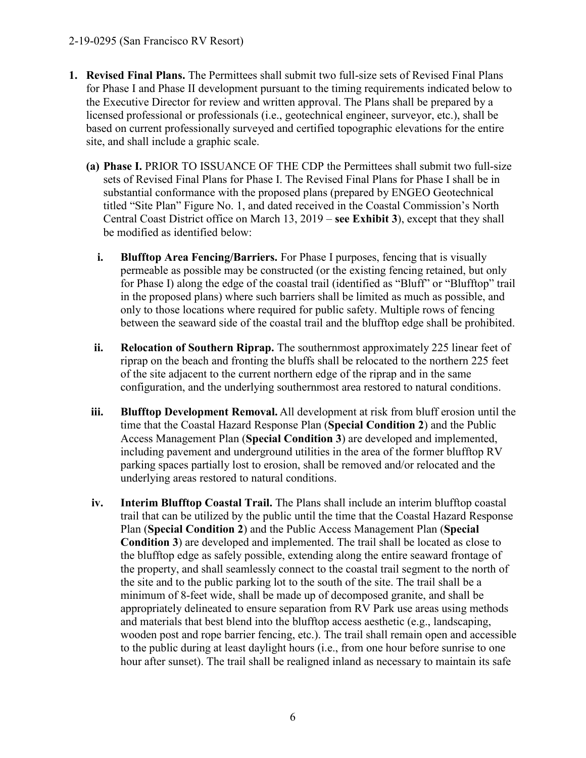1. **Revised Final Plans.** The Permittees shall submit two full-size sets of Revised Final Plans for Phase I and Phase II development pursuant to the timing requirements indicated below to the Executive Director for review and written approval. The Plans shall be prepared by a licensed professional or professionals (i.e., geotechnical engineer, surveyor, etc.), shall be based on current professionally surveyed and certified topographic elevations for the entire site, and shall include a graphic scale.

   **(a) Phase I.** PRIOR TO ISSUANCE OF THE CDP the Permittees shall submit two full-size sets of Revised Final Plans for Phase I. The Revised Final Plans for Phase I shall be in substantial conformance with the proposed plans (prepared by ENGEO Geotechnical titled "Site Plan" Figure No. 1, and dated received in the Coastal Commission's North Central Coast District office on March 13, 2019 – **see Exhibit 3**), except that they shall be modified as identified below:

   **i. Blufftop Area Fencing/Barriers.** For Phase I purposes, fencing that is visually permeable as possible may be constructed (or the existing fencing retained, but only for Phase I) along the edge of the coastal trail (identified as "Bluff" or "Blufftop" trail in the proposed plans) where such barriers shall be limited as much as possible, and only to those locations where required for public safety. Multiple rows of fencing between the seaward side of the coastal trail and the blufftop edge shall be prohibited.

   **ii. Relocation of Southern Riprap.** The southernmost approximately 225 linear feet of riprap on the beach and fronting the bluffs shall be relocated to the northern 225 feet of the site adjacent to the current northern edge of the riprap and in the same configuration, and the underlying southernmost area restored to natural conditions.

   **iii. Blufftop Development Removal.** All development at risk from bluff erosion until the time that the Coastal Hazard Response Plan (**Special Condition 2**) and the Public Access Management Plan (**Special Condition 3**) are developed and implemented, including pavement and underground utilities in the area of the former blufftop RV parking spaces partially lost to erosion, shall be removed and/or relocated and the underlying areas restored to natural conditions.

   **iv. Interim Blufftop Coastal Trail.** The Plans shall include an interim blufftop coastal trail that can be utilized by the public until the time that the Coastal Hazard Response Plan (**Special Condition 2**) and the Public Access Management Plan (**Special Condition 3**) are developed and implemented. The trail shall be located as close to the blufftop edge as safely possible, extending along the entire seaward frontage of the property, and shall seamlessly connect to the coastal trail segment to the north of the site and to the public parking lot to the south of the site. The trail shall be a minimum of 8-feet wide, shall be made up of decomposed granite, and shall be appropriately delineated to ensure separation from RV Park use areas using methods and materials that best blend into the blufftop access aesthetic (e.g., landscaping, wooden post and rope barrier fencing, etc.). The trail shall remain open and accessible to the public during at least daylight hours (i.e., from one hour before sunrise to one hour after sunset). The trail shall be realigned inland as necessary to maintain its safe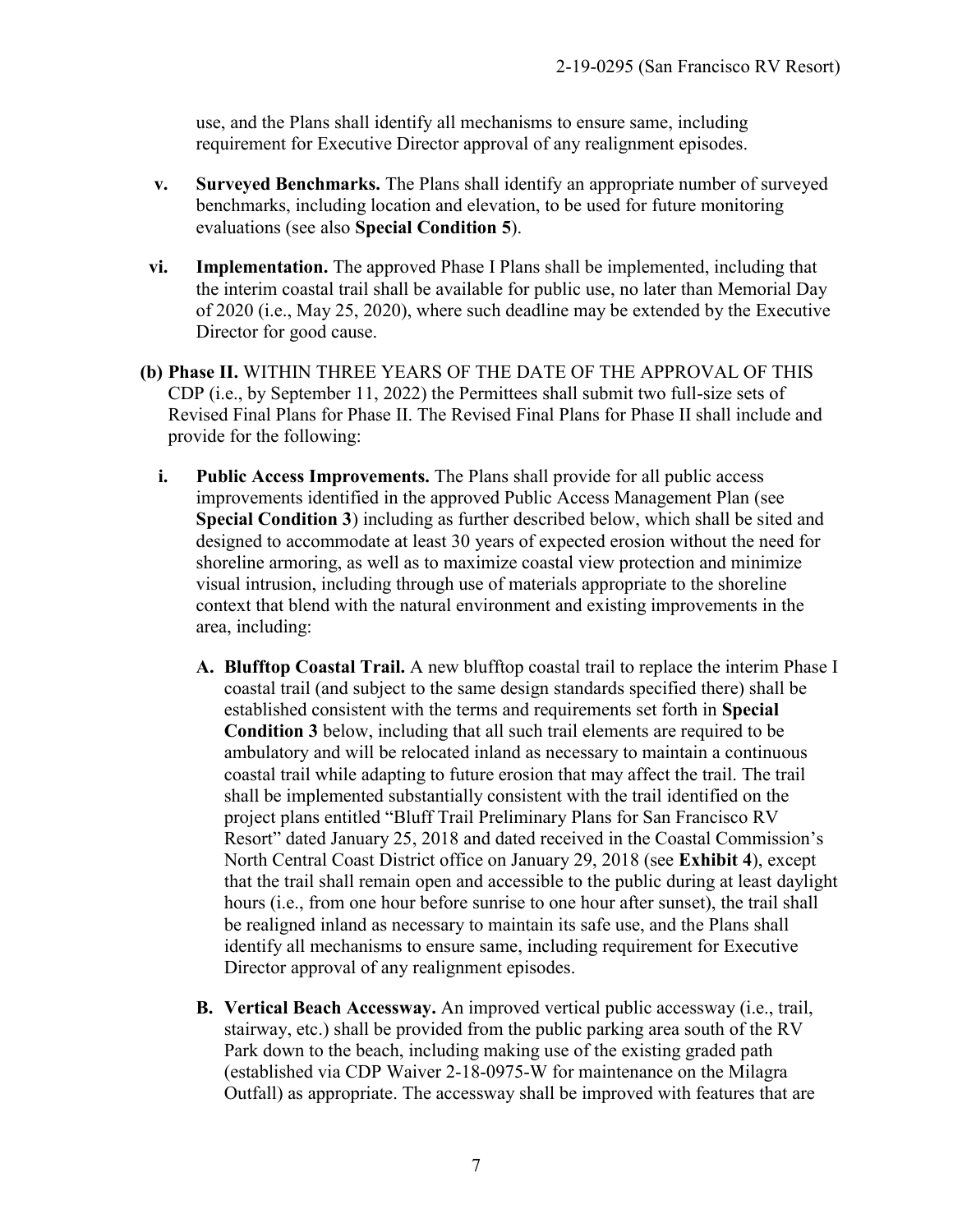use, and the Plans shall identify all mechanisms to ensure same, including requirement for Executive Director approval of any realignment episodes.

- **v. Surveyed Benchmarks.** The Plans shall identify an appropriate number of surveyed benchmarks, including location and elevation, to be used for future monitoring evaluations (see also **Special Condition 5**).

- **vi. Implementation.** The approved Phase I Plans shall be implemented, including that the interim coastal trail shall be available for public use, no later than Memorial Day of 2020 (i.e., May 25, 2020), where such deadline may be extended by the Executive Director for good cause.

**(b) Phase II.** WITHIN THREE YEARS OF THE DATE OF THE APPROVAL OF THIS CDP (i.e., by September 11, 2022) the Permittees shall submit two full-size sets of Revised Final Plans for Phase II. The Revised Final Plans for Phase II shall include and provide for the following:

- **i. Public Access Improvements.** The Plans shall provide for all public access improvements identified in the approved Public Access Management Plan (see **Special Condition 3**) including as further described below, which shall be sited and designed to accommodate at least 30 years of expected erosion without the need for shoreline armoring, as well as to maximize coastal view protection and minimize visual intrusion, including through use of materials appropriate to the shoreline context that blend with the natural environment and existing improvements in the area, including:

  - **A. Blufftop Coastal Trail.** A new blufftop coastal trail to replace the interim Phase I coastal trail (and subject to the same design standards specified there) shall be established consistent with the terms and requirements set forth in **Special Condition 3** below, including that all such trail elements are required to be ambulatory and will be relocated inland as necessary to maintain a continuous coastal trail while adapting to future erosion that may affect the trail. The trail shall be implemented substantially consistent with the trail identified on the project plans entitled "Bluff Trail Preliminary Plans for San Francisco RV Resort" dated January 25, 2018 and dated received in the Coastal Commission's North Central Coast District office on January 29, 2018 (see **Exhibit 4**), except that the trail shall remain open and accessible to the public during at least daylight hours (i.e., from one hour before sunrise to one hour after sunset), the trail shall be realigned inland as necessary to maintain its safe use, and the Plans shall identify all mechanisms to ensure same, including requirement for Executive Director approval of any realignment episodes.

  - **B. Vertical Beach Accessway.** An improved vertical public accessway (i.e., trail, stairway, etc.) shall be provided from the public parking area south of the RV Park down to the beach, including making use of the existing graded path (established via CDP Waiver 2-18-0975-W for maintenance on the Milagra Outfall) as appropriate. The accessway shall be improved with features that are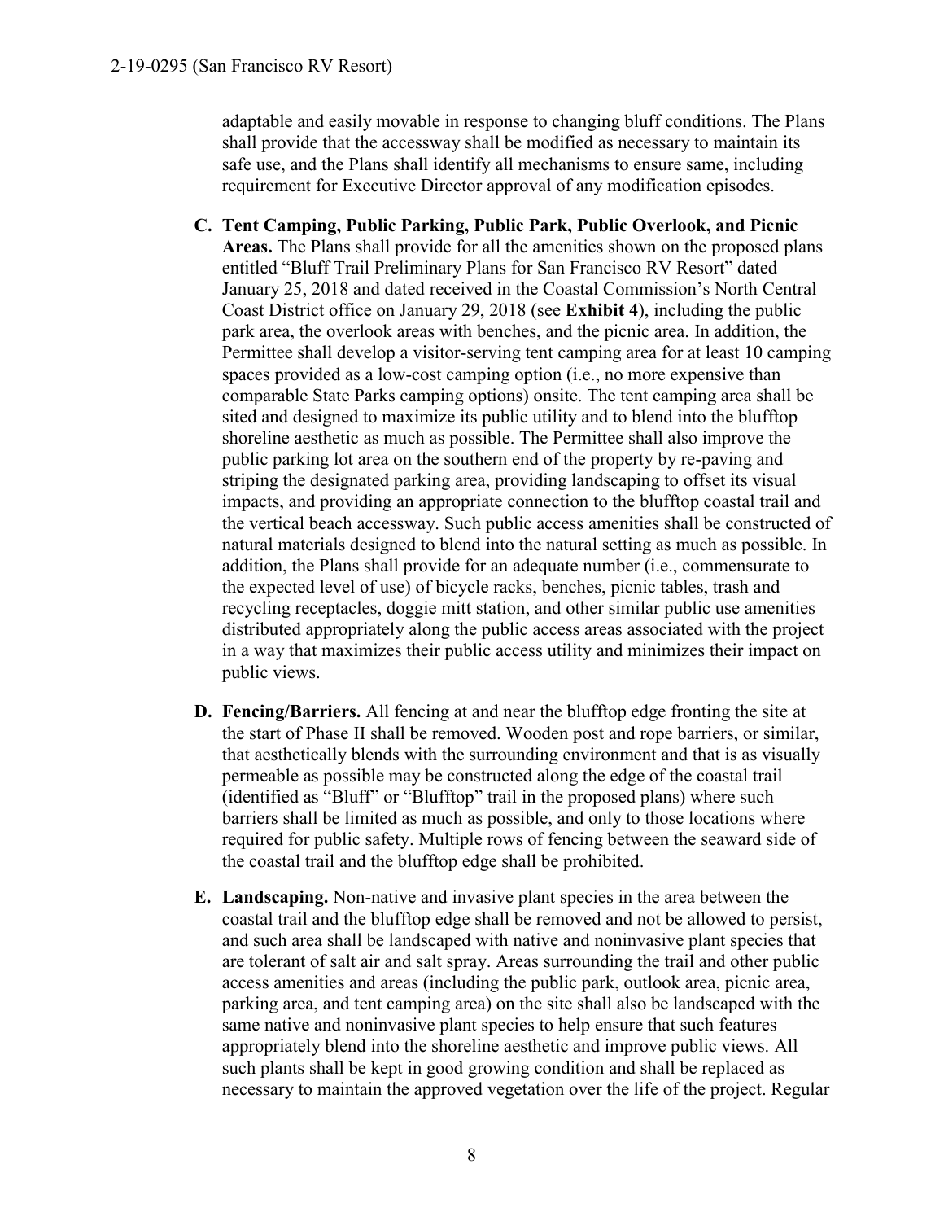adaptable and easily movable in response to changing bluff conditions. The Plans shall provide that the accessway shall be modified as necessary to maintain its safe use, and the Plans shall identify all mechanisms to ensure same, including requirement for Executive Director approval of any modification episodes.

**C. Tent Camping, Public Parking, Public Park, Public Overlook, and Picnic Areas.** The Plans shall provide for all the amenities shown on the proposed plans entitled "Bluff Trail Preliminary Plans for San Francisco RV Resort" dated January 25, 2018 and dated received in the Coastal Commission's North Central Coast District office on January 29, 2018 (see **Exhibit 4**), including the public park area, the overlook areas with benches, and the picnic area. In addition, the Permittee shall develop a visitor-serving tent camping area for at least 10 camping spaces provided as a low-cost camping option (i.e., no more expensive than comparable State Parks camping options) onsite. The tent camping area shall be sited and designed to maximize its public utility and to blend into the blufftop shoreline aesthetic as much as possible. The Permittee shall also improve the public parking lot area on the southern end of the property by re-paving and striping the designated parking area, providing landscaping to offset its visual impacts, and providing an appropriate connection to the blufftop coastal trail and the vertical beach accessway. Such public access amenities shall be constructed of natural materials designed to blend into the natural setting as much as possible. In addition, the Plans shall provide for an adequate number (i.e., commensurate to the expected level of use) of bicycle racks, benches, picnic tables, trash and recycling receptacles, doggie mitt station, and other similar public use amenities distributed appropriately along the public access areas associated with the project in a way that maximizes their public access utility and minimizes their impact on public views.

**D. Fencing/Barriers.** All fencing at and near the blufftop edge fronting the site at the start of Phase II shall be removed. Wooden post and rope barriers, or similar, that aesthetically blends with the surrounding environment and that is as visually permeable as possible may be constructed along the edge of the coastal trail (identified as "Bluff" or "Blufftop" trail in the proposed plans) where such barriers shall be limited as much as possible, and only to those locations where required for public safety. Multiple rows of fencing between the seaward side of the coastal trail and the blufftop edge shall be prohibited.

**E. Landscaping.** Non-native and invasive plant species in the area between the coastal trail and the blufftop edge shall be removed and not be allowed to persist, and such area shall be landscaped with native and noninvasive plant species that are tolerant of salt air and salt spray. Areas surrounding the trail and other public access amenities and areas (including the public park, outlook area, picnic area, parking area, and tent camping area) on the site shall also be landscaped with the same native and noninvasive plant species to help ensure that such features appropriately blend into the shoreline aesthetic and improve public views. All such plants shall be kept in good growing condition and shall be replaced as necessary to maintain the approved vegetation over the life of the project. Regular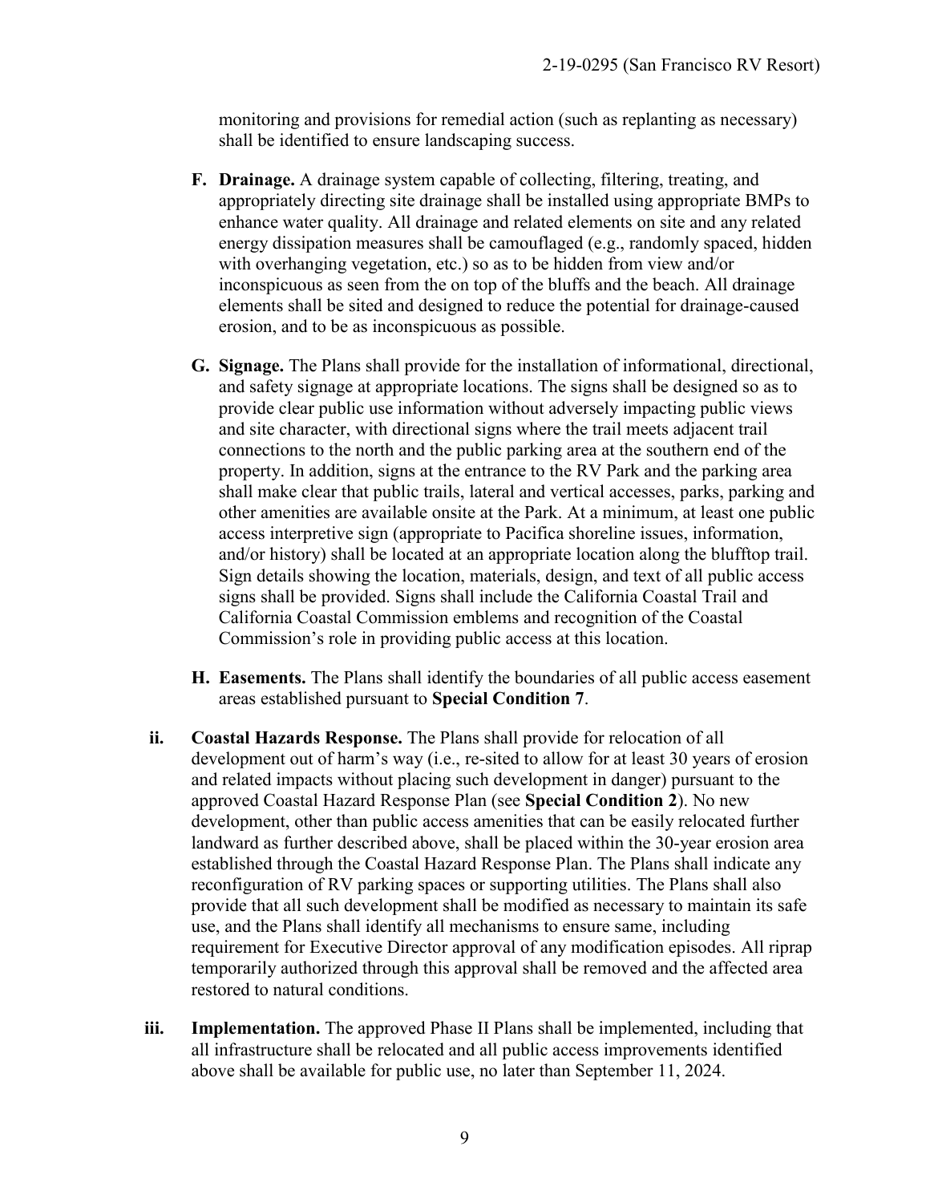monitoring and provisions for remedial action (such as replanting as necessary) shall be identified to ensure landscaping success.

**F. Drainage.** A drainage system capable of collecting, filtering, treating, and appropriately directing site drainage shall be installed using appropriate BMPs to enhance water quality. All drainage and related elements on site and any related energy dissipation measures shall be camouflaged (e.g., randomly spaced, hidden with overhanging vegetation, etc.) so as to be hidden from view and/or inconspicuous as seen from the on top of the bluffs and the beach. All drainage elements shall be sited and designed to reduce the potential for drainage-caused erosion, and to be as inconspicuous as possible.

**G. Signage.** The Plans shall provide for the installation of informational, directional, and safety signage at appropriate locations. The signs shall be designed so as to provide clear public use information without adversely impacting public views and site character, with directional signs where the trail meets adjacent trail connections to the north and the public parking area at the southern end of the property. In addition, signs at the entrance to the RV Park and the parking area shall make clear that public trails, lateral and vertical accesses, parks, parking and other amenities are available onsite at the Park. At a minimum, at least one public access interpretive sign (appropriate to Pacifica shoreline issues, information, and/or history) shall be located at an appropriate location along the blufftop trail. Sign details showing the location, materials, design, and text of all public access signs shall be provided. Signs shall include the California Coastal Trail and California Coastal Commission emblems and recognition of the Coastal Commission's role in providing public access at this location.

**H. Easements.** The Plans shall identify the boundaries of all public access easement areas established pursuant to **Special Condition 7**.

**ii. Coastal Hazards Response.** The Plans shall provide for relocation of all development out of harm's way (i.e., re-sited to allow for at least 30 years of erosion and related impacts without placing such development in danger) pursuant to the approved Coastal Hazard Response Plan (see **Special Condition 2**). No new development, other than public access amenities that can be easily relocated further landward as further described above, shall be placed within the 30-year erosion area established through the Coastal Hazard Response Plan. The Plans shall indicate any reconfiguration of RV parking spaces or supporting utilities. The Plans shall also provide that all such development shall be modified as necessary to maintain its safe use, and the Plans shall identify all mechanisms to ensure same, including requirement for Executive Director approval of any modification episodes. All riprap temporarily authorized through this approval shall be removed and the affected area restored to natural conditions.

**iii. Implementation.** The approved Phase II Plans shall be implemented, including that all infrastructure shall be relocated and all public access improvements identified above shall be available for public use, no later than September 11, 2024.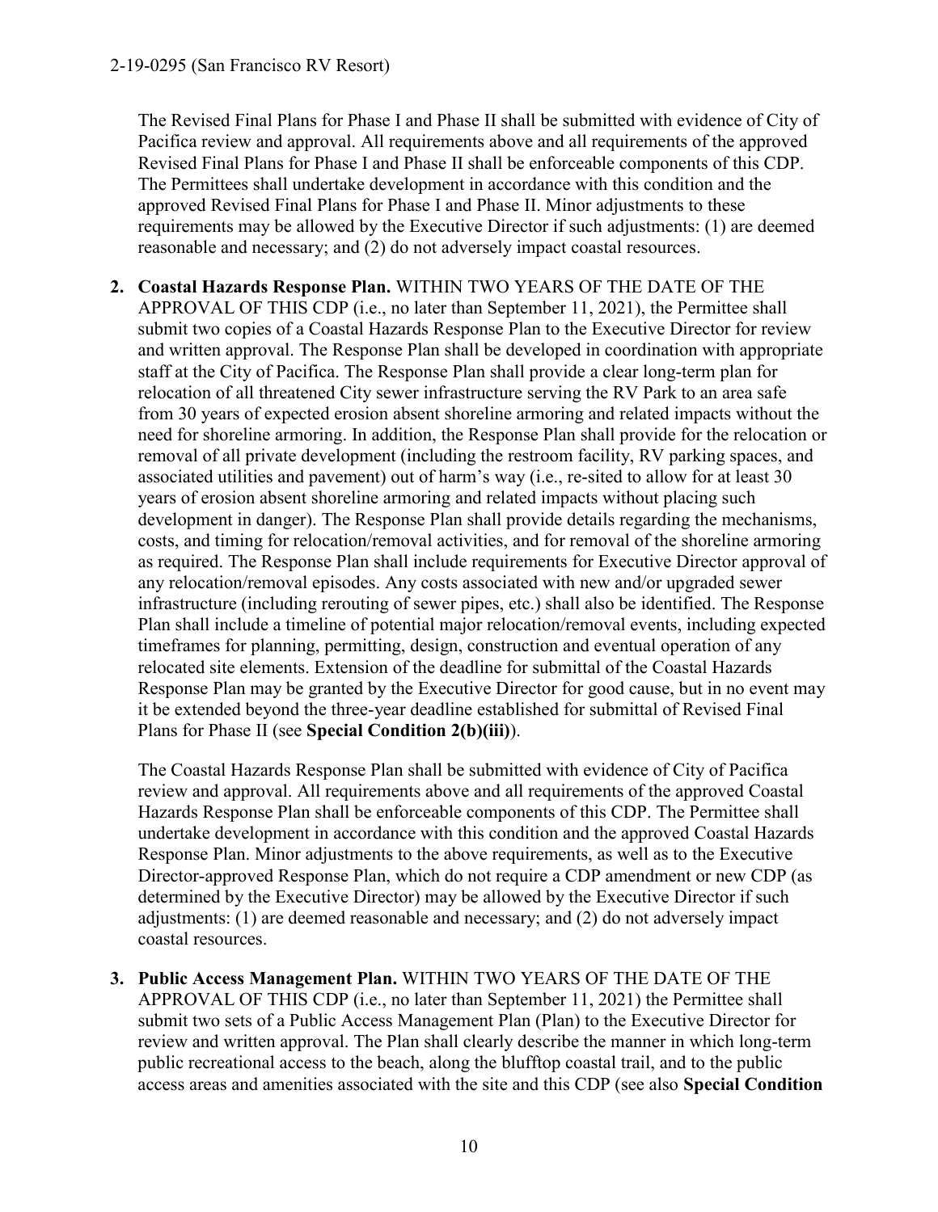The Revised Final Plans for Phase I and Phase II shall be submitted with evidence of City of Pacifica review and approval. All requirements above and all requirements of the approved Revised Final Plans for Phase I and Phase II shall be enforceable components of this CDP. The Permittees shall undertake development in accordance with this condition and the approved Revised Final Plans for Phase I and Phase II. Minor adjustments to these requirements may be allowed by the Executive Director if such adjustments: (1) are deemed reasonable and necessary; and (2) do not adversely impact coastal resources.

2. **Coastal Hazards Response Plan.** WITHIN TWO YEARS OF THE DATE OF THE APPROVAL OF THIS CDP (i.e., no later than September 11, 2021), the Permittee shall submit two copies of a Coastal Hazards Response Plan to the Executive Director for review and written approval. The Response Plan shall be developed in coordination with appropriate staff at the City of Pacifica. The Response Plan shall provide a clear long-term plan for relocation of all threatened City sewer infrastructure serving the RV Park to an area safe from 30 years of expected erosion absent shoreline armoring and related impacts without the need for shoreline armoring. In addition, the Response Plan shall provide for the relocation or removal of all private development (including the restroom facility, RV parking spaces, and associated utilities and pavement) out of harm's way (i.e., re-sited to allow for at least 30 years of erosion absent shoreline armoring and related impacts without placing such development in danger). The Response Plan shall provide details regarding the mechanisms, costs, and timing for relocation/removal activities, and for removal of the shoreline armoring as required. The Response Plan shall include requirements for Executive Director approval of any relocation/removal episodes. Any costs associated with new and/or upgraded sewer infrastructure (including rerouting of sewer pipes, etc.) shall also be identified. The Response Plan shall include a timeline of potential major relocation/removal events, including expected timeframes for planning, permitting, design, construction and eventual operation of any relocated site elements. Extension of the deadline for submittal of the Coastal Hazards Response Plan may be granted by the Executive Director for good cause, but in no event may it be extended beyond the three-year deadline established for submittal of Revised Final Plans for Phase II (see **Special Condition 2(b)(iii)**).

   The Coastal Hazards Response Plan shall be submitted with evidence of City of Pacifica review and approval. All requirements above and all requirements of the approved Coastal Hazards Response Plan shall be enforceable components of this CDP. The Permittee shall undertake development in accordance with this condition and the approved Coastal Hazards Response Plan. Minor adjustments to the above requirements, as well as to the Executive Director-approved Response Plan, which do not require a CDP amendment or new CDP (as determined by the Executive Director) may be allowed by the Executive Director if such adjustments: (1) are deemed reasonable and necessary; and (2) do not adversely impact coastal resources.

3. **Public Access Management Plan.** WITHIN TWO YEARS OF THE DATE OF THE APPROVAL OF THIS CDP (i.e., no later than September 11, 2021) the Permittee shall submit two sets of a Public Access Management Plan (Plan) to the Executive Director for review and written approval. The Plan shall clearly describe the manner in which long-term public recreational access to the beach, along the blufftop coastal trail, and to the public access areas and amenities associated with the site and this CDP (see also **Special Condition**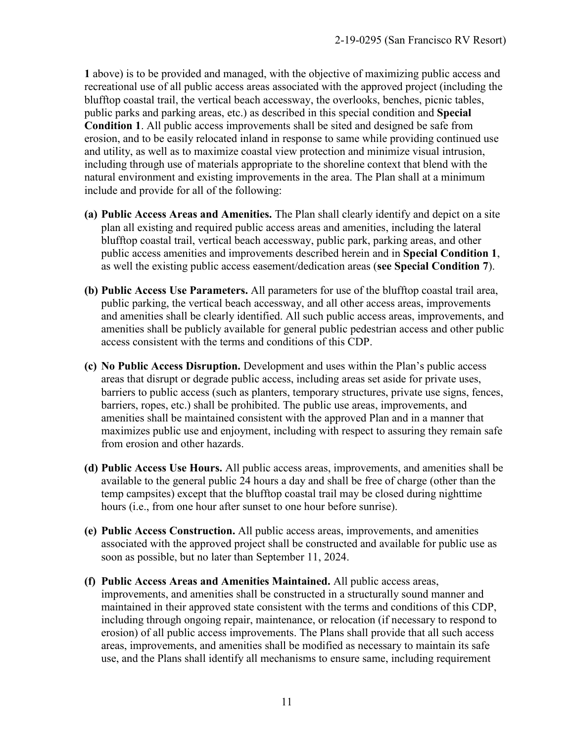**1** above) is to be provided and managed, with the objective of maximizing public access and recreational use of all public access areas associated with the approved project (including the blufftop coastal trail, the vertical beach accessway, the overlooks, benches, picnic tables, public parks and parking areas, etc.) as described in this special condition and **Special Condition 1**. All public access improvements shall be sited and designed be safe from erosion, and to be easily relocated inland in response to same while providing continued use and utility, as well as to maximize coastal view protection and minimize visual intrusion, including through use of materials appropriate to the shoreline context that blend with the natural environment and existing improvements in the area. The Plan shall at a minimum include and provide for all of the following:

- **(a) Public Access Areas and Amenities.** The Plan shall clearly identify and depict on a site plan all existing and required public access areas and amenities, including the lateral blufftop coastal trail, vertical beach accessway, public park, parking areas, and other public access amenities and improvements described herein and in **Special Condition 1**, as well the existing public access easement/dedication areas (**see Special Condition 7**).

- **(b) Public Access Use Parameters.** All parameters for use of the blufftop coastal trail area, public parking, the vertical beach accessway, and all other access areas, improvements and amenities shall be clearly identified. All such public access areas, improvements, and amenities shall be publicly available for general public pedestrian access and other public access consistent with the terms and conditions of this CDP.

- **(c) No Public Access Disruption.** Development and uses within the Plan's public access areas that disrupt or degrade public access, including areas set aside for private uses, barriers to public access (such as planters, temporary structures, private use signs, fences, barriers, ropes, etc.) shall be prohibited. The public use areas, improvements, and amenities shall be maintained consistent with the approved Plan and in a manner that maximizes public use and enjoyment, including with respect to assuring they remain safe from erosion and other hazards.

- **(d) Public Access Use Hours.** All public access areas, improvements, and amenities shall be available to the general public 24 hours a day and shall be free of charge (other than the temp campsites) except that the blufftop coastal trail may be closed during nighttime hours (i.e., from one hour after sunset to one hour before sunrise).

- **(e) Public Access Construction.** All public access areas, improvements, and amenities associated with the approved project shall be constructed and available for public use as soon as possible, but no later than September 11, 2024.

- **(f) Public Access Areas and Amenities Maintained.** All public access areas, improvements, and amenities shall be constructed in a structurally sound manner and maintained in their approved state consistent with the terms and conditions of this CDP, including through ongoing repair, maintenance, or relocation (if necessary to respond to erosion) of all public access improvements. The Plans shall provide that all such access areas, improvements, and amenities shall be modified as necessary to maintain its safe use, and the Plans shall identify all mechanisms to ensure same, including requirement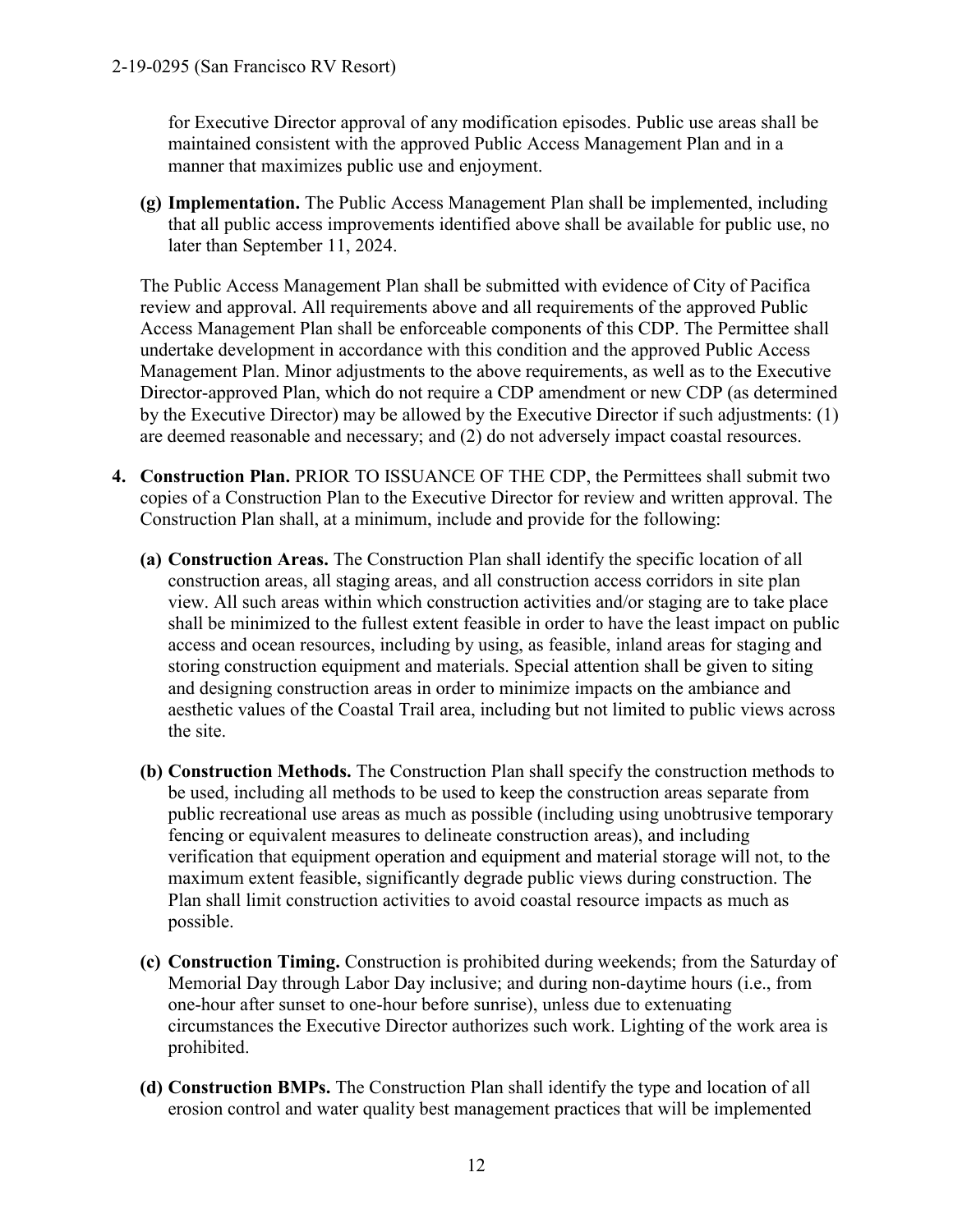for Executive Director approval of any modification episodes. Public use areas shall be maintained consistent with the approved Public Access Management Plan and in a manner that maximizes public use and enjoyment.

**(g) Implementation.** The Public Access Management Plan shall be implemented, including that all public access improvements identified above shall be available for public use, no later than September 11, 2024.

The Public Access Management Plan shall be submitted with evidence of City of Pacifica review and approval. All requirements above and all requirements of the approved Public Access Management Plan shall be enforceable components of this CDP. The Permittee shall undertake development in accordance with this condition and the approved Public Access Management Plan. Minor adjustments to the above requirements, as well as to the Executive Director-approved Plan, which do not require a CDP amendment or new CDP (as determined by the Executive Director) may be allowed by the Executive Director if such adjustments: (1) are deemed reasonable and necessary; and (2) do not adversely impact coastal resources.

4. **Construction Plan.** PRIOR TO ISSUANCE OF THE CDP, the Permittees shall submit two copies of a Construction Plan to the Executive Director for review and written approval. The Construction Plan shall, at a minimum, include and provide for the following:

   **(a) Construction Areas.** The Construction Plan shall identify the specific location of all construction areas, all staging areas, and all construction access corridors in site plan view. All such areas within which construction activities and/or staging are to take place shall be minimized to the fullest extent feasible in order to have the least impact on public access and ocean resources, including by using, as feasible, inland areas for staging and storing construction equipment and materials. Special attention shall be given to siting and designing construction areas in order to minimize impacts on the ambiance and aesthetic values of the Coastal Trail area, including but not limited to public views across the site.

   **(b) Construction Methods.** The Construction Plan shall specify the construction methods to be used, including all methods to be used to keep the construction areas separate from public recreational use areas as much as possible (including using unobtrusive temporary fencing or equivalent measures to delineate construction areas), and including verification that equipment operation and equipment and material storage will not, to the maximum extent feasible, significantly degrade public views during construction. The Plan shall limit construction activities to avoid coastal resource impacts as much as possible.

   **(c) Construction Timing.** Construction is prohibited during weekends; from the Saturday of Memorial Day through Labor Day inclusive; and during non-daytime hours (i.e., from one-hour after sunset to one-hour before sunrise), unless due to extenuating circumstances the Executive Director authorizes such work. Lighting of the work area is prohibited.

   **(d) Construction BMPs.** The Construction Plan shall identify the type and location of all erosion control and water quality best management practices that will be implemented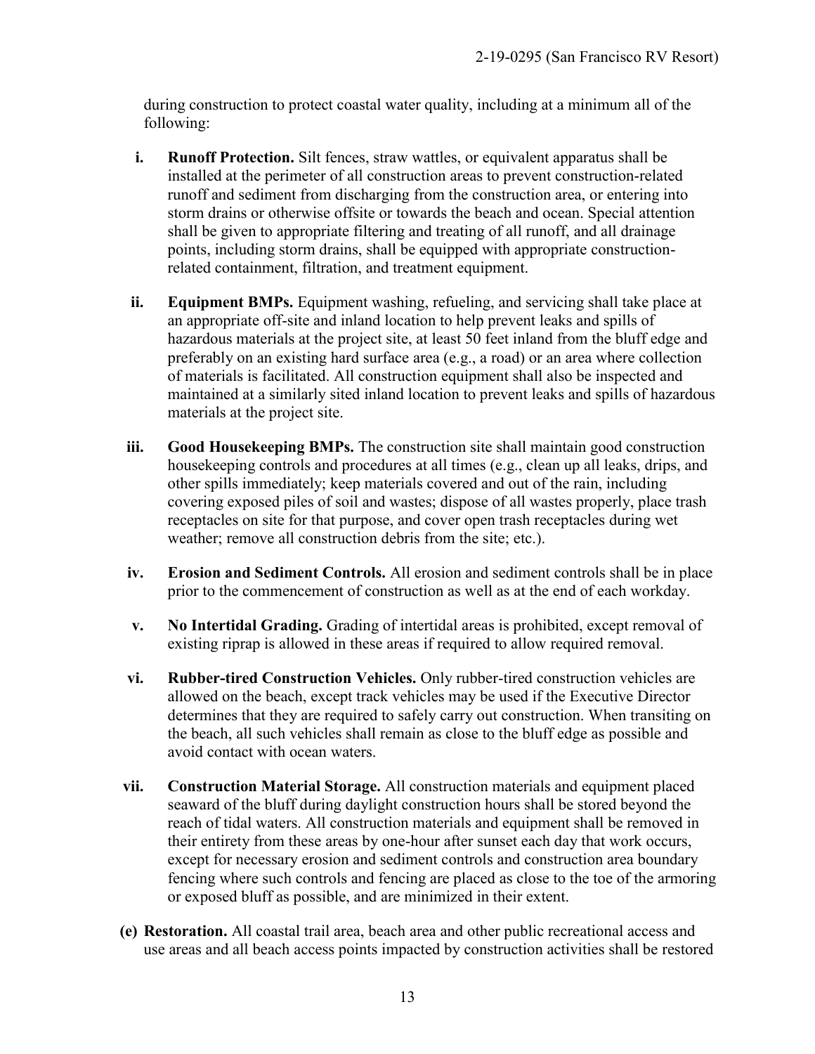during construction to protect coastal water quality, including at a minimum all of the following:

i. **Runoff Protection.** Silt fences, straw wattles, or equivalent apparatus shall be installed at the perimeter of all construction areas to prevent construction-related runoff and sediment from discharging from the construction area, or entering into storm drains or otherwise offsite or towards the beach and ocean. Special attention shall be given to appropriate filtering and treating of all runoff, and all drainage points, including storm drains, shall be equipped with appropriate construction-related containment, filtration, and treatment equipment.

ii. **Equipment BMPs.** Equipment washing, refueling, and servicing shall take place at an appropriate off-site and inland location to help prevent leaks and spills of hazardous materials at the project site, at least 50 feet inland from the bluff edge and preferably on an existing hard surface area (e.g., a road) or an area where collection of materials is facilitated. All construction equipment shall also be inspected and maintained at a similarly sited inland location to prevent leaks and spills of hazardous materials at the project site.

iii. **Good Housekeeping BMPs.** The construction site shall maintain good construction housekeeping controls and procedures at all times (e.g., clean up all leaks, drips, and other spills immediately; keep materials covered and out of the rain, including covering exposed piles of soil and wastes; dispose of all wastes properly, place trash receptacles on site for that purpose, and cover open trash receptacles during wet weather; remove all construction debris from the site; etc.).

iv. **Erosion and Sediment Controls.** All erosion and sediment controls shall be in place prior to the commencement of construction as well as at the end of each workday.

v. **No Intertidal Grading.** Grading of intertidal areas is prohibited, except removal of existing riprap is allowed in these areas if required to allow required removal.

vi. **Rubber-tired Construction Vehicles.** Only rubber-tired construction vehicles are allowed on the beach, except track vehicles may be used if the Executive Director determines that they are required to safely carry out construction. When transiting on the beach, all such vehicles shall remain as close to the bluff edge as possible and avoid contact with ocean waters.

vii. **Construction Material Storage.** All construction materials and equipment placed seaward of the bluff during daylight construction hours shall be stored beyond the reach of tidal waters. All construction materials and equipment shall be removed in their entirety from these areas by one-hour after sunset each day that work occurs, except for necessary erosion and sediment controls and construction area boundary fencing where such controls and fencing are placed as close to the toe of the armoring or exposed bluff as possible, and are minimized in their extent.

**(e) Restoration.** All coastal trail area, beach area and other public recreational access and use areas and all beach access points impacted by construction activities shall be restored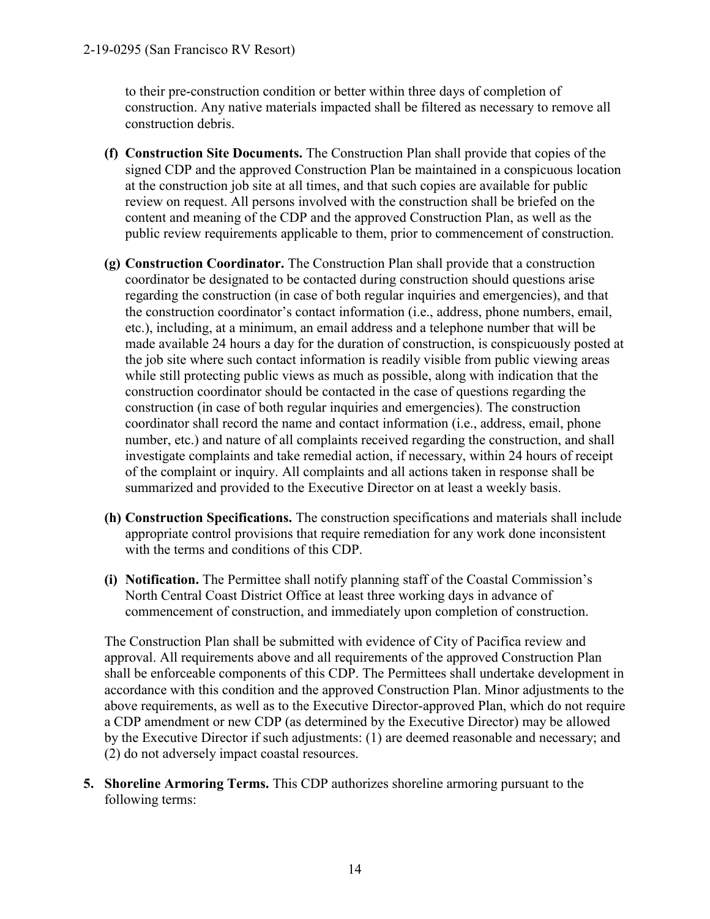to their pre-construction condition or better within three days of completion of construction. Any native materials impacted shall be filtered as necessary to remove all construction debris.

**(f) Construction Site Documents.** The Construction Plan shall provide that copies of the signed CDP and the approved Construction Plan be maintained in a conspicuous location at the construction job site at all times, and that such copies are available for public review on request. All persons involved with the construction shall be briefed on the content and meaning of the CDP and the approved Construction Plan, as well as the public review requirements applicable to them, prior to commencement of construction.

**(g) Construction Coordinator.** The Construction Plan shall provide that a construction coordinator be designated to be contacted during construction should questions arise regarding the construction (in case of both regular inquiries and emergencies), and that the construction coordinator's contact information (i.e., address, phone numbers, email, etc.), including, at a minimum, an email address and a telephone number that will be made available 24 hours a day for the duration of construction, is conspicuously posted at the job site where such contact information is readily visible from public viewing areas while still protecting public views as much as possible, along with indication that the construction coordinator should be contacted in the case of questions regarding the construction (in case of both regular inquiries and emergencies). The construction coordinator shall record the name and contact information (i.e., address, email, phone number, etc.) and nature of all complaints received regarding the construction, and shall investigate complaints and take remedial action, if necessary, within 24 hours of receipt of the complaint or inquiry. All complaints and all actions taken in response shall be summarized and provided to the Executive Director on at least a weekly basis.

**(h) Construction Specifications.** The construction specifications and materials shall include appropriate control provisions that require remediation for any work done inconsistent with the terms and conditions of this CDP.

**(i) Notification.** The Permittee shall notify planning staff of the Coastal Commission's North Central Coast District Office at least three working days in advance of commencement of construction, and immediately upon completion of construction.

The Construction Plan shall be submitted with evidence of City of Pacifica review and approval. All requirements above and all requirements of the approved Construction Plan shall be enforceable components of this CDP. The Permittees shall undertake development in accordance with this condition and the approved Construction Plan. Minor adjustments to the above requirements, as well as to the Executive Director-approved Plan, which do not require a CDP amendment or new CDP (as determined by the Executive Director) may be allowed by the Executive Director if such adjustments: (1) are deemed reasonable and necessary; and (2) do not adversely impact coastal resources.

**5. Shoreline Armoring Terms.** This CDP authorizes shoreline armoring pursuant to the following terms: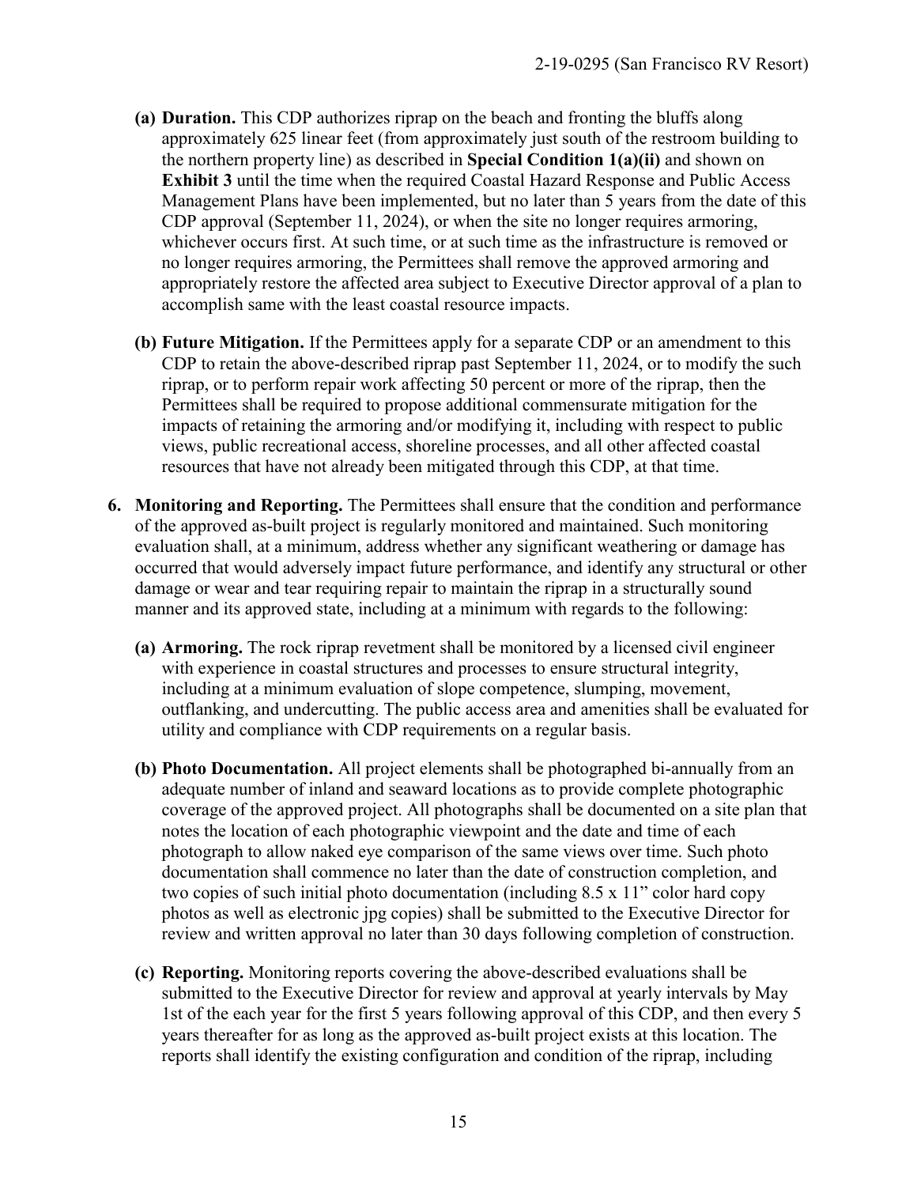- **(a) Duration.** This CDP authorizes riprap on the beach and fronting the bluffs along approximately 625 linear feet (from approximately just south of the restroom building to the northern property line) as described in **Special Condition 1(a)(ii)** and shown on **Exhibit 3** until the time when the required Coastal Hazard Response and Public Access Management Plans have been implemented, but no later than 5 years from the date of this CDP approval (September 11, 2024), or when the site no longer requires armoring, whichever occurs first. At such time, or at such time as the infrastructure is removed or no longer requires armoring, the Permittees shall remove the approved armoring and appropriately restore the affected area subject to Executive Director approval of a plan to accomplish same with the least coastal resource impacts.

- **(b) Future Mitigation.** If the Permittees apply for a separate CDP or an amendment to this CDP to retain the above-described riprap past September 11, 2024, or to modify the such riprap, or to perform repair work affecting 50 percent or more of the riprap, then the Permittees shall be required to propose additional commensurate mitigation for the impacts of retaining the armoring and/or modifying it, including with respect to public views, public recreational access, shoreline processes, and all other affected coastal resources that have not already been mitigated through this CDP, at that time.

**6. Monitoring and Reporting.** The Permittees shall ensure that the condition and performance of the approved as-built project is regularly monitored and maintained. Such monitoring evaluation shall, at a minimum, address whether any significant weathering or damage has occurred that would adversely impact future performance, and identify any structural or other damage or wear and tear requiring repair to maintain the riprap in a structurally sound manner and its approved state, including at a minimum with regards to the following:

- **(a) Armoring.** The rock riprap revetment shall be monitored by a licensed civil engineer with experience in coastal structures and processes to ensure structural integrity, including at a minimum evaluation of slope competence, slumping, movement, outflanking, and undercutting. The public access area and amenities shall be evaluated for utility and compliance with CDP requirements on a regular basis.

- **(b) Photo Documentation.** All project elements shall be photographed bi-annually from an adequate number of inland and seaward locations as to provide complete photographic coverage of the approved project. All photographs shall be documented on a site plan that notes the location of each photographic viewpoint and the date and time of each photograph to allow naked eye comparison of the same views over time. Such photo documentation shall commence no later than the date of construction completion, and two copies of such initial photo documentation (including 8.5 x 11" color hard copy photos as well as electronic jpg copies) shall be submitted to the Executive Director for review and written approval no later than 30 days following completion of construction.

- **(c) Reporting.** Monitoring reports covering the above-described evaluations shall be submitted to the Executive Director for review and approval at yearly intervals by May 1st of the each year for the first 5 years following approval of this CDP, and then every 5 years thereafter for as long as the approved as-built project exists at this location. The reports shall identify the existing configuration and condition of the riprap, including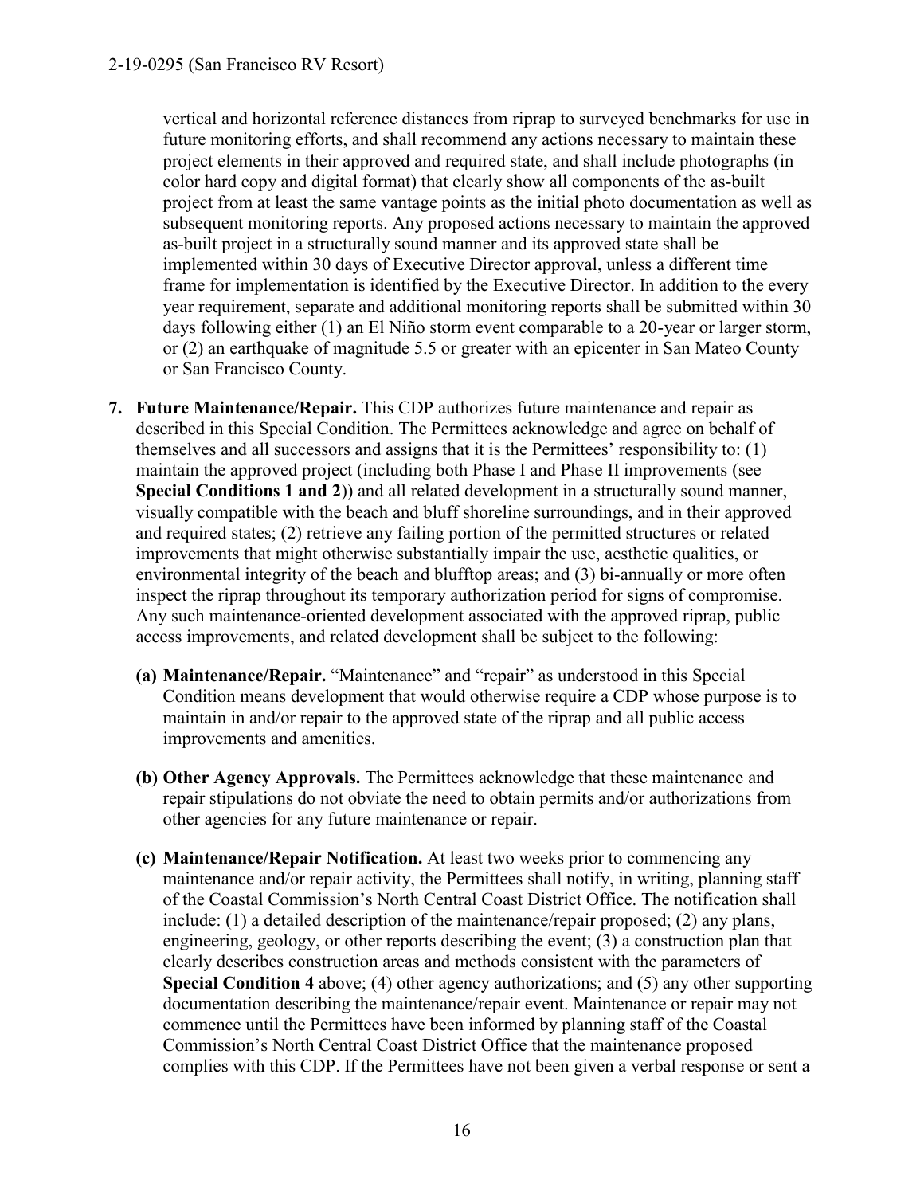vertical and horizontal reference distances from riprap to surveyed benchmarks for use in future monitoring efforts, and shall recommend any actions necessary to maintain these project elements in their approved and required state, and shall include photographs (in color hard copy and digital format) that clearly show all components of the as-built project from at least the same vantage points as the initial photo documentation as well as subsequent monitoring reports. Any proposed actions necessary to maintain the approved as-built project in a structurally sound manner and its approved state shall be implemented within 30 days of Executive Director approval, unless a different time frame for implementation is identified by the Executive Director. In addition to the every year requirement, separate and additional monitoring reports shall be submitted within 30 days following either (1) an El Niño storm event comparable to a 20-year or larger storm, or (2) an earthquake of magnitude 5.5 or greater with an epicenter in San Mateo County or San Francisco County.

7. **Future Maintenance/Repair.** This CDP authorizes future maintenance and repair as described in this Special Condition. The Permittees acknowledge and agree on behalf of themselves and all successors and assigns that it is the Permittees' responsibility to: (1) maintain the approved project (including both Phase I and Phase II improvements (see **Special Conditions 1 and 2**)) and all related development in a structurally sound manner, visually compatible with the beach and bluff shoreline surroundings, and in their approved and required states; (2) retrieve any failing portion of the permitted structures or related improvements that might otherwise substantially impair the use, aesthetic qualities, or environmental integrity of the beach and blufftop areas; and (3) bi-annually or more often inspect the riprap throughout its temporary authorization period for signs of compromise. Any such maintenance-oriented development associated with the approved riprap, public access improvements, and related development shall be subject to the following:

   **(a) Maintenance/Repair.** "Maintenance" and "repair" as understood in this Special Condition means development that would otherwise require a CDP whose purpose is to maintain in and/or repair to the approved state of the riprap and all public access improvements and amenities.

   **(b) Other Agency Approvals.** The Permittees acknowledge that these maintenance and repair stipulations do not obviate the need to obtain permits and/or authorizations from other agencies for any future maintenance or repair.

   **(c) Maintenance/Repair Notification.** At least two weeks prior to commencing any maintenance and/or repair activity, the Permittees shall notify, in writing, planning staff of the Coastal Commission's North Central Coast District Office. The notification shall include: (1) a detailed description of the maintenance/repair proposed; (2) any plans, engineering, geology, or other reports describing the event; (3) a construction plan that clearly describes construction areas and methods consistent with the parameters of **Special Condition 4** above; (4) other agency authorizations; and (5) any other supporting documentation describing the maintenance/repair event. Maintenance or repair may not commence until the Permittees have been informed by planning staff of the Coastal Commission's North Central Coast District Office that the maintenance proposed complies with this CDP. If the Permittees have not been given a verbal response or sent a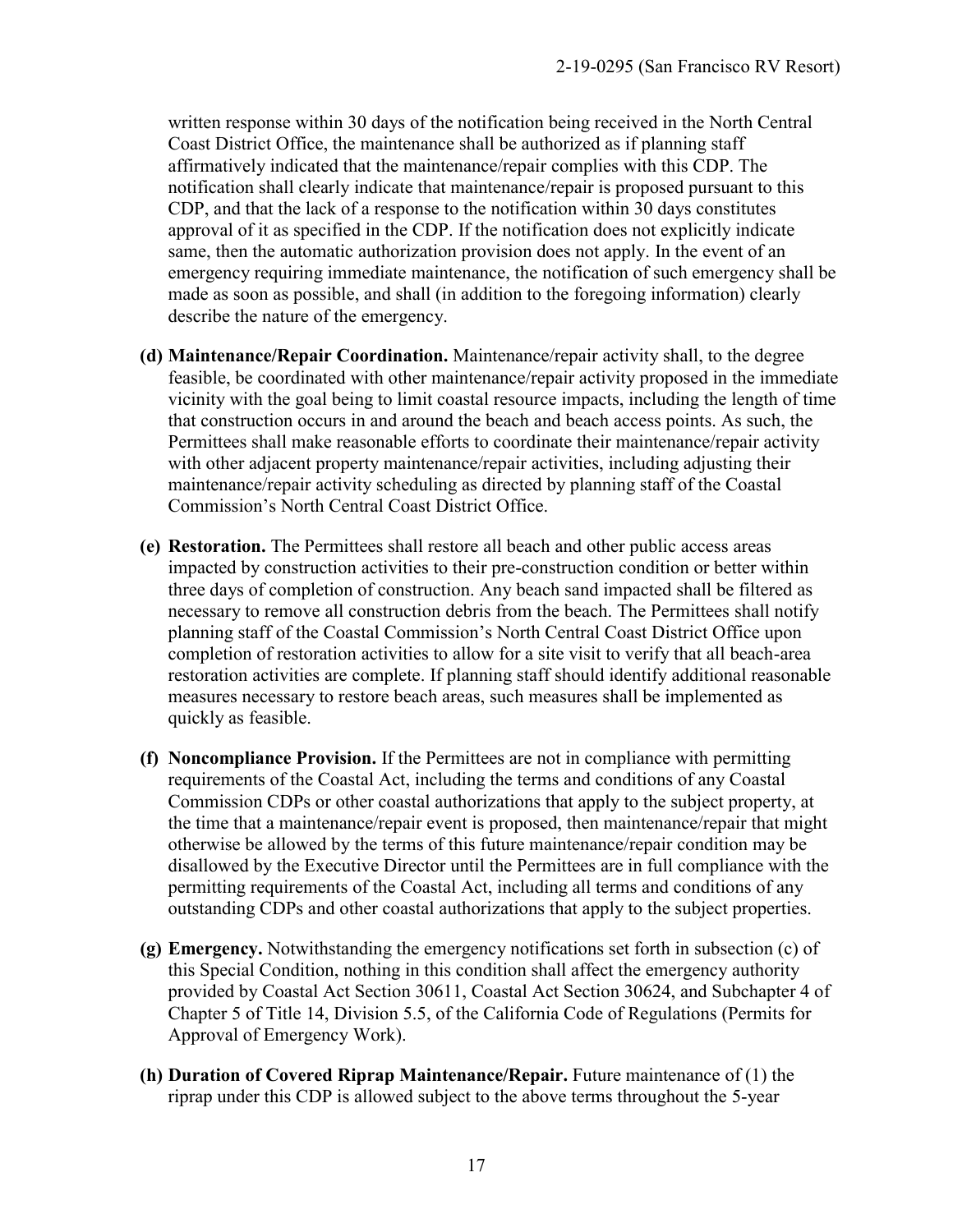written response within 30 days of the notification being received in the North Central Coast District Office, the maintenance shall be authorized as if planning staff affirmatively indicated that the maintenance/repair complies with this CDP. The notification shall clearly indicate that maintenance/repair is proposed pursuant to this CDP, and that the lack of a response to the notification within 30 days constitutes approval of it as specified in the CDP. If the notification does not explicitly indicate same, then the automatic authorization provision does not apply. In the event of an emergency requiring immediate maintenance, the notification of such emergency shall be made as soon as possible, and shall (in addition to the foregoing information) clearly describe the nature of the emergency.

**(d) Maintenance/Repair Coordination.** Maintenance/repair activity shall, to the degree feasible, be coordinated with other maintenance/repair activity proposed in the immediate vicinity with the goal being to limit coastal resource impacts, including the length of time that construction occurs in and around the beach and beach access points. As such, the Permittees shall make reasonable efforts to coordinate their maintenance/repair activity with other adjacent property maintenance/repair activities, including adjusting their maintenance/repair activity scheduling as directed by planning staff of the Coastal Commission's North Central Coast District Office.

**(e) Restoration.** The Permittees shall restore all beach and other public access areas impacted by construction activities to their pre-construction condition or better within three days of completion of construction. Any beach sand impacted shall be filtered as necessary to remove all construction debris from the beach. The Permittees shall notify planning staff of the Coastal Commission's North Central Coast District Office upon completion of restoration activities to allow for a site visit to verify that all beach-area restoration activities are complete. If planning staff should identify additional reasonable measures necessary to restore beach areas, such measures shall be implemented as quickly as feasible.

**(f) Noncompliance Provision.** If the Permittees are not in compliance with permitting requirements of the Coastal Act, including the terms and conditions of any Coastal Commission CDPs or other coastal authorizations that apply to the subject property, at the time that a maintenance/repair event is proposed, then maintenance/repair that might otherwise be allowed by the terms of this future maintenance/repair condition may be disallowed by the Executive Director until the Permittees are in full compliance with the permitting requirements of the Coastal Act, including all terms and conditions of any outstanding CDPs and other coastal authorizations that apply to the subject properties.

**(g) Emergency.** Notwithstanding the emergency notifications set forth in subsection (c) of this Special Condition, nothing in this condition shall affect the emergency authority provided by Coastal Act Section 30611, Coastal Act Section 30624, and Subchapter 4 of Chapter 5 of Title 14, Division 5.5, of the California Code of Regulations (Permits for Approval of Emergency Work).

**(h) Duration of Covered Riprap Maintenance/Repair.** Future maintenance of (1) the riprap under this CDP is allowed subject to the above terms throughout the 5-year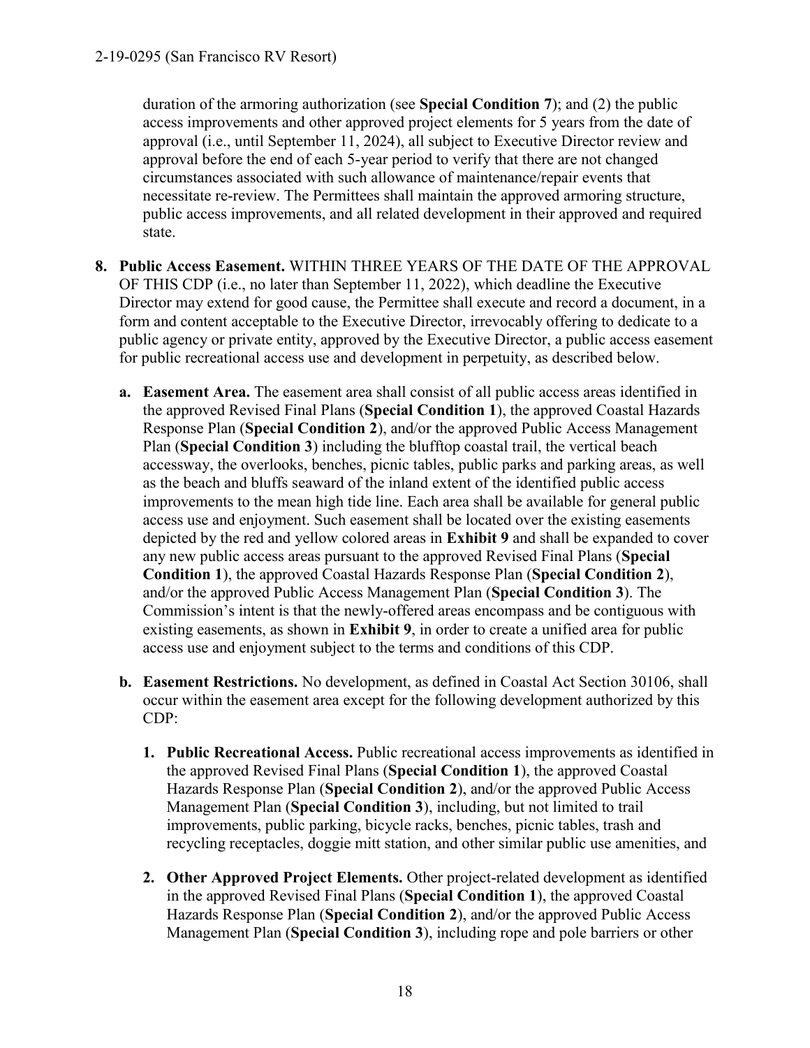duration of the armoring authorization (see **Special Condition 7**); and (2) the public access improvements and other approved project elements for 5 years from the date of approval (i.e., until September 11, 2024), all subject to Executive Director review and approval before the end of each 5-year period to verify that there are not changed circumstances associated with such allowance of maintenance/repair events that necessitate re-review. The Permittees shall maintain the approved armoring structure, public access improvements, and all related development in their approved and required state.

8. **Public Access Easement.** WITHIN THREE YEARS OF THE DATE OF THE APPROVAL OF THIS CDP (i.e., no later than September 11, 2022), which deadline the Executive Director may extend for good cause, the Permittee shall execute and record a document, in a form and content acceptable to the Executive Director, irrevocably offering to dedicate to a public agency or private entity, approved by the Executive Director, a public access easement for public recreational access use and development in perpetuity, as described below.

   a. **Easement Area.** The easement area shall consist of all public access areas identified in the approved Revised Final Plans (**Special Condition 1**), the approved Coastal Hazards Response Plan (**Special Condition 2**), and/or the approved Public Access Management Plan (**Special Condition 3**) including the blufftop coastal trail, the vertical beach accessway, the overlooks, benches, picnic tables, public parks and parking areas, as well as the beach and bluffs seaward of the inland extent of the identified public access improvements to the mean high tide line. Each area shall be available for general public access use and enjoyment. Such easement shall be located over the existing easements depicted by the red and yellow colored areas in **Exhibit 9** and shall be expanded to cover any new public access areas pursuant to the approved Revised Final Plans (**Special Condition 1**), the approved Coastal Hazards Response Plan (**Special Condition 2**), and/or the approved Public Access Management Plan (**Special Condition 3**). The Commission's intent is that the newly-offered areas encompass and be contiguous with existing easements, as shown in **Exhibit 9**, in order to create a unified area for public access use and enjoyment subject to the terms and conditions of this CDP.

   b. **Easement Restrictions.** No development, as defined in Coastal Act Section 30106, shall occur within the easement area except for the following development authorized by this CDP:

      1. **Public Recreational Access.** Public recreational access improvements as identified in the approved Revised Final Plans (**Special Condition 1**), the approved Coastal Hazards Response Plan (**Special Condition 2**), and/or the approved Public Access Management Plan (**Special Condition 3**), including, but not limited to trail improvements, public parking, bicycle racks, benches, picnic tables, trash and recycling receptacles, doggie mitt station, and other similar public use amenities, and

      2. **Other Approved Project Elements.** Other project-related development as identified in the approved Revised Final Plans (**Special Condition 1**), the approved Coastal Hazards Response Plan (**Special Condition 2**), and/or the approved Public Access Management Plan (**Special Condition 3**), including rope and pole barriers or other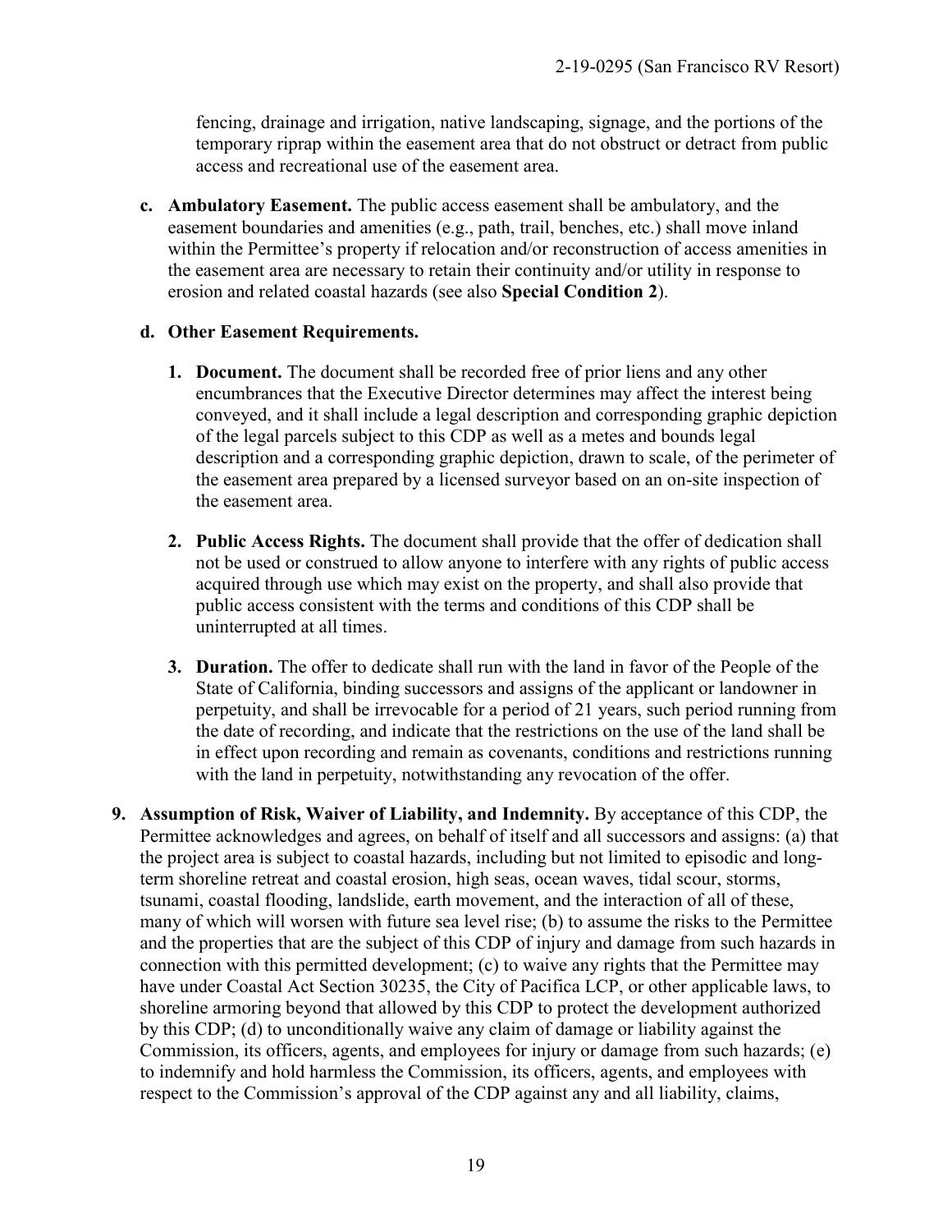fencing, drainage and irrigation, native landscaping, signage, and the portions of the temporary riprap within the easement area that do not obstruct or detract from public access and recreational use of the easement area.

**c. Ambulatory Easement.** The public access easement shall be ambulatory, and the easement boundaries and amenities (e.g., path, trail, benches, etc.) shall move inland within the Permittee's property if relocation and/or reconstruction of access amenities in the easement area are necessary to retain their continuity and/or utility in response to erosion and related coastal hazards (see also **Special Condition 2**).

**d. Other Easement Requirements.**

1. **Document.** The document shall be recorded free of prior liens and any other encumbrances that the Executive Director determines may affect the interest being conveyed, and it shall include a legal description and corresponding graphic depiction of the legal parcels subject to this CDP as well as a metes and bounds legal description and a corresponding graphic depiction, drawn to scale, of the perimeter of the easement area prepared by a licensed surveyor based on an on-site inspection of the easement area.

2. **Public Access Rights.** The document shall provide that the offer of dedication shall not be used or construed to allow anyone to interfere with any rights of public access acquired through use which may exist on the property, and shall also provide that public access consistent with the terms and conditions of this CDP shall be uninterrupted at all times.

3. **Duration.** The offer to dedicate shall run with the land in favor of the People of the State of California, binding successors and assigns of the applicant or landowner in perpetuity, and shall be irrevocable for a period of 21 years, such period running from the date of recording, and indicate that the restrictions on the use of the land shall be in effect upon recording and remain as covenants, conditions and restrictions running with the land in perpetuity, notwithstanding any revocation of the offer.

9. **Assumption of Risk, Waiver of Liability, and Indemnity.** By acceptance of this CDP, the Permittee acknowledges and agrees, on behalf of itself and all successors and assigns: (a) that the project area is subject to coastal hazards, including but not limited to episodic and long-term shoreline retreat and coastal erosion, high seas, ocean waves, tidal scour, storms, tsunami, coastal flooding, landslide, earth movement, and the interaction of all of these, many of which will worsen with future sea level rise; (b) to assume the risks to the Permittee and the properties that are the subject of this CDP of injury and damage from such hazards in connection with this permitted development; (c) to waive any rights that the Permittee may have under Coastal Act Section 30235, the City of Pacifica LCP, or other applicable laws, to shoreline armoring beyond that allowed by this CDP to protect the development authorized by this CDP; (d) to unconditionally waive any claim of damage or liability against the Commission, its officers, agents, and employees for injury or damage from such hazards; (e) to indemnify and hold harmless the Commission, its officers, agents, and employees with respect to the Commission's approval of the CDP against any and all liability, claims,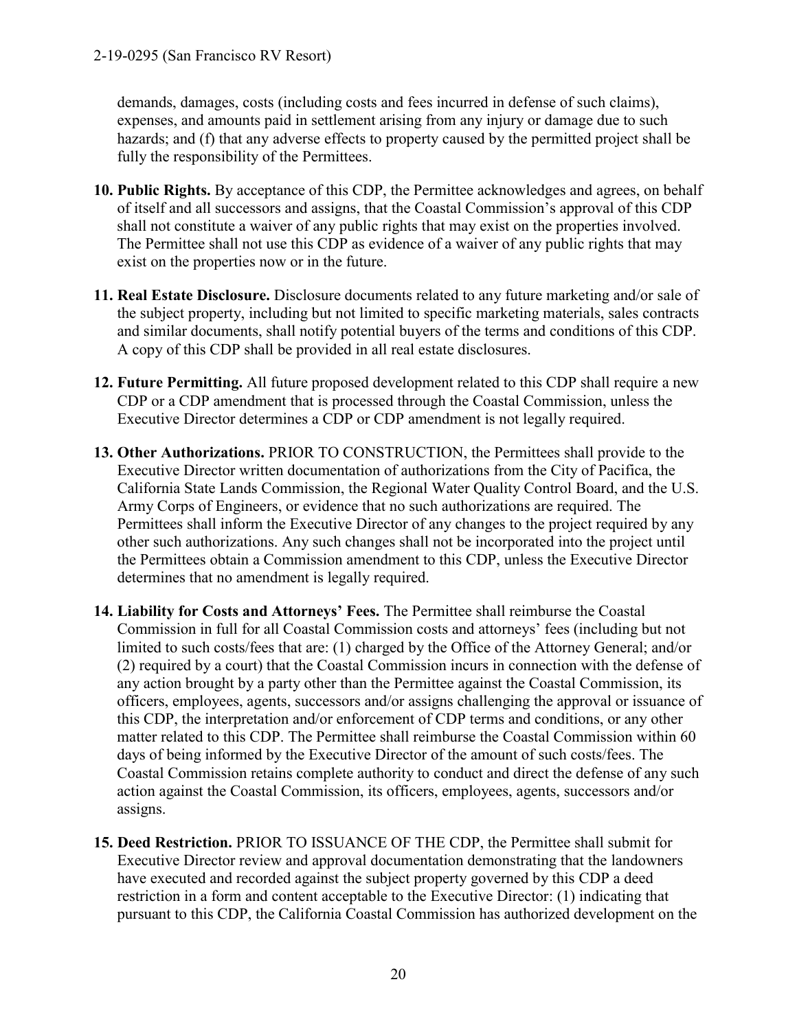demands, damages, costs (including costs and fees incurred in defense of such claims), expenses, and amounts paid in settlement arising from any injury or damage due to such hazards; and (f) that any adverse effects to property caused by the permitted project shall be fully the responsibility of the Permittees.

10. **Public Rights.** By acceptance of this CDP, the Permittee acknowledges and agrees, on behalf of itself and all successors and assigns, that the Coastal Commission's approval of this CDP shall not constitute a waiver of any public rights that may exist on the properties involved. The Permittee shall not use this CDP as evidence of a waiver of any public rights that may exist on the properties now or in the future.

11. **Real Estate Disclosure.** Disclosure documents related to any future marketing and/or sale of the subject property, including but not limited to specific marketing materials, sales contracts and similar documents, shall notify potential buyers of the terms and conditions of this CDP. A copy of this CDP shall be provided in all real estate disclosures.

12. **Future Permitting.** All future proposed development related to this CDP shall require a new CDP or a CDP amendment that is processed through the Coastal Commission, unless the Executive Director determines a CDP or CDP amendment is not legally required.

13. **Other Authorizations.** PRIOR TO CONSTRUCTION, the Permittees shall provide to the Executive Director written documentation of authorizations from the City of Pacifica, the California State Lands Commission, the Regional Water Quality Control Board, and the U.S. Army Corps of Engineers, or evidence that no such authorizations are required. The Permittees shall inform the Executive Director of any changes to the project required by any other such authorizations. Any such changes shall not be incorporated into the project until the Permittees obtain a Commission amendment to this CDP, unless the Executive Director determines that no amendment is legally required.

14. **Liability for Costs and Attorneys' Fees.** The Permittee shall reimburse the Coastal Commission in full for all Coastal Commission costs and attorneys' fees (including but not limited to such costs/fees that are: (1) charged by the Office of the Attorney General; and/or (2) required by a court) that the Coastal Commission incurs in connection with the defense of any action brought by a party other than the Permittee against the Coastal Commission, its officers, employees, agents, successors and/or assigns challenging the approval or issuance of this CDP, the interpretation and/or enforcement of CDP terms and conditions, or any other matter related to this CDP. The Permittee shall reimburse the Coastal Commission within 60 days of being informed by the Executive Director of the amount of such costs/fees. The Coastal Commission retains complete authority to conduct and direct the defense of any such action against the Coastal Commission, its officers, employees, agents, successors and/or assigns.

15. **Deed Restriction.** PRIOR TO ISSUANCE OF THE CDP, the Permittee shall submit for Executive Director review and approval documentation demonstrating that the landowners have executed and recorded against the subject property governed by this CDP a deed restriction in a form and content acceptable to the Executive Director: (1) indicating that pursuant to this CDP, the California Coastal Commission has authorized development on the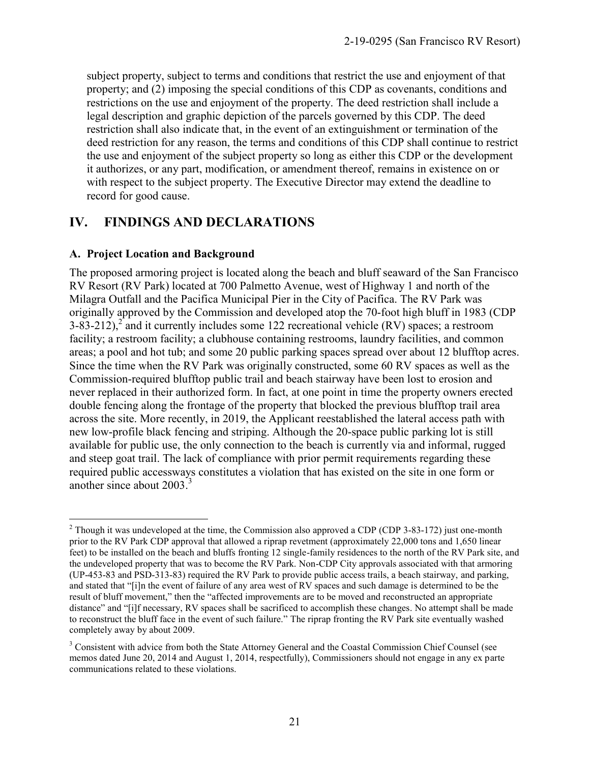subject property, subject to terms and conditions that restrict the use and enjoyment of that property; and (2) imposing the special conditions of this CDP as covenants, conditions and restrictions on the use and enjoyment of the property. The deed restriction shall include a legal description and graphic depiction of the parcels governed by this CDP. The deed restriction shall also indicate that, in the event of an extinguishment or termination of the deed restriction for any reason, the terms and conditions of this CDP shall continue to restrict the use and enjoyment of the subject property so long as either this CDP or the development it authorizes, or any part, modification, or amendment thereof, remains in existence on or with respect to the subject property. The Executive Director may extend the deadline to record for good cause.

# IV. FINDINGS AND DECLARATIONS

### A. Project Location and Background

The proposed armoring project is located along the beach and bluff seaward of the San Francisco RV Resort (RV Park) located at 700 Palmetto Avenue, west of Highway 1 and north of the Milagra Outfall and the Pacifica Municipal Pier in the City of Pacifica. The RV Park was originally approved by the Commission and developed atop the 70-foot high bluff in 1983 (CDP 3-83-212),[2] and it currently includes some 122 recreational vehicle (RV) spaces; a restroom facility; a restroom facility; a clubhouse containing restrooms, laundry facilities, and common areas; a pool and hot tub; and some 20 public parking spaces spread over about 12 blufftop acres. Since the time when the RV Park was originally constructed, some 60 RV spaces as well as the Commission-required blufftop public trail and beach stairway have been lost to erosion and never replaced in their authorized form. In fact, at one point in time the property owners erected double fencing along the frontage of the property that blocked the previous blufftop trail area across the site. More recently, in 2019, the Applicant reestablished the lateral access path with new low-profile black fencing and striping. Although the 20-space public parking lot is still available for public use, the only connection to the beach is currently via and informal, rugged and steep goat trail. The lack of compliance with prior permit requirements regarding these required public accessways constitutes a violation that has existed on the site in one form or another since about 2003.[3]

[2] Though it was undeveloped at the time, the Commission also approved a CDP (CDP 3-83-172) just one-month prior to the RV Park CDP approval that allowed a riprap revetment (approximately 22,000 tons and 1,650 linear feet) to be installed on the beach and bluffs fronting 12 single-family residences to the north of the RV Park site, and the undeveloped property that was to become the RV Park. Non-CDP City approvals associated with that armoring (UP-453-83 and PSD-313-83) required the RV Park to provide public access trails, a beach stairway, and parking, and stated that "[i]n the event of failure of any area west of RV spaces and such damage is determined to be the result of bluff movement," then the "affected improvements are to be moved and reconstructed an appropriate distance" and "[i]f necessary, RV spaces shall be sacrificed to accomplish these changes. No attempt shall be made to reconstruct the bluff face in the event of such failure." The riprap fronting the RV Park site eventually washed completely away by about 2009.

[3] Consistent with advice from both the State Attorney General and the Coastal Commission Chief Counsel (see memos dated June 20, 2014 and August 1, 2014, respectfully), Commissioners should not engage in any ex parte communications related to these violations.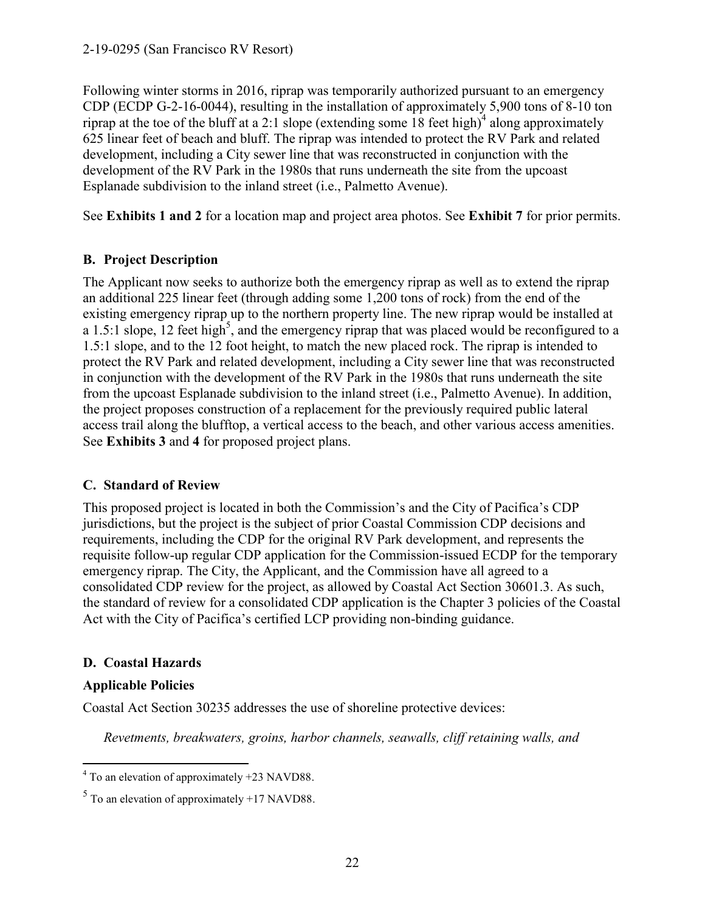Following winter storms in 2016, riprap was temporarily authorized pursuant to an emergency CDP (ECDP G-2-16-0044), resulting in the installation of approximately 5,900 tons of 8-10 ton riprap at the toe of the bluff at a 2:1 slope (extending some 18 feet high)[4] along approximately 625 linear feet of beach and bluff. The riprap was intended to protect the RV Park and related development, including a City sewer line that was reconstructed in conjunction with the development of the RV Park in the 1980s that runs underneath the site from the upcoast Esplanade subdivision to the inland street (i.e., Palmetto Avenue).

See **Exhibits 1 and 2** for a location map and project area photos. See **Exhibit 7** for prior permits.

### B. Project Description

The Applicant now seeks to authorize both the emergency riprap as well as to extend the riprap an additional 225 linear feet (through adding some 1,200 tons of rock) from the end of the existing emergency riprap up to the northern property line. The new riprap would be installed at a 1.5:1 slope, 12 feet high[5], and the emergency riprap that was placed would be reconfigured to a 1.5:1 slope, and to the 12 foot height, to match the new placed rock. The riprap is intended to protect the RV Park and related development, including a City sewer line that was reconstructed in conjunction with the development of the RV Park in the 1980s that runs underneath the site from the upcoast Esplanade subdivision to the inland street (i.e., Palmetto Avenue). In addition, the project proposes construction of a replacement for the previously required public lateral access trail along the blufftop, a vertical access to the beach, and other various access amenities. See **Exhibits 3** and **4** for proposed project plans.

### C. Standard of Review

This proposed project is located in both the Commission's and the City of Pacifica's CDP jurisdictions, but the project is the subject of prior Coastal Commission CDP decisions and requirements, including the CDP for the original RV Park development, and represents the requisite follow-up regular CDP application for the Commission-issued ECDP for the temporary emergency riprap. The City, the Applicant, and the Commission have all agreed to a consolidated CDP review for the project, as allowed by Coastal Act Section 30601.3. As such, the standard of review for a consolidated CDP application is the Chapter 3 policies of the Coastal Act with the City of Pacifica's certified LCP providing non-binding guidance.

### D. Coastal Hazards

**Applicable Policies**

Coastal Act Section 30235 addresses the use of shoreline protective devices:

*Revetments, breakwaters, groins, harbor channels, seawalls, cliff retaining walls, and*

---

[4] To an elevation of approximately +23 NAVD88.

[5] To an elevation of approximately +17 NAVD88.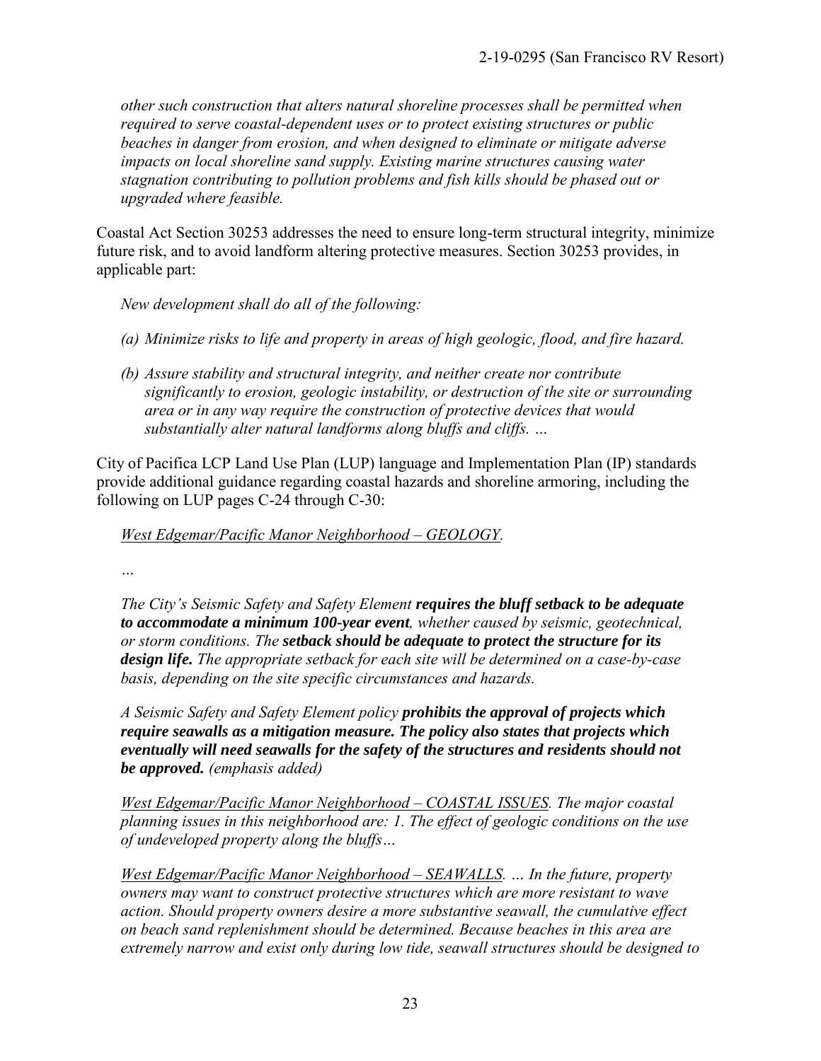*other such construction that alters natural shoreline processes shall be permitted when required to serve coastal-dependent uses or to protect existing structures or public beaches in danger from erosion, and when designed to eliminate or mitigate adverse impacts on local shoreline sand supply. Existing marine structures causing water stagnation contributing to pollution problems and fish kills should be phased out or upgraded where feasible.*

Coastal Act Section 30253 addresses the need to ensure long-term structural integrity, minimize future risk, and to avoid landform altering protective measures. Section 30253 provides, in applicable part:

*New development shall do all of the following:*

*(a) Minimize risks to life and property in areas of high geologic, flood, and fire hazard.*

*(b) Assure stability and structural integrity, and neither create nor contribute significantly to erosion, geologic instability, or destruction of the site or surrounding area or in any way require the construction of protective devices that would substantially alter natural landforms along bluffs and cliffs. …*

City of Pacifica LCP Land Use Plan (LUP) language and Implementation Plan (IP) standards provide additional guidance regarding coastal hazards and shoreline armoring, including the following on LUP pages C-24 through C-30:

*West Edgemar/Pacific Manor Neighborhood – GEOLOGY.*

*…*

*The City's Seismic Safety and Safety Element* ***requires the bluff setback to be adequate to accommodate a minimum 100-year event****, whether caused by seismic, geotechnical, or storm conditions. The* ***setback should be adequate to protect the structure for its design life.*** *The appropriate setback for each site will be determined on a case-by-case basis, depending on the site specific circumstances and hazards.*

*A Seismic Safety and Safety Element policy* ***prohibits the approval of projects which require seawalls as a mitigation measure. The policy also states that projects which eventually will need seawalls for the safety of the structures and residents should not be approved.*** *(emphasis added)*

*West Edgemar/Pacific Manor Neighborhood – COASTAL ISSUES. The major coastal planning issues in this neighborhood are: 1. The effect of geologic conditions on the use of undeveloped property along the bluffs…*

*West Edgemar/Pacific Manor Neighborhood – SEAWALLS. … In the future, property owners may want to construct protective structures which are more resistant to wave action. Should property owners desire a more substantive seawall, the cumulative effect on beach sand replenishment should be determined. Because beaches in this area are extremely narrow and exist only during low tide, seawall structures should be designed to*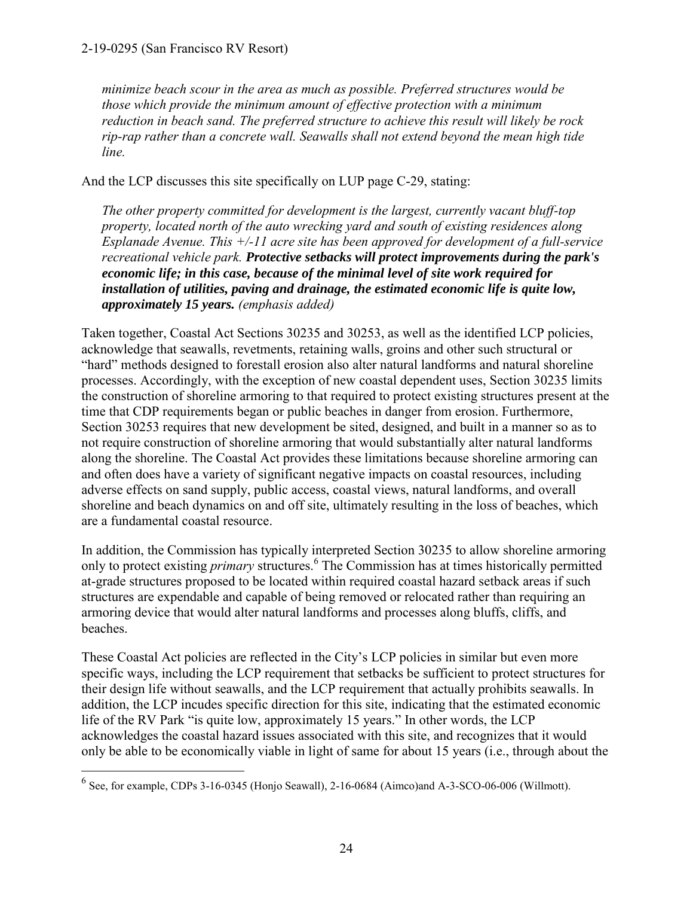*minimize beach scour in the area as much as possible. Preferred structures would be those which provide the minimum amount of effective protection with a minimum reduction in beach sand. The preferred structure to achieve this result will likely be rock rip-rap rather than a concrete wall. Seawalls shall not extend beyond the mean high tide line.*

And the LCP discusses this site specifically on LUP page C-29, stating:

*The other property committed for development is the largest, currently vacant bluff-top property, located north of the auto wrecking yard and south of existing residences along Esplanade Avenue. This +/-11 acre site has been approved for development of a full-service recreational vehicle park.* ***Protective setbacks will protect improvements during the park's economic life; in this case, because of the minimal level of site work required for installation of utilities, paving and drainage, the estimated economic life is quite low, approximately 15 years.*** *(emphasis added)*

Taken together, Coastal Act Sections 30235 and 30253, as well as the identified LCP policies, acknowledge that seawalls, revetments, retaining walls, groins and other such structural or "hard" methods designed to forestall erosion also alter natural landforms and natural shoreline processes. Accordingly, with the exception of new coastal dependent uses, Section 30235 limits the construction of shoreline armoring to that required to protect existing structures present at the time that CDP requirements began or public beaches in danger from erosion. Furthermore, Section 30253 requires that new development be sited, designed, and built in a manner so as to not require construction of shoreline armoring that would substantially alter natural landforms along the shoreline. The Coastal Act provides these limitations because shoreline armoring can and often does have a variety of significant negative impacts on coastal resources, including adverse effects on sand supply, public access, coastal views, natural landforms, and overall shoreline and beach dynamics on and off site, ultimately resulting in the loss of beaches, which are a fundamental coastal resource.

In addition, the Commission has typically interpreted Section 30235 to allow shoreline armoring only to protect existing *primary* structures.[6] The Commission has at times historically permitted at-grade structures proposed to be located within required coastal hazard setback areas if such structures are expendable and capable of being removed or relocated rather than requiring an armoring device that would alter natural landforms and processes along bluffs, cliffs, and beaches.

These Coastal Act policies are reflected in the City's LCP policies in similar but even more specific ways, including the LCP requirement that setbacks be sufficient to protect structures for their design life without seawalls, and the LCP requirement that actually prohibits seawalls. In addition, the LCP incudes specific direction for this site, indicating that the estimated economic life of the RV Park "is quite low, approximately 15 years." In other words, the LCP acknowledges the coastal hazard issues associated with this site, and recognizes that it would only be able to be economically viable in light of same for about 15 years (i.e., through about the

[6] See, for example, CDPs 3-16-0345 (Honjo Seawall), 2-16-0684 (Aimco)and A-3-SCO-06-006 (Willmott).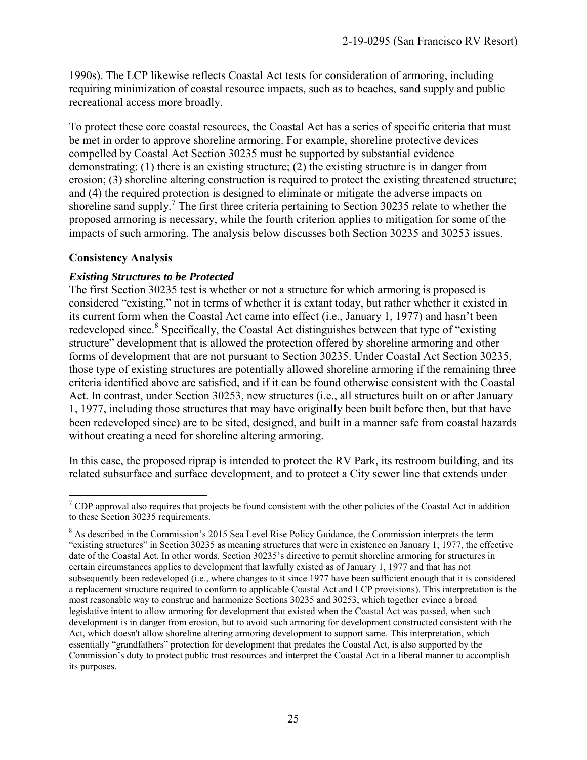1990s). The LCP likewise reflects Coastal Act tests for consideration of armoring, including requiring minimization of coastal resource impacts, such as to beaches, sand supply and public recreational access more broadly.

To protect these core coastal resources, the Coastal Act has a series of specific criteria that must be met in order to approve shoreline armoring. For example, shoreline protective devices compelled by Coastal Act Section 30235 must be supported by substantial evidence demonstrating: (1) there is an existing structure; (2) the existing structure is in danger from erosion; (3) shoreline altering construction is required to protect the existing threatened structure; and (4) the required protection is designed to eliminate or mitigate the adverse impacts on shoreline sand supply.[7] The first three criteria pertaining to Section 30235 relate to whether the proposed armoring is necessary, while the fourth criterion applies to mitigation for some of the impacts of such armoring. The analysis below discusses both Section 30235 and 30253 issues.

**Consistency Analysis**

***Existing Structures to be Protected***

The first Section 30235 test is whether or not a structure for which armoring is proposed is considered "existing," not in terms of whether it is extant today, but rather whether it existed in its current form when the Coastal Act came into effect (i.e., January 1, 1977) and hasn't been redeveloped since.[8] Specifically, the Coastal Act distinguishes between that type of "existing structure" development that is allowed the protection offered by shoreline armoring and other forms of development that are not pursuant to Section 30235. Under Coastal Act Section 30235, those type of existing structures are potentially allowed shoreline armoring if the remaining three criteria identified above are satisfied, and if it can be found otherwise consistent with the Coastal Act. In contrast, under Section 30253, new structures (i.e., all structures built on or after January 1, 1977, including those structures that may have originally been built before then, but that have been redeveloped since) are to be sited, designed, and built in a manner safe from coastal hazards without creating a need for shoreline altering armoring.

In this case, the proposed riprap is intended to protect the RV Park, its restroom building, and its related subsurface and surface development, and to protect a City sewer line that extends under

---

[7] CDP approval also requires that projects be found consistent with the other policies of the Coastal Act in addition to these Section 30235 requirements.

[8] As described in the Commission's 2015 Sea Level Rise Policy Guidance, the Commission interprets the term "existing structures" in Section 30235 as meaning structures that were in existence on January 1, 1977, the effective date of the Coastal Act. In other words, Section 30235's directive to permit shoreline armoring for structures in certain circumstances applies to development that lawfully existed as of January 1, 1977 and that has not subsequently been redeveloped (i.e., where changes to it since 1977 have been sufficient enough that it is considered a replacement structure required to conform to applicable Coastal Act and LCP provisions). This interpretation is the most reasonable way to construe and harmonize Sections 30235 and 30253, which together evince a broad legislative intent to allow armoring for development that existed when the Coastal Act was passed, when such development is in danger from erosion, but to avoid such armoring for development constructed consistent with the Act, which doesn't allow shoreline altering armoring development to support same. This interpretation, which essentially "grandfathers" protection for development that predates the Coastal Act, is also supported by the Commission's duty to protect public trust resources and interpret the Coastal Act in a liberal manner to accomplish its purposes.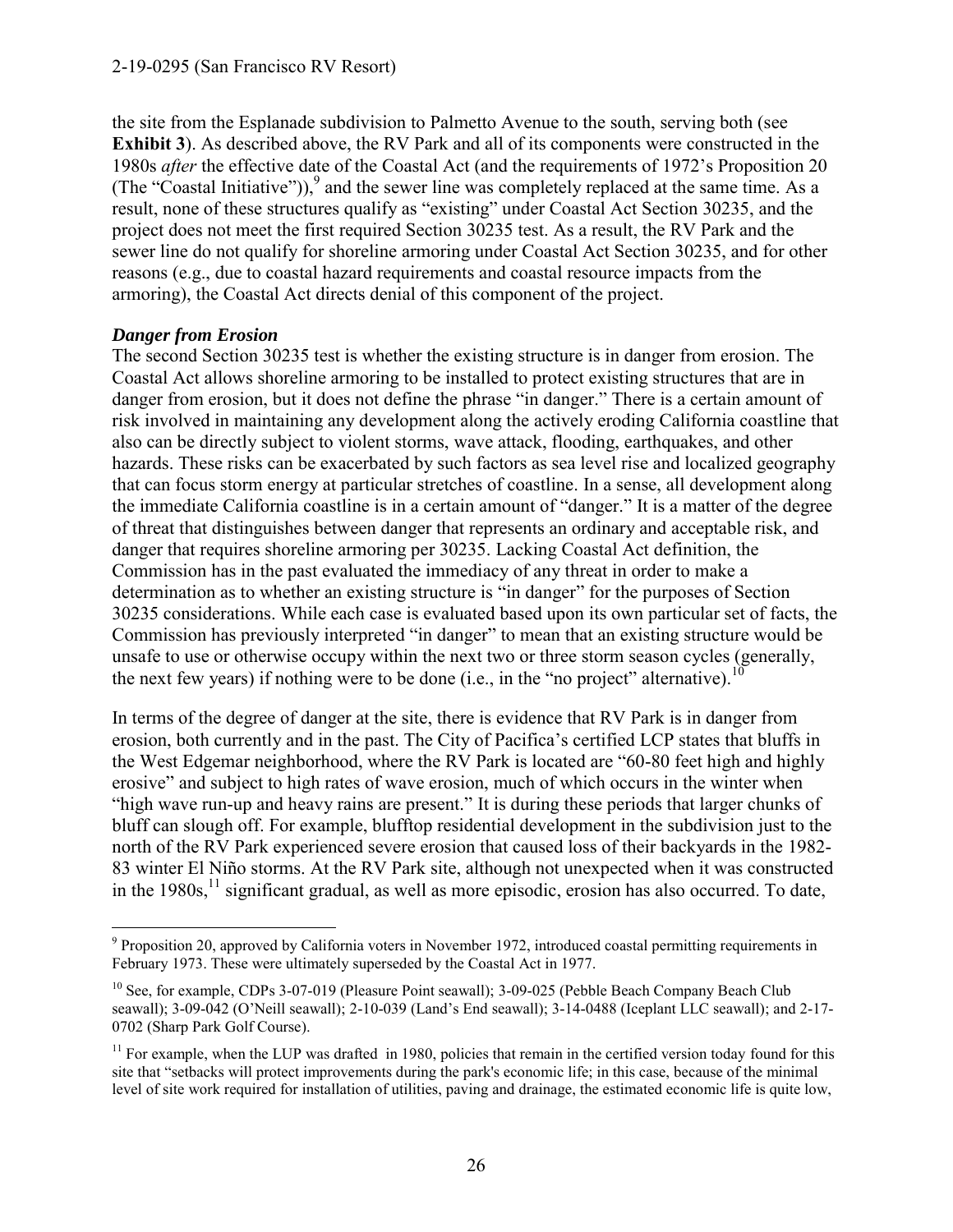the site from the Esplanade subdivision to Palmetto Avenue to the south, serving both (see **Exhibit 3**). As described above, the RV Park and all of its components were constructed in the 1980s *after* the effective date of the Coastal Act (and the requirements of 1972's Proposition 20 (The "Coastal Initiative")),[9] and the sewer line was completely replaced at the same time. As a result, none of these structures qualify as "existing" under Coastal Act Section 30235, and the project does not meet the first required Section 30235 test. As a result, the RV Park and the sewer line do not qualify for shoreline armoring under Coastal Act Section 30235, and for other reasons (e.g., due to coastal hazard requirements and coastal resource impacts from the armoring), the Coastal Act directs denial of this component of the project.

***Danger from Erosion***

The second Section 30235 test is whether the existing structure is in danger from erosion. The Coastal Act allows shoreline armoring to be installed to protect existing structures that are in danger from erosion, but it does not define the phrase "in danger." There is a certain amount of risk involved in maintaining any development along the actively eroding California coastline that also can be directly subject to violent storms, wave attack, flooding, earthquakes, and other hazards. These risks can be exacerbated by such factors as sea level rise and localized geography that can focus storm energy at particular stretches of coastline. In a sense, all development along the immediate California coastline is in a certain amount of "danger." It is a matter of the degree of threat that distinguishes between danger that represents an ordinary and acceptable risk, and danger that requires shoreline armoring per 30235. Lacking Coastal Act definition, the Commission has in the past evaluated the immediacy of any threat in order to make a determination as to whether an existing structure is "in danger" for the purposes of Section 30235 considerations. While each case is evaluated based upon its own particular set of facts, the Commission has previously interpreted "in danger" to mean that an existing structure would be unsafe to use or otherwise occupy within the next two or three storm season cycles (generally, the next few years) if nothing were to be done (i.e., in the "no project" alternative).[10]

In terms of the degree of danger at the site, there is evidence that RV Park is in danger from erosion, both currently and in the past. The City of Pacifica's certified LCP states that bluffs in the West Edgemar neighborhood, where the RV Park is located are "60-80 feet high and highly erosive" and subject to high rates of wave erosion, much of which occurs in the winter when "high wave run-up and heavy rains are present." It is during these periods that larger chunks of bluff can slough off. For example, blufftop residential development in the subdivision just to the north of the RV Park experienced severe erosion that caused loss of their backyards in the 1982-83 winter El Niño storms. At the RV Park site, although not unexpected when it was constructed in the 1980s,[11] significant gradual, as well as more episodic, erosion has also occurred. To date,

---

[9] Proposition 20, approved by California voters in November 1972, introduced coastal permitting requirements in February 1973. These were ultimately superseded by the Coastal Act in 1977.

[10] See, for example, CDPs 3-07-019 (Pleasure Point seawall); 3-09-025 (Pebble Beach Company Beach Club seawall); 3-09-042 (O'Neill seawall); 2-10-039 (Land's End seawall); 3-14-0488 (Iceplant LLC seawall); and 2-17-0702 (Sharp Park Golf Course).

[11] For example, when the LUP was drafted in 1980, policies that remain in the certified version today found for this site that "setbacks will protect improvements during the park's economic life; in this case, because of the minimal level of site work required for installation of utilities, paving and drainage, the estimated economic life is quite low,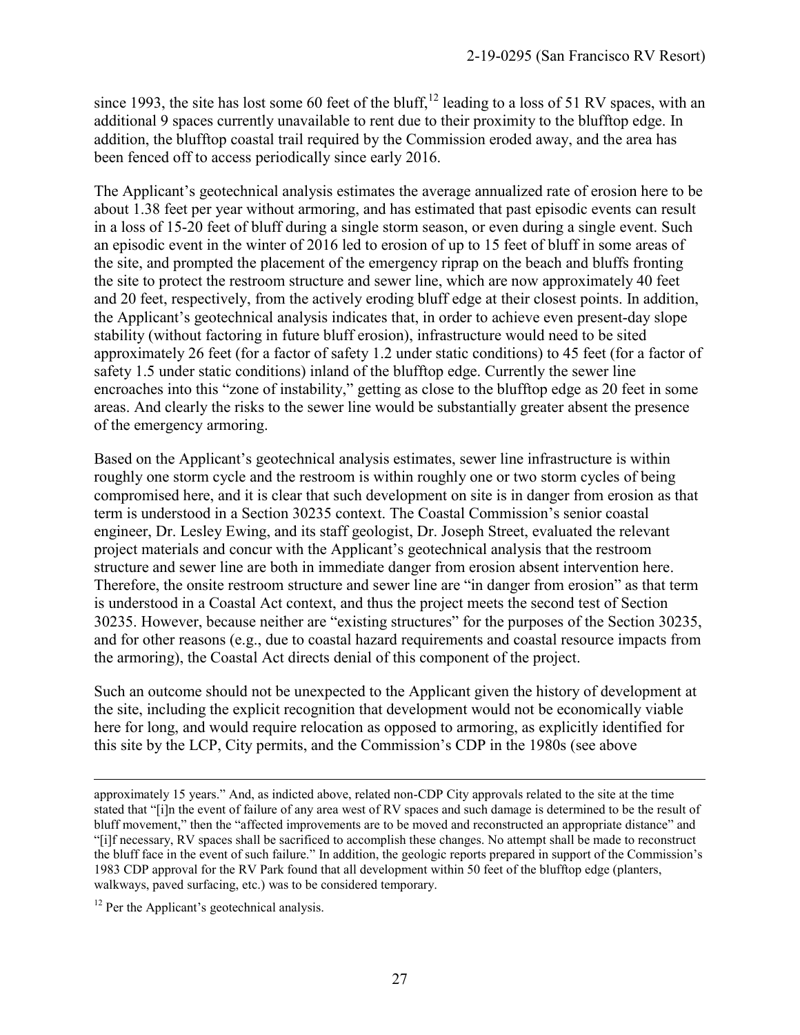since 1993, the site has lost some 60 feet of the bluff,[12] leading to a loss of 51 RV spaces, with an additional 9 spaces currently unavailable to rent due to their proximity to the blufftop edge. In addition, the blufftop coastal trail required by the Commission eroded away, and the area has been fenced off to access periodically since early 2016.

The Applicant's geotechnical analysis estimates the average annualized rate of erosion here to be about 1.38 feet per year without armoring, and has estimated that past episodic events can result in a loss of 15-20 feet of bluff during a single storm season, or even during a single event. Such an episodic event in the winter of 2016 led to erosion of up to 15 feet of bluff in some areas of the site, and prompted the placement of the emergency riprap on the beach and bluffs fronting the site to protect the restroom structure and sewer line, which are now approximately 40 feet and 20 feet, respectively, from the actively eroding bluff edge at their closest points. In addition, the Applicant's geotechnical analysis indicates that, in order to achieve even present-day slope stability (without factoring in future bluff erosion), infrastructure would need to be sited approximately 26 feet (for a factor of safety 1.2 under static conditions) to 45 feet (for a factor of safety 1.5 under static conditions) inland of the blufftop edge. Currently the sewer line encroaches into this "zone of instability," getting as close to the blufftop edge as 20 feet in some areas. And clearly the risks to the sewer line would be substantially greater absent the presence of the emergency armoring.

Based on the Applicant's geotechnical analysis estimates, sewer line infrastructure is within roughly one storm cycle and the restroom is within roughly one or two storm cycles of being compromised here, and it is clear that such development on site is in danger from erosion as that term is understood in a Section 30235 context. The Coastal Commission's senior coastal engineer, Dr. Lesley Ewing, and its staff geologist, Dr. Joseph Street, evaluated the relevant project materials and concur with the Applicant's geotechnical analysis that the restroom structure and sewer line are both in immediate danger from erosion absent intervention here. Therefore, the onsite restroom structure and sewer line are "in danger from erosion" as that term is understood in a Coastal Act context, and thus the project meets the second test of Section 30235. However, because neither are "existing structures" for the purposes of the Section 30235, and for other reasons (e.g., due to coastal hazard requirements and coastal resource impacts from the armoring), the Coastal Act directs denial of this component of the project.

Such an outcome should not be unexpected to the Applicant given the history of development at the site, including the explicit recognition that development would not be economically viable here for long, and would require relocation as opposed to armoring, as explicitly identified for this site by the LCP, City permits, and the Commission's CDP in the 1980s (see above

---

approximately 15 years." And, as indicted above, related non-CDP City approvals related to the site at the time stated that "[i]n the event of failure of any area west of RV spaces and such damage is determined to be the result of bluff movement," then the "affected improvements are to be moved and reconstructed an appropriate distance" and "[i]f necessary, RV spaces shall be sacrificed to accomplish these changes. No attempt shall be made to reconstruct the bluff face in the event of such failure." In addition, the geologic reports prepared in support of the Commission's 1983 CDP approval for the RV Park found that all development within 50 feet of the blufftop edge (planters, walkways, paved surfacing, etc.) was to be considered temporary.

[12] Per the Applicant's geotechnical analysis.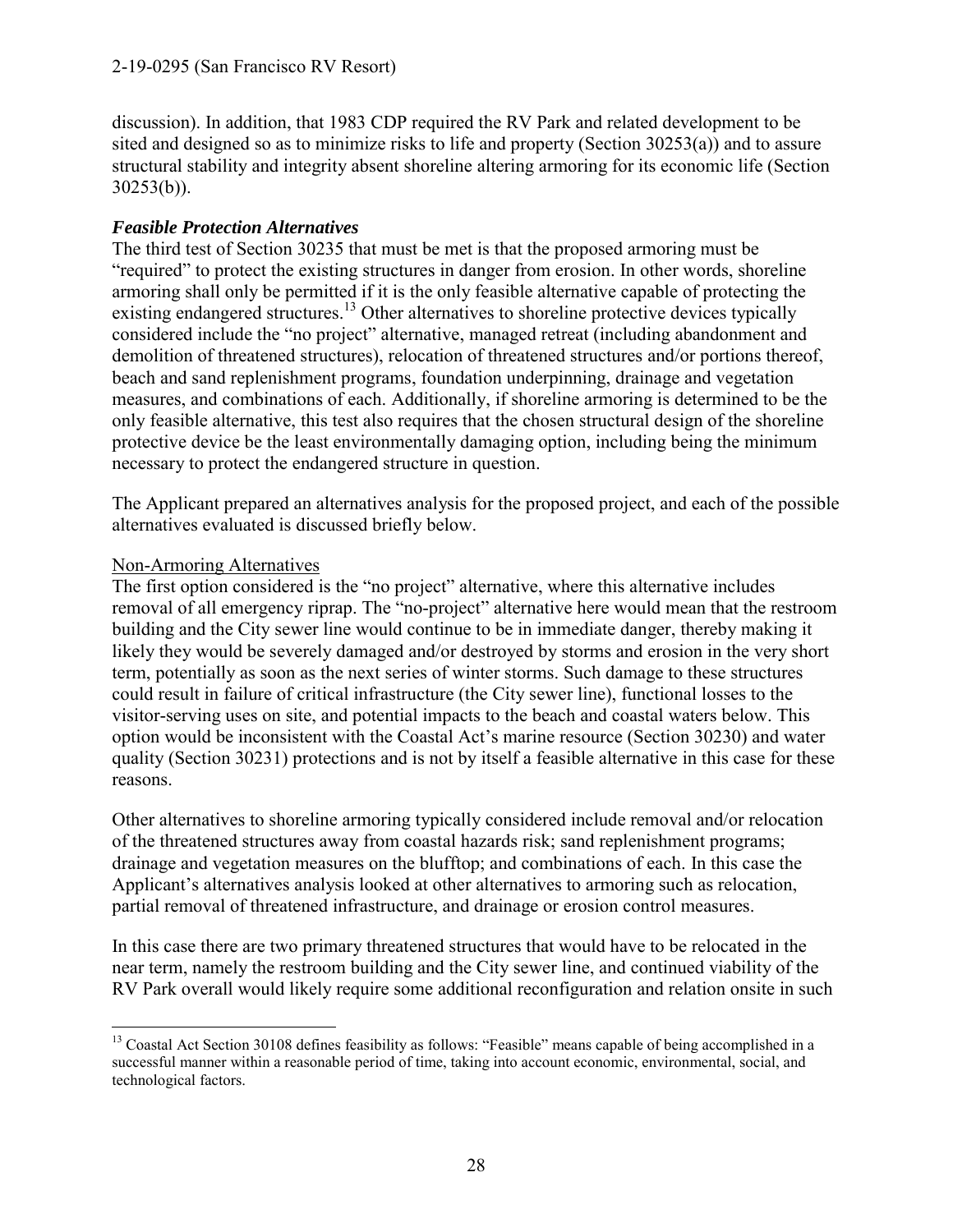discussion). In addition, that 1983 CDP required the RV Park and related development to be sited and designed so as to minimize risks to life and property (Section 30253(a)) and to assure structural stability and integrity absent shoreline altering armoring for its economic life (Section 30253(b)).

### *Feasible Protection Alternatives*

The third test of Section 30235 that must be met is that the proposed armoring must be "required" to protect the existing structures in danger from erosion. In other words, shoreline armoring shall only be permitted if it is the only feasible alternative capable of protecting the existing endangered structures.[13] Other alternatives to shoreline protective devices typically considered include the "no project" alternative, managed retreat (including abandonment and demolition of threatened structures), relocation of threatened structures and/or portions thereof, beach and sand replenishment programs, foundation underpinning, drainage and vegetation measures, and combinations of each. Additionally, if shoreline armoring is determined to be the only feasible alternative, this test also requires that the chosen structural design of the shoreline protective device be the least environmentally damaging option, including being the minimum necessary to protect the endangered structure in question.

The Applicant prepared an alternatives analysis for the proposed project, and each of the possible alternatives evaluated is discussed briefly below.

<u>Non-Armoring Alternatives</u>

The first option considered is the "no project" alternative, where this alternative includes removal of all emergency riprap. The "no-project" alternative here would mean that the restroom building and the City sewer line would continue to be in immediate danger, thereby making it likely they would be severely damaged and/or destroyed by storms and erosion in the very short term, potentially as soon as the next series of winter storms. Such damage to these structures could result in failure of critical infrastructure (the City sewer line), functional losses to the visitor-serving uses on site, and potential impacts to the beach and coastal waters below. This option would be inconsistent with the Coastal Act's marine resource (Section 30230) and water quality (Section 30231) protections and is not by itself a feasible alternative in this case for these reasons.

Other alternatives to shoreline armoring typically considered include removal and/or relocation of the threatened structures away from coastal hazards risk; sand replenishment programs; drainage and vegetation measures on the blufftop; and combinations of each. In this case the Applicant's alternatives analysis looked at other alternatives to armoring such as relocation, partial removal of threatened infrastructure, and drainage or erosion control measures.

In this case there are two primary threatened structures that would have to be relocated in the near term, namely the restroom building and the City sewer line, and continued viability of the RV Park overall would likely require some additional reconfiguration and relation onsite in such

[13] Coastal Act Section 30108 defines feasibility as follows: "Feasible" means capable of being accomplished in a successful manner within a reasonable period of time, taking into account economic, environmental, social, and technological factors.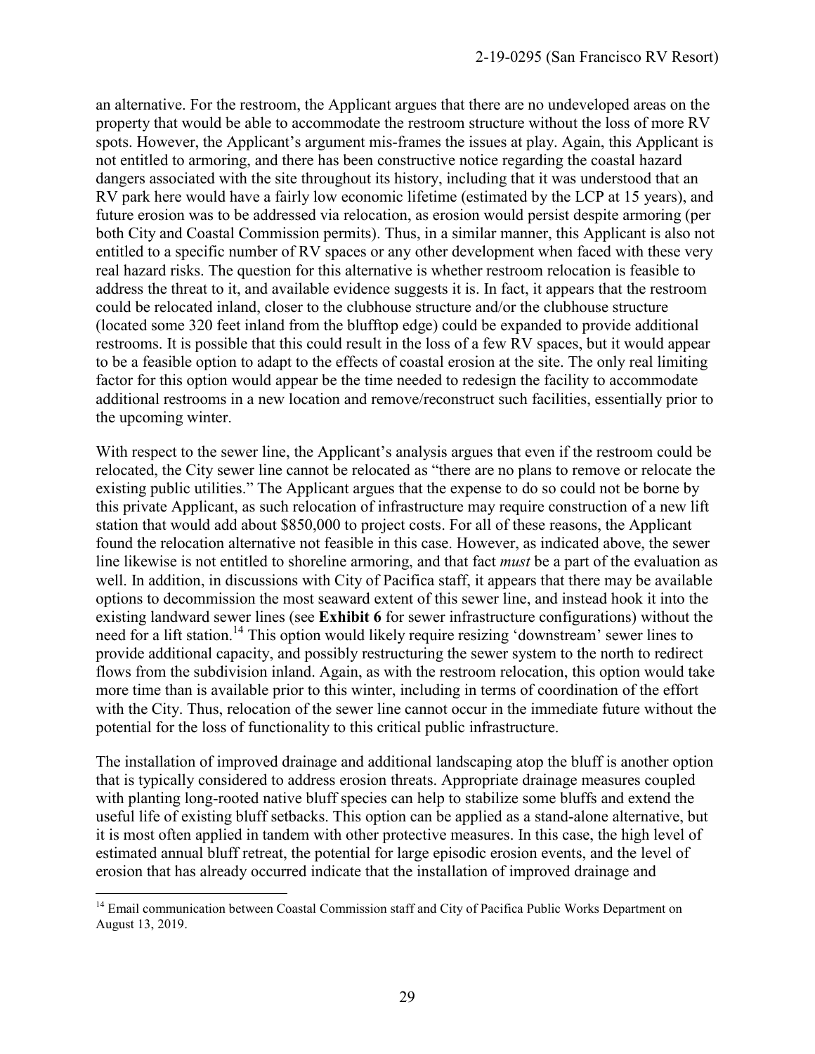an alternative. For the restroom, the Applicant argues that there are no undeveloped areas on the property that would be able to accommodate the restroom structure without the loss of more RV spots. However, the Applicant's argument mis-frames the issues at play. Again, this Applicant is not entitled to armoring, and there has been constructive notice regarding the coastal hazard dangers associated with the site throughout its history, including that it was understood that an RV park here would have a fairly low economic lifetime (estimated by the LCP at 15 years), and future erosion was to be addressed via relocation, as erosion would persist despite armoring (per both City and Coastal Commission permits). Thus, in a similar manner, this Applicant is also not entitled to a specific number of RV spaces or any other development when faced with these very real hazard risks. The question for this alternative is whether restroom relocation is feasible to address the threat to it, and available evidence suggests it is. In fact, it appears that the restroom could be relocated inland, closer to the clubhouse structure and/or the clubhouse structure (located some 320 feet inland from the blufftop edge) could be expanded to provide additional restrooms. It is possible that this could result in the loss of a few RV spaces, but it would appear to be a feasible option to adapt to the effects of coastal erosion at the site. The only real limiting factor for this option would appear be the time needed to redesign the facility to accommodate additional restrooms in a new location and remove/reconstruct such facilities, essentially prior to the upcoming winter.

With respect to the sewer line, the Applicant's analysis argues that even if the restroom could be relocated, the City sewer line cannot be relocated as "there are no plans to remove or relocate the existing public utilities." The Applicant argues that the expense to do so could not be borne by this private Applicant, as such relocation of infrastructure may require construction of a new lift station that would add about $850,000 to project costs. For all of these reasons, the Applicant found the relocation alternative not feasible in this case. However, as indicated above, the sewer line likewise is not entitled to shoreline armoring, and that fact *must* be a part of the evaluation as well. In addition, in discussions with City of Pacifica staff, it appears that there may be available options to decommission the most seaward extent of this sewer line, and instead hook it into the existing landward sewer lines (see **Exhibit 6** for sewer infrastructure configurations) without the need for a lift station.[14] This option would likely require resizing 'downstream' sewer lines to provide additional capacity, and possibly restructuring the sewer system to the north to redirect flows from the subdivision inland. Again, as with the restroom relocation, this option would take more time than is available prior to this winter, including in terms of coordination of the effort with the City. Thus, relocation of the sewer line cannot occur in the immediate future without the potential for the loss of functionality to this critical public infrastructure.

The installation of improved drainage and additional landscaping atop the bluff is another option that is typically considered to address erosion threats. Appropriate drainage measures coupled with planting long-rooted native bluff species can help to stabilize some bluffs and extend the useful life of existing bluff setbacks. This option can be applied as a stand-alone alternative, but it is most often applied in tandem with other protective measures. In this case, the high level of estimated annual bluff retreat, the potential for large episodic erosion events, and the level of erosion that has already occurred indicate that the installation of improved drainage and

---

[14] Email communication between Coastal Commission staff and City of Pacifica Public Works Department on August 13, 2019.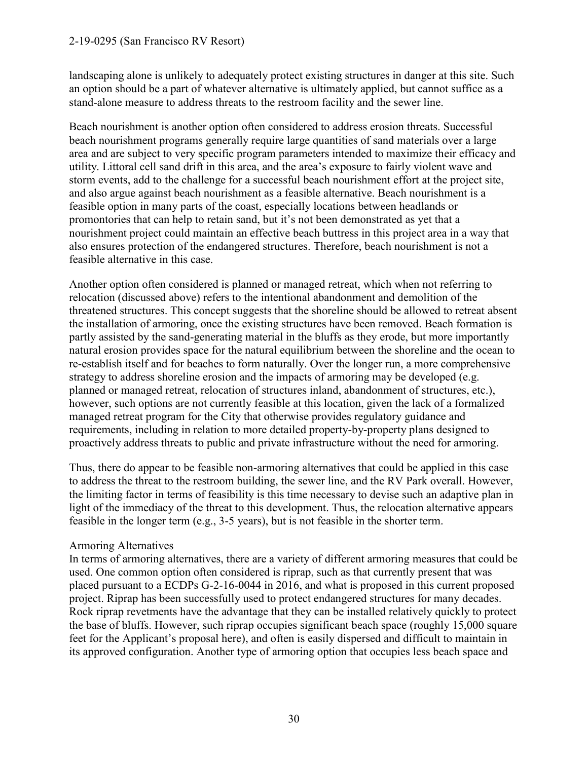landscaping alone is unlikely to adequately protect existing structures in danger at this site. Such an option should be a part of whatever alternative is ultimately applied, but cannot suffice as a stand-alone measure to address threats to the restroom facility and the sewer line.

Beach nourishment is another option often considered to address erosion threats. Successful beach nourishment programs generally require large quantities of sand materials over a large area and are subject to very specific program parameters intended to maximize their efficacy and utility. Littoral cell sand drift in this area, and the area's exposure to fairly violent wave and storm events, add to the challenge for a successful beach nourishment effort at the project site, and also argue against beach nourishment as a feasible alternative. Beach nourishment is a feasible option in many parts of the coast, especially locations between headlands or promontories that can help to retain sand, but it's not been demonstrated as yet that a nourishment project could maintain an effective beach buttress in this project area in a way that also ensures protection of the endangered structures. Therefore, beach nourishment is not a feasible alternative in this case.

Another option often considered is planned or managed retreat, which when not referring to relocation (discussed above) refers to the intentional abandonment and demolition of the threatened structures. This concept suggests that the shoreline should be allowed to retreat absent the installation of armoring, once the existing structures have been removed. Beach formation is partly assisted by the sand-generating material in the bluffs as they erode, but more importantly natural erosion provides space for the natural equilibrium between the shoreline and the ocean to re-establish itself and for beaches to form naturally. Over the longer run, a more comprehensive strategy to address shoreline erosion and the impacts of armoring may be developed (e.g. planned or managed retreat, relocation of structures inland, abandonment of structures, etc.), however, such options are not currently feasible at this location, given the lack of a formalized managed retreat program for the City that otherwise provides regulatory guidance and requirements, including in relation to more detailed property-by-property plans designed to proactively address threats to public and private infrastructure without the need for armoring.

Thus, there do appear to be feasible non-armoring alternatives that could be applied in this case to address the threat to the restroom building, the sewer line, and the RV Park overall. However, the limiting factor in terms of feasibility is this time necessary to devise such an adaptive plan in light of the immediacy of the threat to this development. Thus, the relocation alternative appears feasible in the longer term (e.g., 3-5 years), but is not feasible in the shorter term.

Armoring Alternatives

In terms of armoring alternatives, there are a variety of different armoring measures that could be used. One common option often considered is riprap, such as that currently present that was placed pursuant to a ECDPs G-2-16-0044 in 2016, and what is proposed in this current proposed project. Riprap has been successfully used to protect endangered structures for many decades. Rock riprap revetments have the advantage that they can be installed relatively quickly to protect the base of bluffs. However, such riprap occupies significant beach space (roughly 15,000 square feet for the Applicant's proposal here), and often is easily dispersed and difficult to maintain in its approved configuration. Another type of armoring option that occupies less beach space and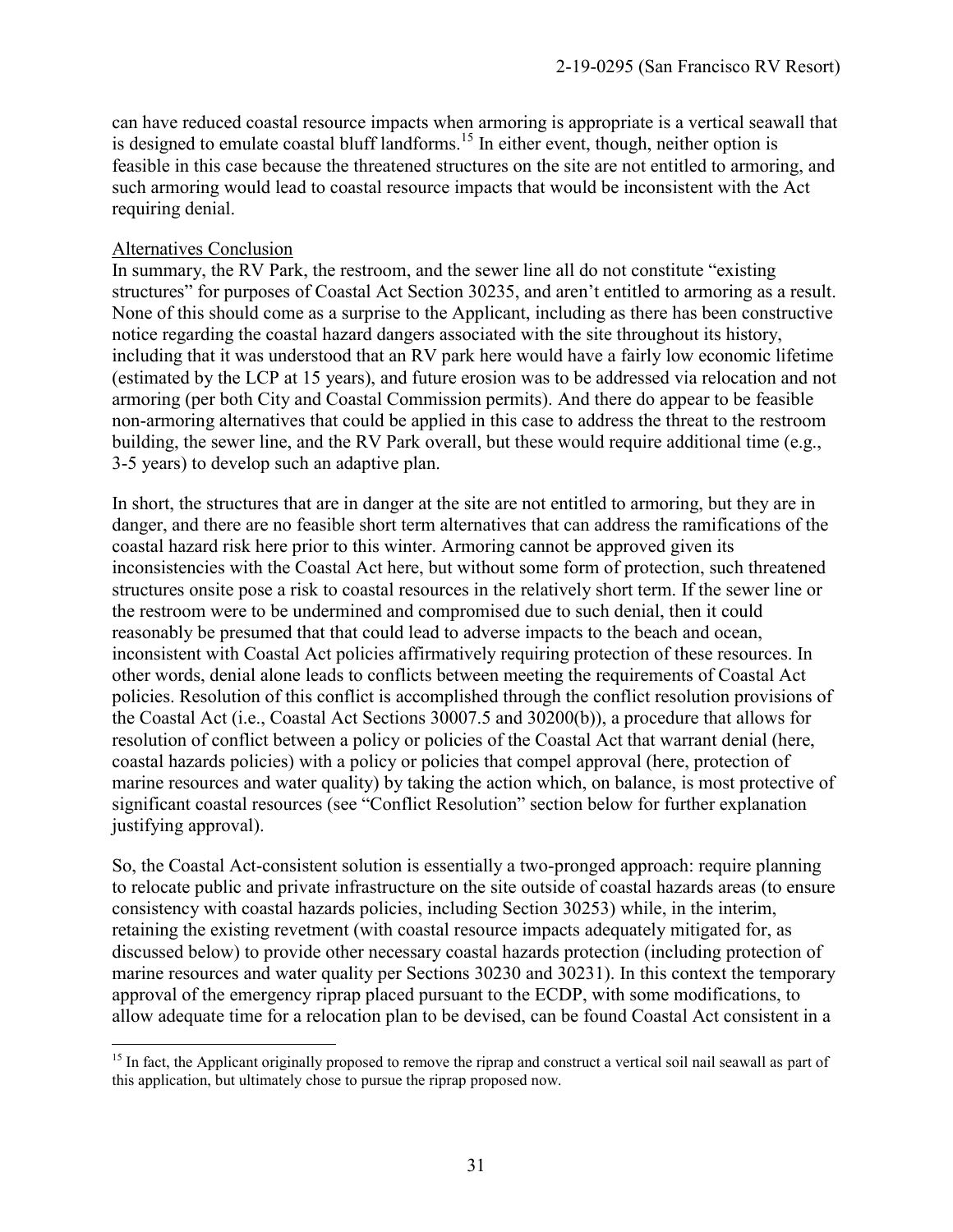can have reduced coastal resource impacts when armoring is appropriate is a vertical seawall that is designed to emulate coastal bluff landforms.[15] In either event, though, neither option is feasible in this case because the threatened structures on the site are not entitled to armoring, and such armoring would lead to coastal resource impacts that would be inconsistent with the Act requiring denial.

Alternatives Conclusion

In summary, the RV Park, the restroom, and the sewer line all do not constitute "existing structures" for purposes of Coastal Act Section 30235, and aren't entitled to armoring as a result. None of this should come as a surprise to the Applicant, including as there has been constructive notice regarding the coastal hazard dangers associated with the site throughout its history, including that it was understood that an RV park here would have a fairly low economic lifetime (estimated by the LCP at 15 years), and future erosion was to be addressed via relocation and not armoring (per both City and Coastal Commission permits). And there do appear to be feasible non-armoring alternatives that could be applied in this case to address the threat to the restroom building, the sewer line, and the RV Park overall, but these would require additional time (e.g., 3-5 years) to develop such an adaptive plan.

In short, the structures that are in danger at the site are not entitled to armoring, but they are in danger, and there are no feasible short term alternatives that can address the ramifications of the coastal hazard risk here prior to this winter. Armoring cannot be approved given its inconsistencies with the Coastal Act here, but without some form of protection, such threatened structures onsite pose a risk to coastal resources in the relatively short term. If the sewer line or the restroom were to be undermined and compromised due to such denial, then it could reasonably be presumed that that could lead to adverse impacts to the beach and ocean, inconsistent with Coastal Act policies affirmatively requiring protection of these resources. In other words, denial alone leads to conflicts between meeting the requirements of Coastal Act policies. Resolution of this conflict is accomplished through the conflict resolution provisions of the Coastal Act (i.e., Coastal Act Sections 30007.5 and 30200(b)), a procedure that allows for resolution of conflict between a policy or policies of the Coastal Act that warrant denial (here, coastal hazards policies) with a policy or policies that compel approval (here, protection of marine resources and water quality) by taking the action which, on balance, is most protective of significant coastal resources (see "Conflict Resolution" section below for further explanation justifying approval).

So, the Coastal Act-consistent solution is essentially a two-pronged approach: require planning to relocate public and private infrastructure on the site outside of coastal hazards areas (to ensure consistency with coastal hazards policies, including Section 30253) while, in the interim, retaining the existing revetment (with coastal resource impacts adequately mitigated for, as discussed below) to provide other necessary coastal hazards protection (including protection of marine resources and water quality per Sections 30230 and 30231). In this context the temporary approval of the emergency riprap placed pursuant to the ECDP, with some modifications, to allow adequate time for a relocation plan to be devised, can be found Coastal Act consistent in a

[15] In fact, the Applicant originally proposed to remove the riprap and construct a vertical soil nail seawall as part of this application, but ultimately chose to pursue the riprap proposed now.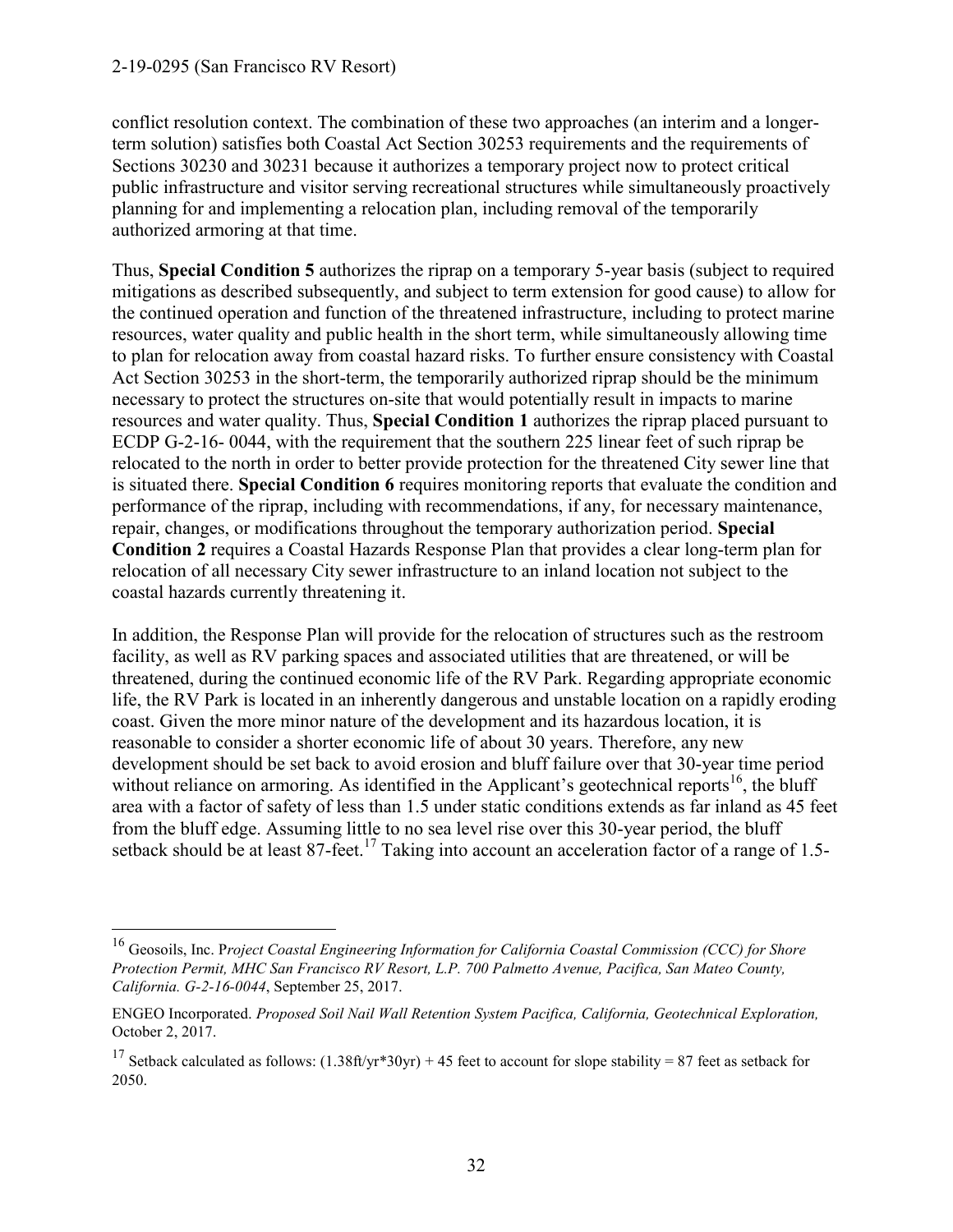conflict resolution context. The combination of these two approaches (an interim and a longer-term solution) satisfies both Coastal Act Section 30253 requirements and the requirements of Sections 30230 and 30231 because it authorizes a temporary project now to protect critical public infrastructure and visitor serving recreational structures while simultaneously proactively planning for and implementing a relocation plan, including removal of the temporarily authorized armoring at that time.

Thus, **Special Condition 5** authorizes the riprap on a temporary 5-year basis (subject to required mitigations as described subsequently, and subject to term extension for good cause) to allow for the continued operation and function of the threatened infrastructure, including to protect marine resources, water quality and public health in the short term, while simultaneously allowing time to plan for relocation away from coastal hazard risks. To further ensure consistency with Coastal Act Section 30253 in the short-term, the temporarily authorized riprap should be the minimum necessary to protect the structures on-site that would potentially result in impacts to marine resources and water quality. Thus, **Special Condition 1** authorizes the riprap placed pursuant to ECDP G-2-16- 0044, with the requirement that the southern 225 linear feet of such riprap be relocated to the north in order to better provide protection for the threatened City sewer line that is situated there. **Special Condition 6** requires monitoring reports that evaluate the condition and performance of the riprap, including with recommendations, if any, for necessary maintenance, repair, changes, or modifications throughout the temporary authorization period. **Special Condition 2** requires a Coastal Hazards Response Plan that provides a clear long-term plan for relocation of all necessary City sewer infrastructure to an inland location not subject to the coastal hazards currently threatening it.

In addition, the Response Plan will provide for the relocation of structures such as the restroom facility, as well as RV parking spaces and associated utilities that are threatened, or will be threatened, during the continued economic life of the RV Park. Regarding appropriate economic life, the RV Park is located in an inherently dangerous and unstable location on a rapidly eroding coast. Given the more minor nature of the development and its hazardous location, it is reasonable to consider a shorter economic life of about 30 years. Therefore, any new development should be set back to avoid erosion and bluff failure over that 30-year time period without reliance on armoring. As identified in the Applicant's geotechnical reports[16], the bluff area with a factor of safety of less than 1.5 under static conditions extends as far inland as 45 feet from the bluff edge. Assuming little to no sea level rise over this 30-year period, the bluff setback should be at least 87-feet.[17] Taking into account an acceleration factor of a range of 1.5-

---

[16] Geosoils, Inc. P*roject Coastal Engineering Information for California Coastal Commission (CCC) for Shore Protection Permit, MHC San Francisco RV Resort, L.P. 700 Palmetto Avenue, Pacifica, San Mateo County, California. G-2-16-0044*, September 25, 2017.

ENGEO Incorporated. *Proposed Soil Nail Wall Retention System Pacifica, California, Geotechnical Exploration,* October 2, 2017.

[17] Setback calculated as follows: (1.38ft/yr*30yr) + 45 feet to account for slope stability = 87 feet as setback for 2050.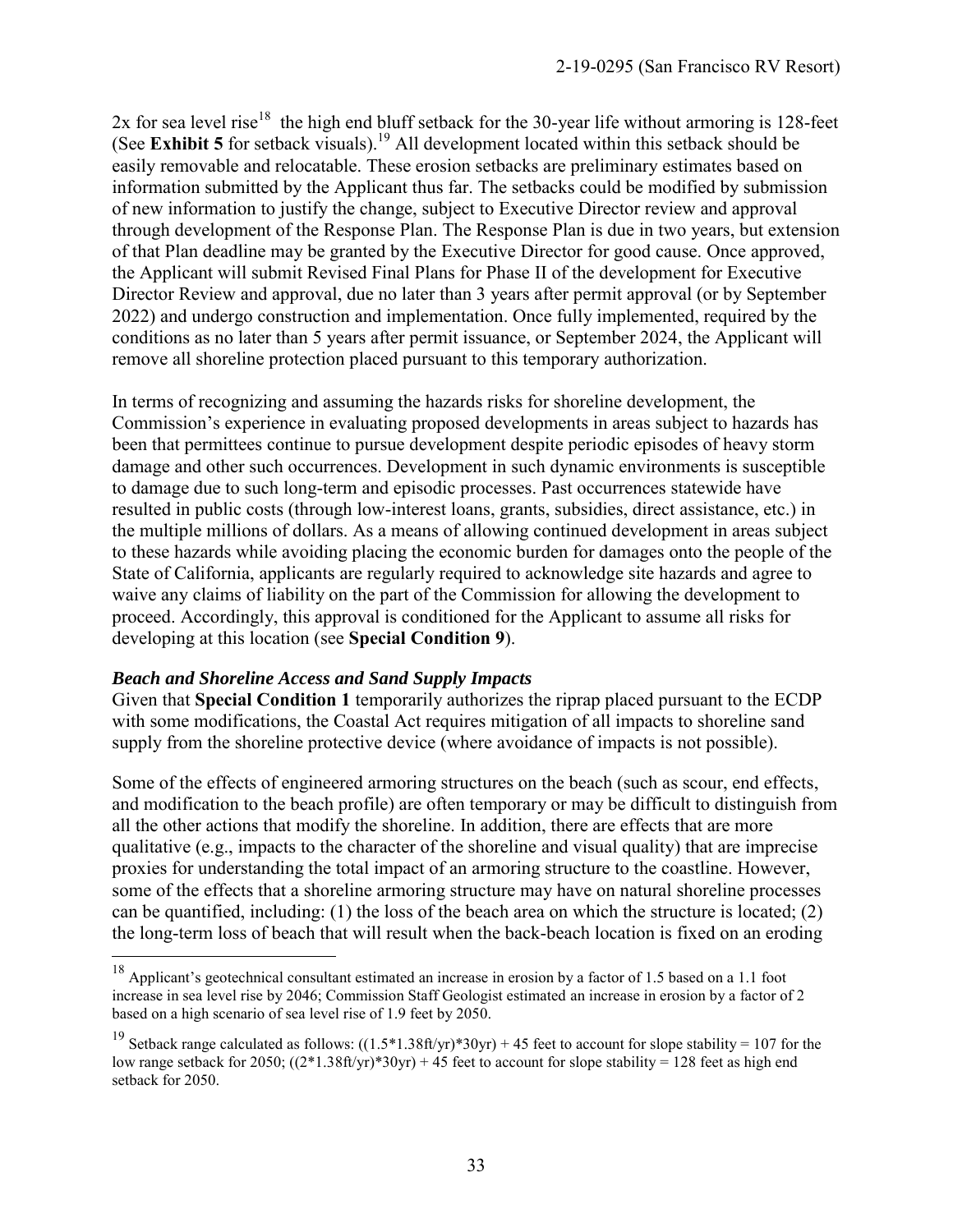2x for sea level rise[18] the high end bluff setback for the 30-year life without armoring is 128-feet (See **Exhibit 5** for setback visuals).[19] All development located within this setback should be easily removable and relocatable. These erosion setbacks are preliminary estimates based on information submitted by the Applicant thus far. The setbacks could be modified by submission of new information to justify the change, subject to Executive Director review and approval through development of the Response Plan. The Response Plan is due in two years, but extension of that Plan deadline may be granted by the Executive Director for good cause. Once approved, the Applicant will submit Revised Final Plans for Phase II of the development for Executive Director Review and approval, due no later than 3 years after permit approval (or by September 2022) and undergo construction and implementation. Once fully implemented, required by the conditions as no later than 5 years after permit issuance, or September 2024, the Applicant will remove all shoreline protection placed pursuant to this temporary authorization.

In terms of recognizing and assuming the hazards risks for shoreline development, the Commission's experience in evaluating proposed developments in areas subject to hazards has been that permittees continue to pursue development despite periodic episodes of heavy storm damage and other such occurrences. Development in such dynamic environments is susceptible to damage due to such long-term and episodic processes. Past occurrences statewide have resulted in public costs (through low-interest loans, grants, subsidies, direct assistance, etc.) in the multiple millions of dollars. As a means of allowing continued development in areas subject to these hazards while avoiding placing the economic burden for damages onto the people of the State of California, applicants are regularly required to acknowledge site hazards and agree to waive any claims of liability on the part of the Commission for allowing the development to proceed. Accordingly, this approval is conditioned for the Applicant to assume all risks for developing at this location (see **Special Condition 9**).

***Beach and Shoreline Access and Sand Supply Impacts***

Given that **Special Condition 1** temporarily authorizes the riprap placed pursuant to the ECDP with some modifications, the Coastal Act requires mitigation of all impacts to shoreline sand supply from the shoreline protective device (where avoidance of impacts is not possible).

Some of the effects of engineered armoring structures on the beach (such as scour, end effects, and modification to the beach profile) are often temporary or may be difficult to distinguish from all the other actions that modify the shoreline. In addition, there are effects that are more qualitative (e.g., impacts to the character of the shoreline and visual quality) that are imprecise proxies for understanding the total impact of an armoring structure to the coastline. However, some of the effects that a shoreline armoring structure may have on natural shoreline processes can be quantified, including: (1) the loss of the beach area on which the structure is located; (2) the long-term loss of beach that will result when the back-beach location is fixed on an eroding

---

[18] Applicant's geotechnical consultant estimated an increase in erosion by a factor of 1.5 based on a 1.1 foot increase in sea level rise by 2046; Commission Staff Geologist estimated an increase in erosion by a factor of 2 based on a high scenario of sea level rise of 1.9 feet by 2050.

[19] Setback range calculated as follows: ((1.5*1.38ft/yr)*30yr) + 45 feet to account for slope stability = 107 for the low range setback for 2050; ((2*1.38ft/yr)*30yr) + 45 feet to account for slope stability = 128 feet as high end setback for 2050.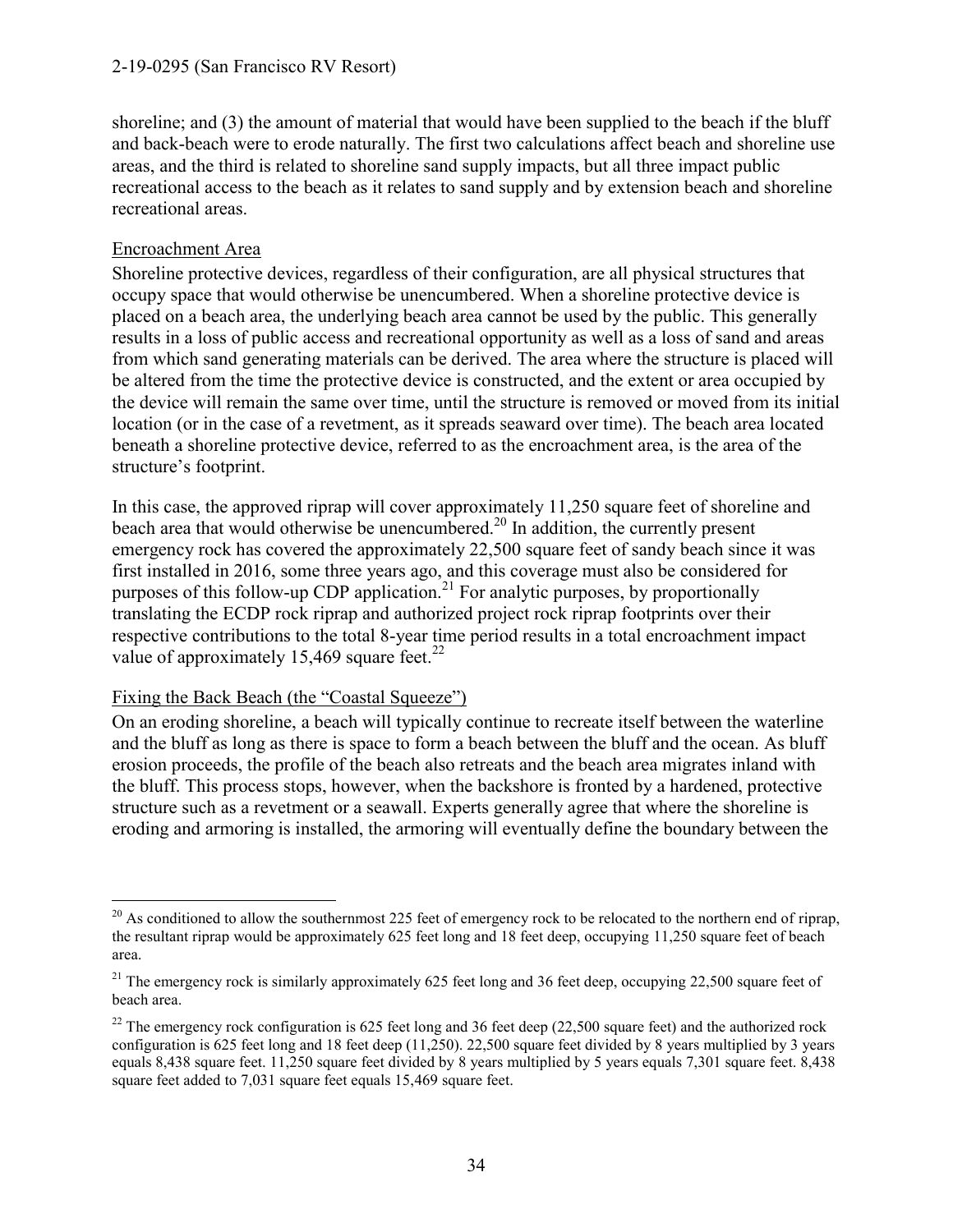shoreline; and (3) the amount of material that would have been supplied to the beach if the bluff and back-beach were to erode naturally. The first two calculations affect beach and shoreline use areas, and the third is related to shoreline sand supply impacts, but all three impact public recreational access to the beach as it relates to sand supply and by extension beach and shoreline recreational areas.

Encroachment Area

Shoreline protective devices, regardless of their configuration, are all physical structures that occupy space that would otherwise be unencumbered. When a shoreline protective device is placed on a beach area, the underlying beach area cannot be used by the public. This generally results in a loss of public access and recreational opportunity as well as a loss of sand and areas from which sand generating materials can be derived. The area where the structure is placed will be altered from the time the protective device is constructed, and the extent or area occupied by the device will remain the same over time, until the structure is removed or moved from its initial location (or in the case of a revetment, as it spreads seaward over time). The beach area located beneath a shoreline protective device, referred to as the encroachment area, is the area of the structure's footprint.

In this case, the approved riprap will cover approximately 11,250 square feet of shoreline and beach area that would otherwise be unencumbered.[20] In addition, the currently present emergency rock has covered the approximately 22,500 square feet of sandy beach since it was first installed in 2016, some three years ago, and this coverage must also be considered for purposes of this follow-up CDP application.[21] For analytic purposes, by proportionally translating the ECDP rock riprap and authorized project rock riprap footprints over their respective contributions to the total 8-year time period results in a total encroachment impact value of approximately 15,469 square feet.[22]

Fixing the Back Beach (the "Coastal Squeeze")

On an eroding shoreline, a beach will typically continue to recreate itself between the waterline and the bluff as long as there is space to form a beach between the bluff and the ocean. As bluff erosion proceeds, the profile of the beach also retreats and the beach area migrates inland with the bluff. This process stops, however, when the backshore is fronted by a hardened, protective structure such as a revetment or a seawall. Experts generally agree that where the shoreline is eroding and armoring is installed, the armoring will eventually define the boundary between the

---

[20] As conditioned to allow the southernmost 225 feet of emergency rock to be relocated to the northern end of riprap, the resultant riprap would be approximately 625 feet long and 18 feet deep, occupying 11,250 square feet of beach area.

[21] The emergency rock is similarly approximately 625 feet long and 36 feet deep, occupying 22,500 square feet of beach area.

[22] The emergency rock configuration is 625 feet long and 36 feet deep (22,500 square feet) and the authorized rock configuration is 625 feet long and 18 feet deep (11,250). 22,500 square feet divided by 8 years multiplied by 3 years equals 8,438 square feet. 11,250 square feet divided by 8 years multiplied by 5 years equals 7,301 square feet. 8,438 square feet added to 7,031 square feet equals 15,469 square feet.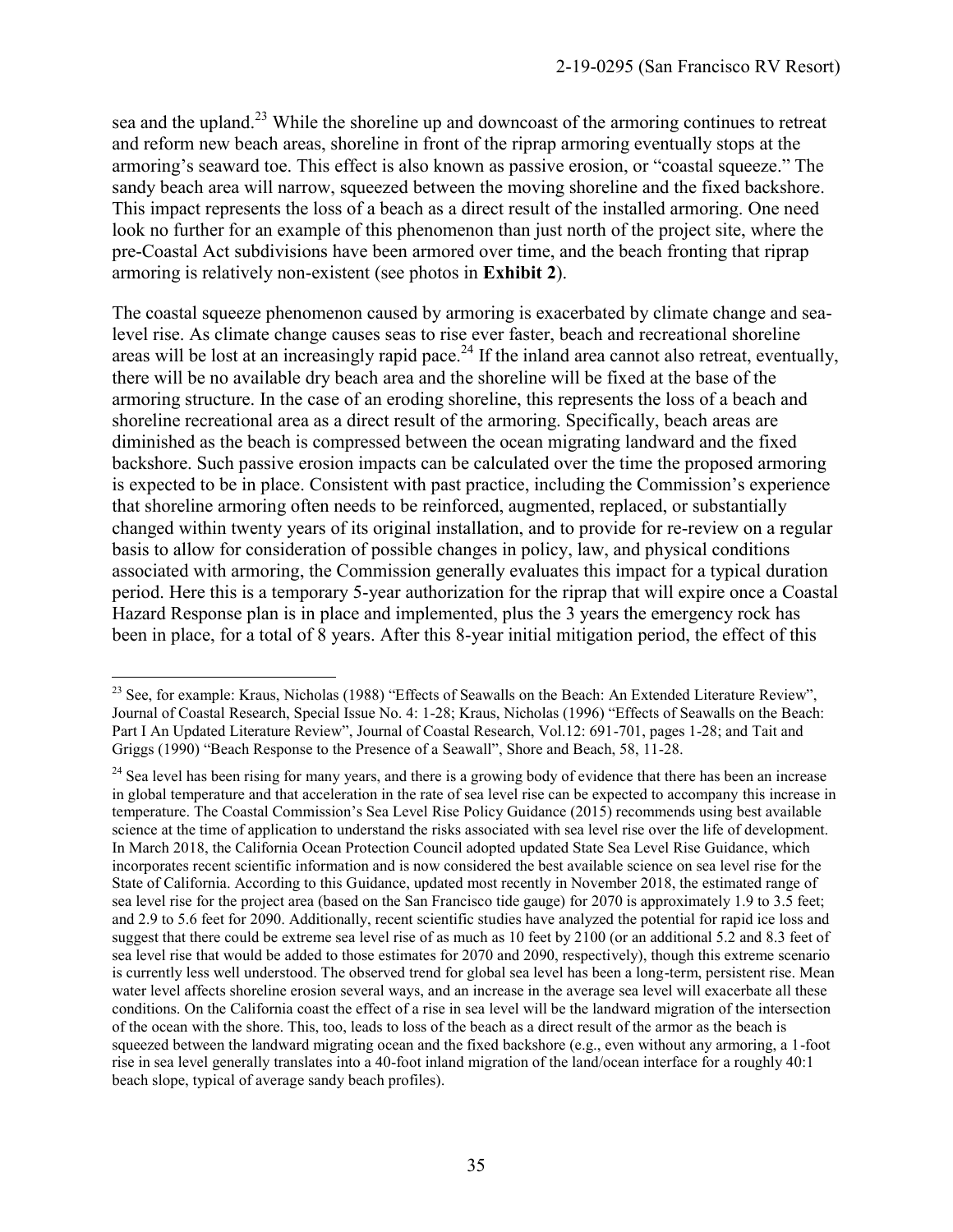sea and the upland.[23] While the shoreline up and downcoast of the armoring continues to retreat and reform new beach areas, shoreline in front of the riprap armoring eventually stops at the armoring's seaward toe. This effect is also known as passive erosion, or "coastal squeeze." The sandy beach area will narrow, squeezed between the moving shoreline and the fixed backshore. This impact represents the loss of a beach as a direct result of the installed armoring. One need look no further for an example of this phenomenon than just north of the project site, where the pre-Coastal Act subdivisions have been armored over time, and the beach fronting that riprap armoring is relatively non-existent (see photos in **Exhibit 2**).

The coastal squeeze phenomenon caused by armoring is exacerbated by climate change and sea-level rise. As climate change causes seas to rise ever faster, beach and recreational shoreline areas will be lost at an increasingly rapid pace.[24] If the inland area cannot also retreat, eventually, there will be no available dry beach area and the shoreline will be fixed at the base of the armoring structure. In the case of an eroding shoreline, this represents the loss of a beach and shoreline recreational area as a direct result of the armoring. Specifically, beach areas are diminished as the beach is compressed between the ocean migrating landward and the fixed backshore. Such passive erosion impacts can be calculated over the time the proposed armoring is expected to be in place. Consistent with past practice, including the Commission's experience that shoreline armoring often needs to be reinforced, augmented, replaced, or substantially changed within twenty years of its original installation, and to provide for re-review on a regular basis to allow for consideration of possible changes in policy, law, and physical conditions associated with armoring, the Commission generally evaluates this impact for a typical duration period. Here this is a temporary 5-year authorization for the riprap that will expire once a Coastal Hazard Response plan is in place and implemented, plus the 3 years the emergency rock has been in place, for a total of 8 years. After this 8-year initial mitigation period, the effect of this

---

[23] See, for example: Kraus, Nicholas (1988) "Effects of Seawalls on the Beach: An Extended Literature Review", Journal of Coastal Research, Special Issue No. 4: 1-28; Kraus, Nicholas (1996) "Effects of Seawalls on the Beach: Part I An Updated Literature Review", Journal of Coastal Research, Vol.12: 691-701, pages 1-28; and Tait and Griggs (1990) "Beach Response to the Presence of a Seawall", Shore and Beach, 58, 11-28.

[24] Sea level has been rising for many years, and there is a growing body of evidence that there has been an increase in global temperature and that acceleration in the rate of sea level rise can be expected to accompany this increase in temperature. The Coastal Commission's Sea Level Rise Policy Guidance (2015) recommends using best available science at the time of application to understand the risks associated with sea level rise over the life of development. In March 2018, the California Ocean Protection Council adopted updated State Sea Level Rise Guidance, which incorporates recent scientific information and is now considered the best available science on sea level rise for the State of California. According to this Guidance, updated most recently in November 2018, the estimated range of sea level rise for the project area (based on the San Francisco tide gauge) for 2070 is approximately 1.9 to 3.5 feet; and 2.9 to 5.6 feet for 2090. Additionally, recent scientific studies have analyzed the potential for rapid ice loss and suggest that there could be extreme sea level rise of as much as 10 feet by 2100 (or an additional 5.2 and 8.3 feet of sea level rise that would be added to those estimates for 2070 and 2090, respectively), though this extreme scenario is currently less well understood. The observed trend for global sea level has been a long-term, persistent rise. Mean water level affects shoreline erosion several ways, and an increase in the average sea level will exacerbate all these conditions. On the California coast the effect of a rise in sea level will be the landward migration of the intersection of the ocean with the shore. This, too, leads to loss of the beach as a direct result of the armor as the beach is squeezed between the landward migrating ocean and the fixed backshore (e.g., even without any armoring, a 1-foot rise in sea level generally translates into a 40-foot inland migration of the land/ocean interface for a roughly 40:1 beach slope, typical of average sandy beach profiles).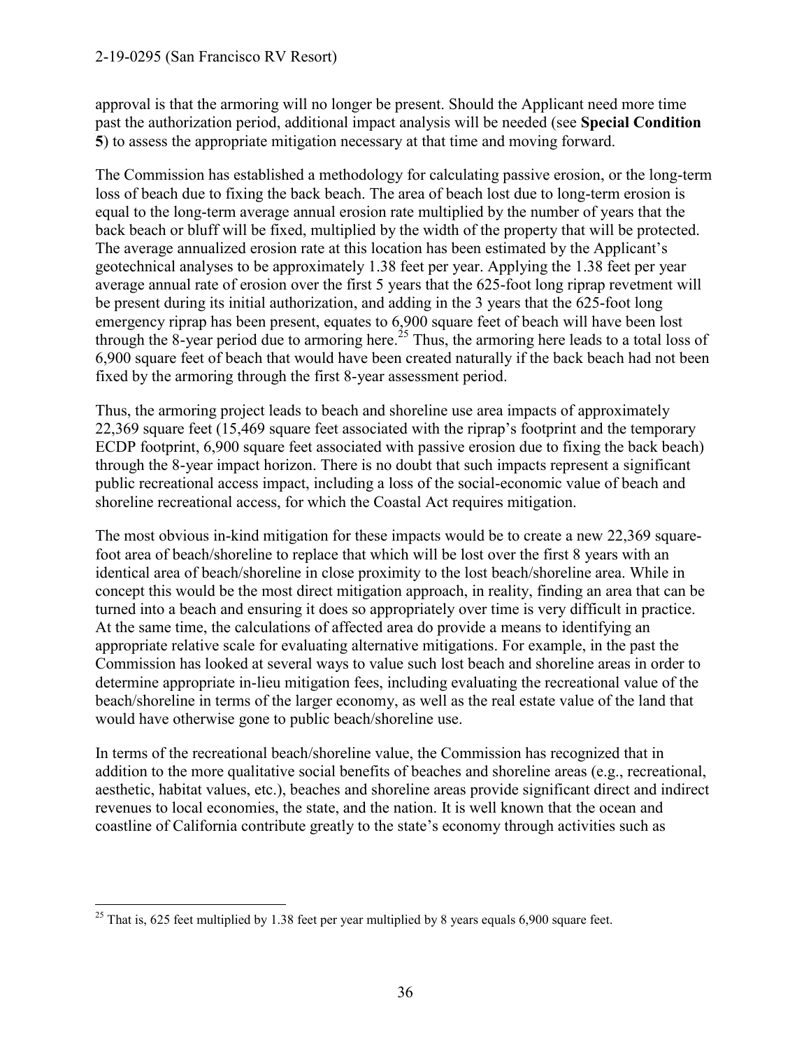approval is that the armoring will no longer be present. Should the Applicant need more time past the authorization period, additional impact analysis will be needed (see **Special Condition 5**) to assess the appropriate mitigation necessary at that time and moving forward.

The Commission has established a methodology for calculating passive erosion, or the long-term loss of beach due to fixing the back beach. The area of beach lost due to long-term erosion is equal to the long-term average annual erosion rate multiplied by the number of years that the back beach or bluff will be fixed, multiplied by the width of the property that will be protected. The average annualized erosion rate at this location has been estimated by the Applicant's geotechnical analyses to be approximately 1.38 feet per year. Applying the 1.38 feet per year average annual rate of erosion over the first 5 years that the 625-foot long riprap revetment will be present during its initial authorization, and adding in the 3 years that the 625-foot long emergency riprap has been present, equates to 6,900 square feet of beach will have been lost through the 8-year period due to armoring here.[25] Thus, the armoring here leads to a total loss of 6,900 square feet of beach that would have been created naturally if the back beach had not been fixed by the armoring through the first 8-year assessment period.

Thus, the armoring project leads to beach and shoreline use area impacts of approximately 22,369 square feet (15,469 square feet associated with the riprap's footprint and the temporary ECDP footprint, 6,900 square feet associated with passive erosion due to fixing the back beach) through the 8-year impact horizon. There is no doubt that such impacts represent a significant public recreational access impact, including a loss of the social-economic value of beach and shoreline recreational access, for which the Coastal Act requires mitigation.

The most obvious in-kind mitigation for these impacts would be to create a new 22,369 square-foot area of beach/shoreline to replace that which will be lost over the first 8 years with an identical area of beach/shoreline in close proximity to the lost beach/shoreline area. While in concept this would be the most direct mitigation approach, in reality, finding an area that can be turned into a beach and ensuring it does so appropriately over time is very difficult in practice. At the same time, the calculations of affected area do provide a means to identifying an appropriate relative scale for evaluating alternative mitigations. For example, in the past the Commission has looked at several ways to value such lost beach and shoreline areas in order to determine appropriate in-lieu mitigation fees, including evaluating the recreational value of the beach/shoreline in terms of the larger economy, as well as the real estate value of the land that would have otherwise gone to public beach/shoreline use.

In terms of the recreational beach/shoreline value, the Commission has recognized that in addition to the more qualitative social benefits of beaches and shoreline areas (e.g., recreational, aesthetic, habitat values, etc.), beaches and shoreline areas provide significant direct and indirect revenues to local economies, the state, and the nation. It is well known that the ocean and coastline of California contribute greatly to the state's economy through activities such as

---

[25] That is, 625 feet multiplied by 1.38 feet per year multiplied by 8 years equals 6,900 square feet.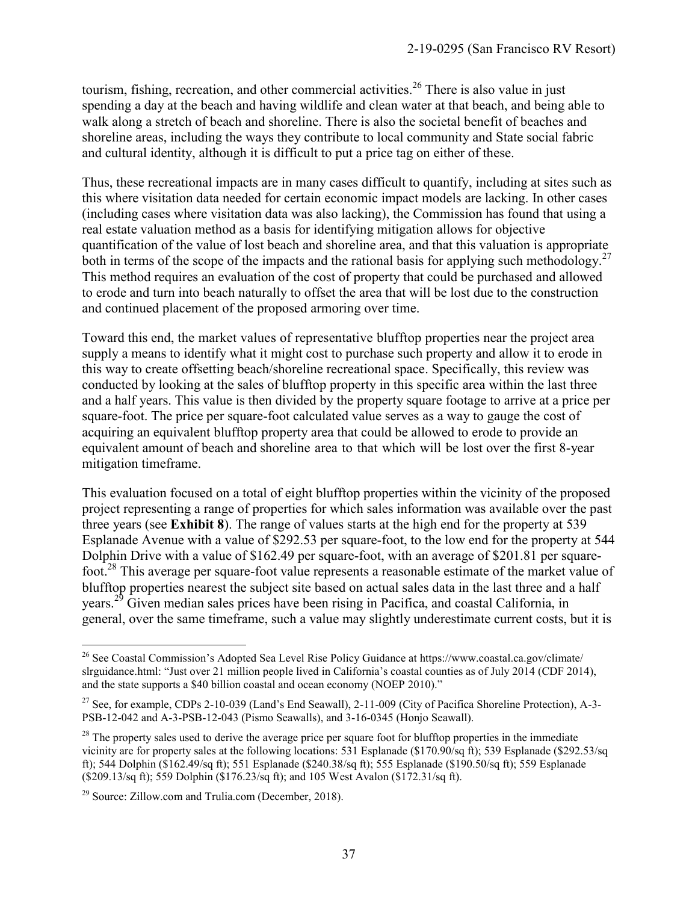tourism, fishing, recreation, and other commercial activities.[26] There is also value in just spending a day at the beach and having wildlife and clean water at that beach, and being able to walk along a stretch of beach and shoreline. There is also the societal benefit of beaches and shoreline areas, including the ways they contribute to local community and State social fabric and cultural identity, although it is difficult to put a price tag on either of these.

Thus, these recreational impacts are in many cases difficult to quantify, including at sites such as this where visitation data needed for certain economic impact models are lacking. In other cases (including cases where visitation data was also lacking), the Commission has found that using a real estate valuation method as a basis for identifying mitigation allows for objective quantification of the value of lost beach and shoreline area, and that this valuation is appropriate both in terms of the scope of the impacts and the rational basis for applying such methodology.[27] This method requires an evaluation of the cost of property that could be purchased and allowed to erode and turn into beach naturally to offset the area that will be lost due to the construction and continued placement of the proposed armoring over time.

Toward this end, the market values of representative blufftop properties near the project area supply a means to identify what it might cost to purchase such property and allow it to erode in this way to create offsetting beach/shoreline recreational space. Specifically, this review was conducted by looking at the sales of blufftop property in this specific area within the last three and a half years. This value is then divided by the property square footage to arrive at a price per square-foot. The price per square-foot calculated value serves as a way to gauge the cost of acquiring an equivalent blufftop property area that could be allowed to erode to provide an equivalent amount of beach and shoreline area to that which will be lost over the first 8-year mitigation timeframe.

This evaluation focused on a total of eight blufftop properties within the vicinity of the proposed project representing a range of properties for which sales information was available over the past three years (see **Exhibit 8**). The range of values starts at the high end for the property at 539 Esplanade Avenue with a value of $292.53 per square-foot, to the low end for the property at 544 Dolphin Drive with a value of $162.49 per square-foot, with an average of $201.81 per square-foot.[28] This average per square-foot value represents a reasonable estimate of the market value of blufftop properties nearest the subject site based on actual sales data in the last three and a half years.[29] Given median sales prices have been rising in Pacifica, and coastal California, in general, over the same timeframe, such a value may slightly underestimate current costs, but it is

---

[26] See Coastal Commission's Adopted Sea Level Rise Policy Guidance at https://www.coastal.ca.gov/climate/slrguidance.html: "Just over 21 million people lived in California's coastal counties as of July 2014 (CDF 2014), and the state supports a $40 billion coastal and ocean economy (NOEP 2010)."

[27] See, for example, CDPs 2-10-039 (Land's End Seawall), 2-11-009 (City of Pacifica Shoreline Protection), A-3-PSB-12-042 and A-3-PSB-12-043 (Pismo Seawalls), and 3-16-0345 (Honjo Seawall).

[28] The property sales used to derive the average price per square foot for blufftop properties in the immediate vicinity are for property sales at the following locations: 531 Esplanade ($170.90/sq ft); 539 Esplanade ($292.53/sq ft); 544 Dolphin ($162.49/sq ft); 551 Esplanade ($240.38/sq ft); 555 Esplanade ($190.50/sq ft); 559 Esplanade ($209.13/sq ft); 559 Dolphin ($176.23/sq ft); and 105 West Avalon ($172.31/sq ft).

[29] Source: Zillow.com and Trulia.com (December, 2018).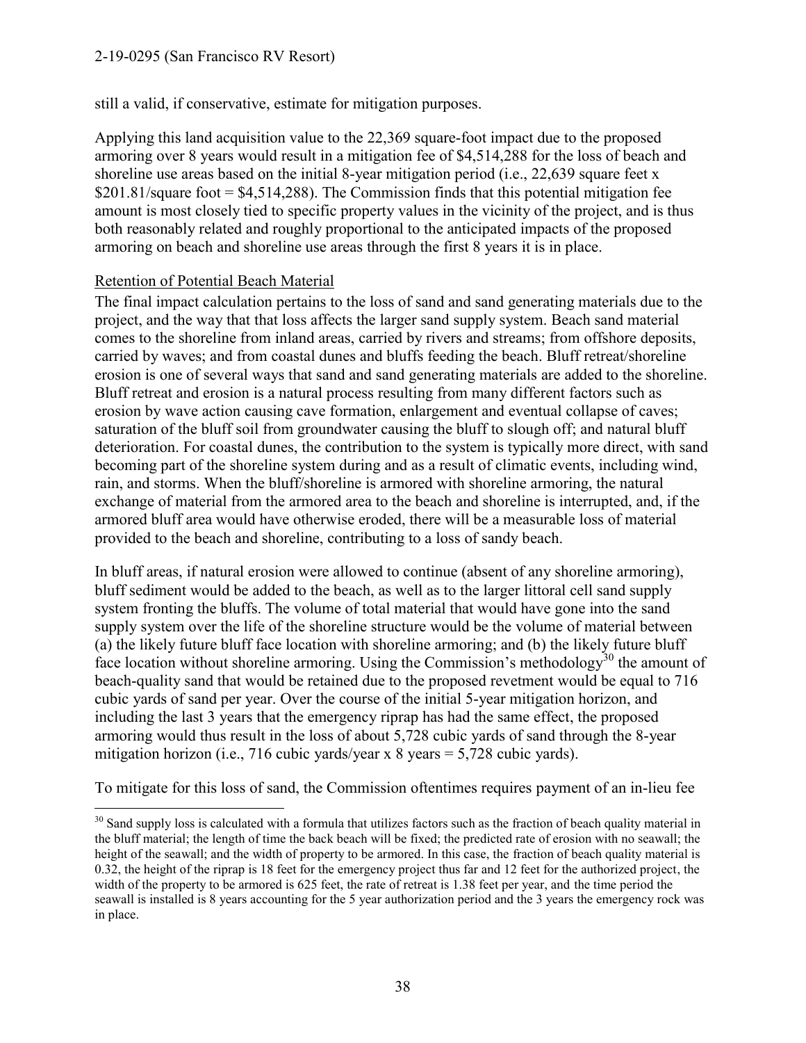still a valid, if conservative, estimate for mitigation purposes.

Applying this land acquisition value to the 22,369 square-foot impact due to the proposed armoring over 8 years would result in a mitigation fee of $4,514,288 for the loss of beach and shoreline use areas based on the initial 8-year mitigation period (i.e., 22,639 square feet x $201.81/square foot = $4,514,288). The Commission finds that this potential mitigation fee amount is most closely tied to specific property values in the vicinity of the project, and is thus both reasonably related and roughly proportional to the anticipated impacts of the proposed armoring on beach and shoreline use areas through the first 8 years it is in place.

Retention of Potential Beach Material

The final impact calculation pertains to the loss of sand and sand generating materials due to the project, and the way that that loss affects the larger sand supply system. Beach sand material comes to the shoreline from inland areas, carried by rivers and streams; from offshore deposits, carried by waves; and from coastal dunes and bluffs feeding the beach. Bluff retreat/shoreline erosion is one of several ways that sand and sand generating materials are added to the shoreline. Bluff retreat and erosion is a natural process resulting from many different factors such as erosion by wave action causing cave formation, enlargement and eventual collapse of caves; saturation of the bluff soil from groundwater causing the bluff to slough off; and natural bluff deterioration. For coastal dunes, the contribution to the system is typically more direct, with sand becoming part of the shoreline system during and as a result of climatic events, including wind, rain, and storms. When the bluff/shoreline is armored with shoreline armoring, the natural exchange of material from the armored area to the beach and shoreline is interrupted, and, if the armored bluff area would have otherwise eroded, there will be a measurable loss of material provided to the beach and shoreline, contributing to a loss of sandy beach.

In bluff areas, if natural erosion were allowed to continue (absent of any shoreline armoring), bluff sediment would be added to the beach, as well as to the larger littoral cell sand supply system fronting the bluffs. The volume of total material that would have gone into the sand supply system over the life of the shoreline structure would be the volume of material between (a) the likely future bluff face location with shoreline armoring; and (b) the likely future bluff face location without shoreline armoring. Using the Commission's methodology[30] the amount of beach-quality sand that would be retained due to the proposed revetment would be equal to 716 cubic yards of sand per year. Over the course of the initial 5-year mitigation horizon, and including the last 3 years that the emergency riprap has had the same effect, the proposed armoring would thus result in the loss of about 5,728 cubic yards of sand through the 8-year mitigation horizon (i.e., 716 cubic yards/year x 8 years = 5,728 cubic yards).

To mitigate for this loss of sand, the Commission oftentimes requires payment of an in-lieu fee

[30] Sand supply loss is calculated with a formula that utilizes factors such as the fraction of beach quality material in the bluff material; the length of time the back beach will be fixed; the predicted rate of erosion with no seawall; the height of the seawall; and the width of property to be armored. In this case, the fraction of beach quality material is 0.32, the height of the riprap is 18 feet for the emergency project thus far and 12 feet for the authorized project, the width of the property to be armored is 625 feet, the rate of retreat is 1.38 feet per year, and the time period the seawall is installed is 8 years accounting for the 5 year authorization period and the 3 years the emergency rock was in place.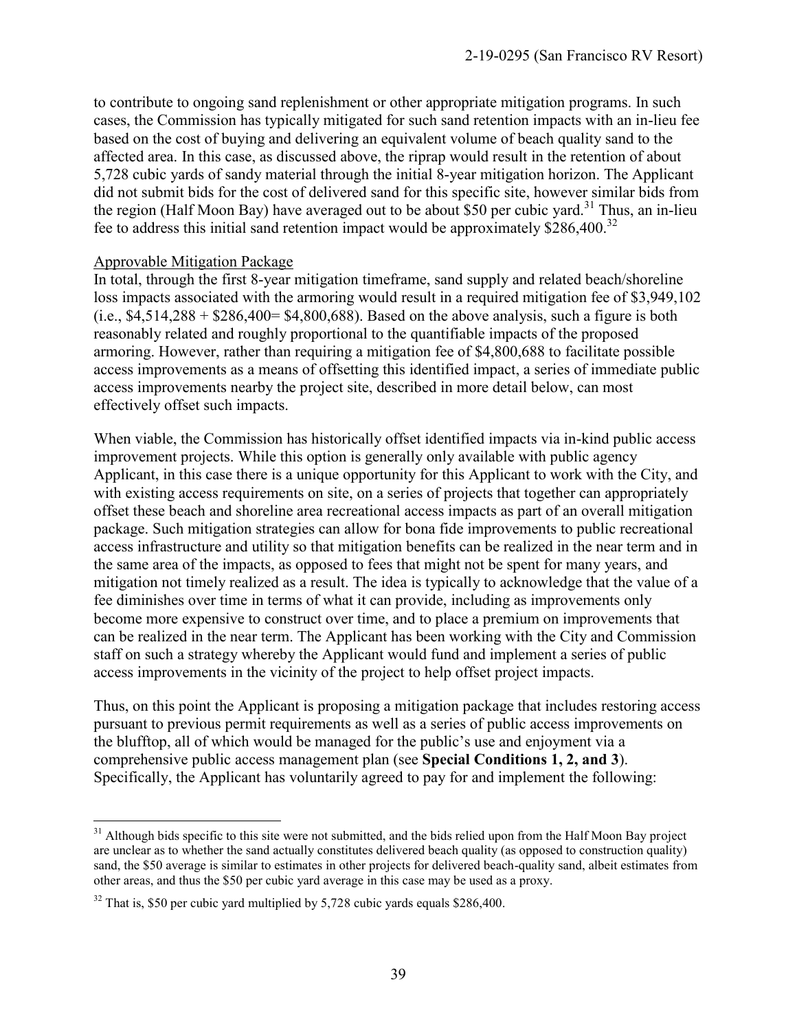to contribute to ongoing sand replenishment or other appropriate mitigation programs. In such cases, the Commission has typically mitigated for such sand retention impacts with an in-lieu fee based on the cost of buying and delivering an equivalent volume of beach quality sand to the affected area. In this case, as discussed above, the riprap would result in the retention of about 5,728 cubic yards of sandy material through the initial 8-year mitigation horizon. The Applicant did not submit bids for the cost of delivered sand for this specific site, however similar bids from the region (Half Moon Bay) have averaged out to be about $50 per cubic yard.[31] Thus, an in-lieu fee to address this initial sand retention impact would be approximately $286,400.[32]

<u>Approvable Mitigation Package</u>

In total, through the first 8-year mitigation timeframe, sand supply and related beach/shoreline loss impacts associated with the armoring would result in a required mitigation fee of $3,949,102 (i.e., $4,514,288 + $286,400= $4,800,688). Based on the above analysis, such a figure is both reasonably related and roughly proportional to the quantifiable impacts of the proposed armoring. However, rather than requiring a mitigation fee of $4,800,688 to facilitate possible access improvements as a means of offsetting this identified impact, a series of immediate public access improvements nearby the project site, described in more detail below, can most effectively offset such impacts.

When viable, the Commission has historically offset identified impacts via in-kind public access improvement projects. While this option is generally only available with public agency Applicant, in this case there is a unique opportunity for this Applicant to work with the City, and with existing access requirements on site, on a series of projects that together can appropriately offset these beach and shoreline area recreational access impacts as part of an overall mitigation package. Such mitigation strategies can allow for bona fide improvements to public recreational access infrastructure and utility so that mitigation benefits can be realized in the near term and in the same area of the impacts, as opposed to fees that might not be spent for many years, and mitigation not timely realized as a result. The idea is typically to acknowledge that the value of a fee diminishes over time in terms of what it can provide, including as improvements only become more expensive to construct over time, and to place a premium on improvements that can be realized in the near term. The Applicant has been working with the City and Commission staff on such a strategy whereby the Applicant would fund and implement a series of public access improvements in the vicinity of the project to help offset project impacts.

Thus, on this point the Applicant is proposing a mitigation package that includes restoring access pursuant to previous permit requirements as well as a series of public access improvements on the blufftop, all of which would be managed for the public's use and enjoyment via a comprehensive public access management plan (see **Special Conditions 1, 2, and 3**). Specifically, the Applicant has voluntarily agreed to pay for and implement the following:

---

[31] Although bids specific to this site were not submitted, and the bids relied upon from the Half Moon Bay project are unclear as to whether the sand actually constitutes delivered beach quality (as opposed to construction quality) sand, the $50 average is similar to estimates in other projects for delivered beach-quality sand, albeit estimates from other areas, and thus the $50 per cubic yard average in this case may be used as a proxy.

[32] That is, $50 per cubic yard multiplied by 5,728 cubic yards equals $286,400.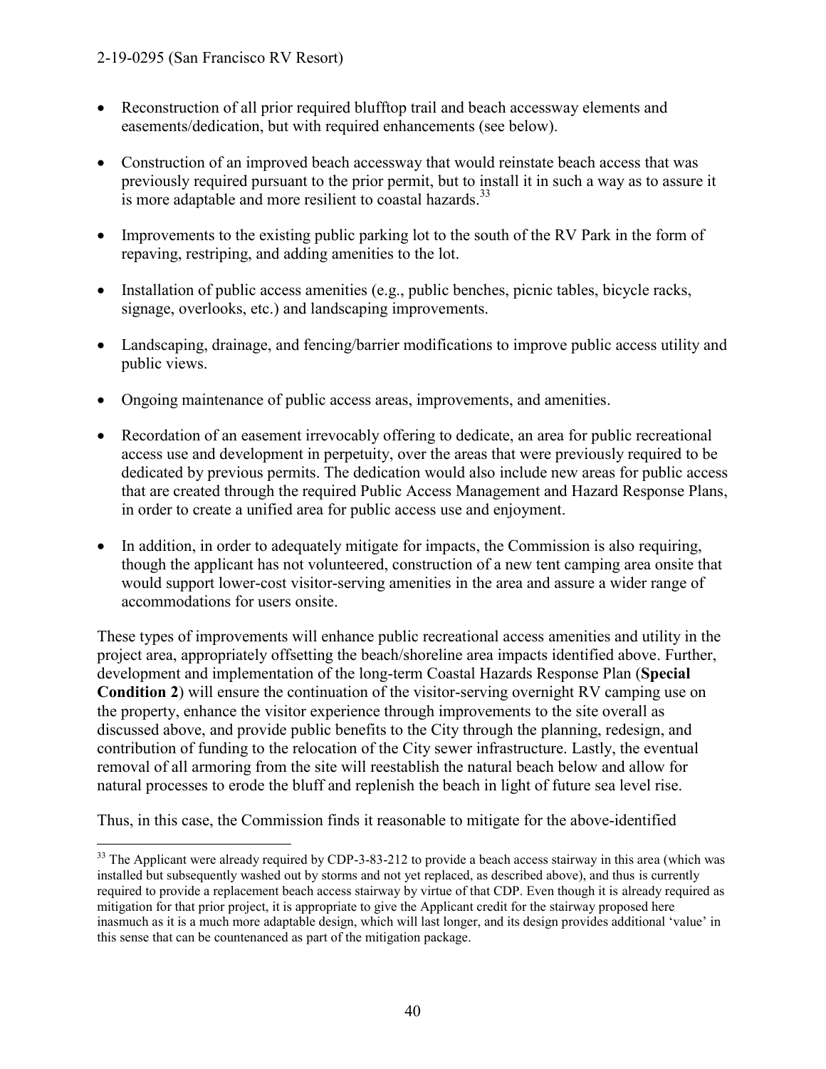- Reconstruction of all prior required blufftop trail and beach accessway elements and easements/dedication, but with required enhancements (see below).

- Construction of an improved beach accessway that would reinstate beach access that was previously required pursuant to the prior permit, but to install it in such a way as to assure it is more adaptable and more resilient to coastal hazards.[33]

- Improvements to the existing public parking lot to the south of the RV Park in the form of repaving, restriping, and adding amenities to the lot.

- Installation of public access amenities (e.g., public benches, picnic tables, bicycle racks, signage, overlooks, etc.) and landscaping improvements.

- Landscaping, drainage, and fencing/barrier modifications to improve public access utility and public views.

- Ongoing maintenance of public access areas, improvements, and amenities.

- Recordation of an easement irrevocably offering to dedicate, an area for public recreational access use and development in perpetuity, over the areas that were previously required to be dedicated by previous permits. The dedication would also include new areas for public access that are created through the required Public Access Management and Hazard Response Plans, in order to create a unified area for public access use and enjoyment.

- In addition, in order to adequately mitigate for impacts, the Commission is also requiring, though the applicant has not volunteered, construction of a new tent camping area onsite that would support lower-cost visitor-serving amenities in the area and assure a wider range of accommodations for users onsite.

These types of improvements will enhance public recreational access amenities and utility in the project area, appropriately offsetting the beach/shoreline area impacts identified above. Further, development and implementation of the long-term Coastal Hazards Response Plan (**Special Condition 2**) will ensure the continuation of the visitor-serving overnight RV camping use on the property, enhance the visitor experience through improvements to the site overall as discussed above, and provide public benefits to the City through the planning, redesign, and contribution of funding to the relocation of the City sewer infrastructure. Lastly, the eventual removal of all armoring from the site will reestablish the natural beach below and allow for natural processes to erode the bluff and replenish the beach in light of future sea level rise.

Thus, in this case, the Commission finds it reasonable to mitigate for the above-identified

---

[33] The Applicant were already required by CDP-3-83-212 to provide a beach access stairway in this area (which was installed but subsequently washed out by storms and not yet replaced, as described above), and thus is currently required to provide a replacement beach access stairway by virtue of that CDP. Even though it is already required as mitigation for that prior project, it is appropriate to give the Applicant credit for the stairway proposed here inasmuch as it is a much more adaptable design, which will last longer, and its design provides additional 'value' in this sense that can be countenanced as part of the mitigation package.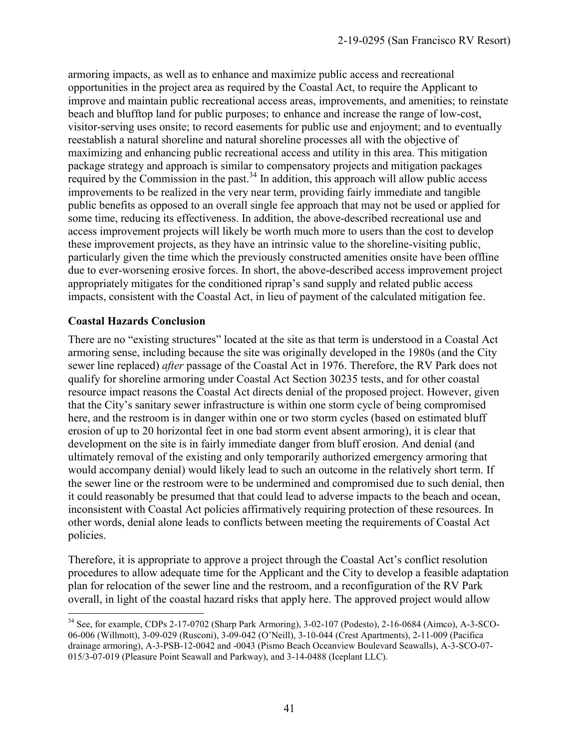armoring impacts, as well as to enhance and maximize public access and recreational opportunities in the project area as required by the Coastal Act, to require the Applicant to improve and maintain public recreational access areas, improvements, and amenities; to reinstate beach and blufftop land for public purposes; to enhance and increase the range of low-cost, visitor-serving uses onsite; to record easements for public use and enjoyment; and to eventually reestablish a natural shoreline and natural shoreline processes all with the objective of maximizing and enhancing public recreational access and utility in this area. This mitigation package strategy and approach is similar to compensatory projects and mitigation packages required by the Commission in the past.[34] In addition, this approach will allow public access improvements to be realized in the very near term, providing fairly immediate and tangible public benefits as opposed to an overall single fee approach that may not be used or applied for some time, reducing its effectiveness. In addition, the above-described recreational use and access improvement projects will likely be worth much more to users than the cost to develop these improvement projects, as they have an intrinsic value to the shoreline-visiting public, particularly given the time which the previously constructed amenities onsite have been offline due to ever-worsening erosive forces. In short, the above-described access improvement project appropriately mitigates for the conditioned riprap's sand supply and related public access impacts, consistent with the Coastal Act, in lieu of payment of the calculated mitigation fee.

**Coastal Hazards Conclusion**

There are no "existing structures" located at the site as that term is understood in a Coastal Act armoring sense, including because the site was originally developed in the 1980s (and the City sewer line replaced) *after* passage of the Coastal Act in 1976. Therefore, the RV Park does not qualify for shoreline armoring under Coastal Act Section 30235 tests, and for other coastal resource impact reasons the Coastal Act directs denial of the proposed project. However, given that the City's sanitary sewer infrastructure is within one storm cycle of being compromised here, and the restroom is in danger within one or two storm cycles (based on estimated bluff erosion of up to 20 horizontal feet in one bad storm event absent armoring), it is clear that development on the site is in fairly immediate danger from bluff erosion. And denial (and ultimately removal of the existing and only temporarily authorized emergency armoring that would accompany denial) would likely lead to such an outcome in the relatively short term. If the sewer line or the restroom were to be undermined and compromised due to such denial, then it could reasonably be presumed that that could lead to adverse impacts to the beach and ocean, inconsistent with Coastal Act policies affirmatively requiring protection of these resources. In other words, denial alone leads to conflicts between meeting the requirements of Coastal Act policies.

Therefore, it is appropriate to approve a project through the Coastal Act's conflict resolution procedures to allow adequate time for the Applicant and the City to develop a feasible adaptation plan for relocation of the sewer line and the restroom, and a reconfiguration of the RV Park overall, in light of the coastal hazard risks that apply here. The approved project would allow

[34] See, for example, CDPs 2-17-0702 (Sharp Park Armoring), 3-02-107 (Podesto), 2-16-0684 (Aimco), A-3-SCO-06-006 (Willmott), 3-09-029 (Rusconi), 3-09-042 (O'Neill), 3-10-044 (Crest Apartments), 2-11-009 (Pacifica drainage armoring), A-3-PSB-12-0042 and -0043 (Pismo Beach Oceanview Boulevard Seawalls), A-3-SCO-07-015/3-07-019 (Pleasure Point Seawall and Parkway), and 3-14-0488 (Iceplant LLC).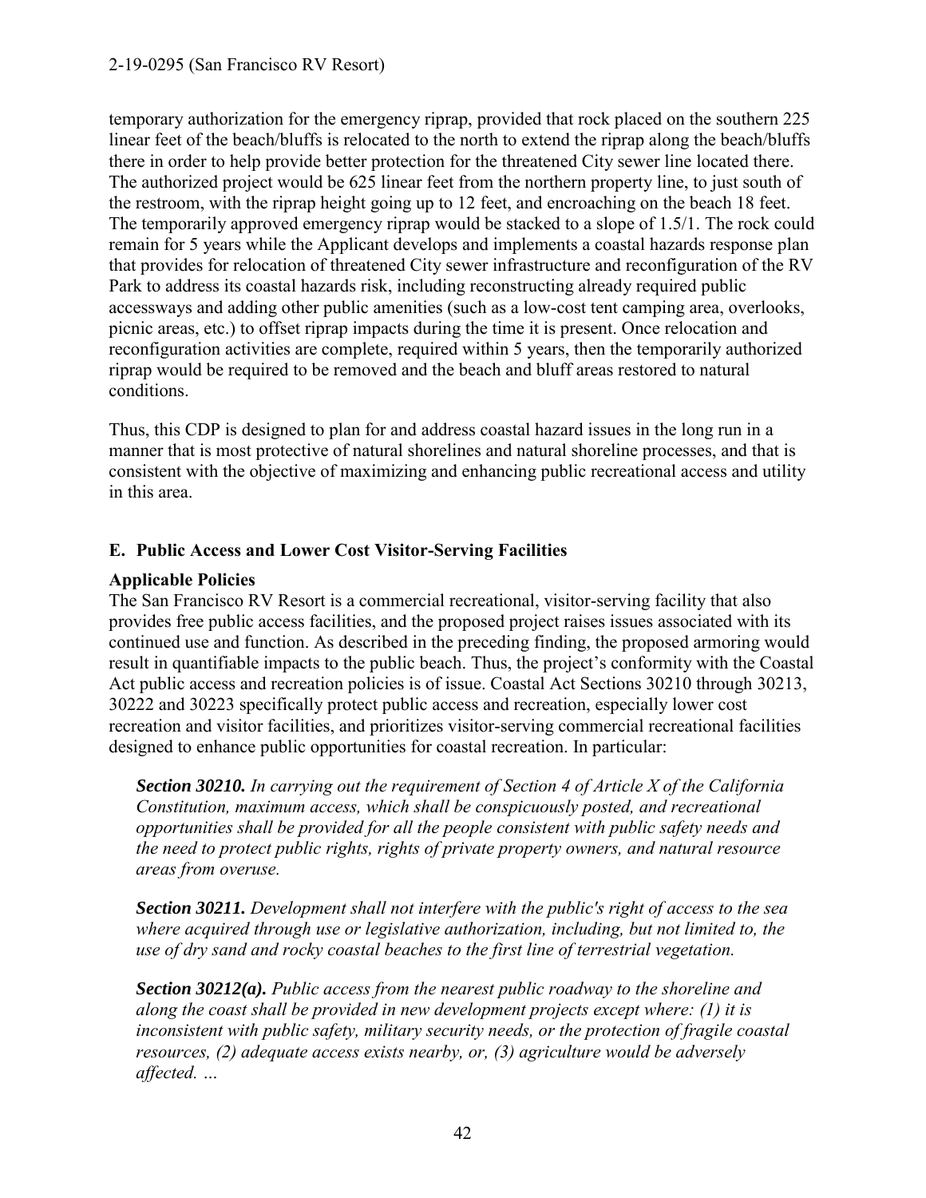temporary authorization for the emergency riprap, provided that rock placed on the southern 225 linear feet of the beach/bluffs is relocated to the north to extend the riprap along the beach/bluffs there in order to help provide better protection for the threatened City sewer line located there. The authorized project would be 625 linear feet from the northern property line, to just south of the restroom, with the riprap height going up to 12 feet, and encroaching on the beach 18 feet. The temporarily approved emergency riprap would be stacked to a slope of 1.5/1. The rock could remain for 5 years while the Applicant develops and implements a coastal hazards response plan that provides for relocation of threatened City sewer infrastructure and reconfiguration of the RV Park to address its coastal hazards risk, including reconstructing already required public accessways and adding other public amenities (such as a low-cost tent camping area, overlooks, picnic areas, etc.) to offset riprap impacts during the time it is present. Once relocation and reconfiguration activities are complete, required within 5 years, then the temporarily authorized riprap would be required to be removed and the beach and bluff areas restored to natural conditions.

Thus, this CDP is designed to plan for and address coastal hazard issues in the long run in a manner that is most protective of natural shorelines and natural shoreline processes, and that is consistent with the objective of maximizing and enhancing public recreational access and utility in this area.

## E. Public Access and Lower Cost Visitor-Serving Facilities

### Applicable Policies

The San Francisco RV Resort is a commercial recreational, visitor-serving facility that also provides free public access facilities, and the proposed project raises issues associated with its continued use and function. As described in the preceding finding, the proposed armoring would result in quantifiable impacts to the public beach. Thus, the project's conformity with the Coastal Act public access and recreation policies is of issue. Coastal Act Sections 30210 through 30213, 30222 and 30223 specifically protect public access and recreation, especially lower cost recreation and visitor facilities, and prioritizes visitor-serving commercial recreational facilities designed to enhance public opportunities for coastal recreation. In particular:

> ***Section 30210.*** *In carrying out the requirement of Section 4 of Article X of the California Constitution, maximum access, which shall be conspicuously posted, and recreational opportunities shall be provided for all the people consistent with public safety needs and the need to protect public rights, rights of private property owners, and natural resource areas from overuse.*
>
> ***Section 30211.*** *Development shall not interfere with the public's right of access to the sea where acquired through use or legislative authorization, including, but not limited to, the use of dry sand and rocky coastal beaches to the first line of terrestrial vegetation.*
>
> ***Section 30212(a).*** *Public access from the nearest public roadway to the shoreline and along the coast shall be provided in new development projects except where: (1) it is inconsistent with public safety, military security needs, or the protection of fragile coastal resources, (2) adequate access exists nearby, or, (3) agriculture would be adversely affected. …*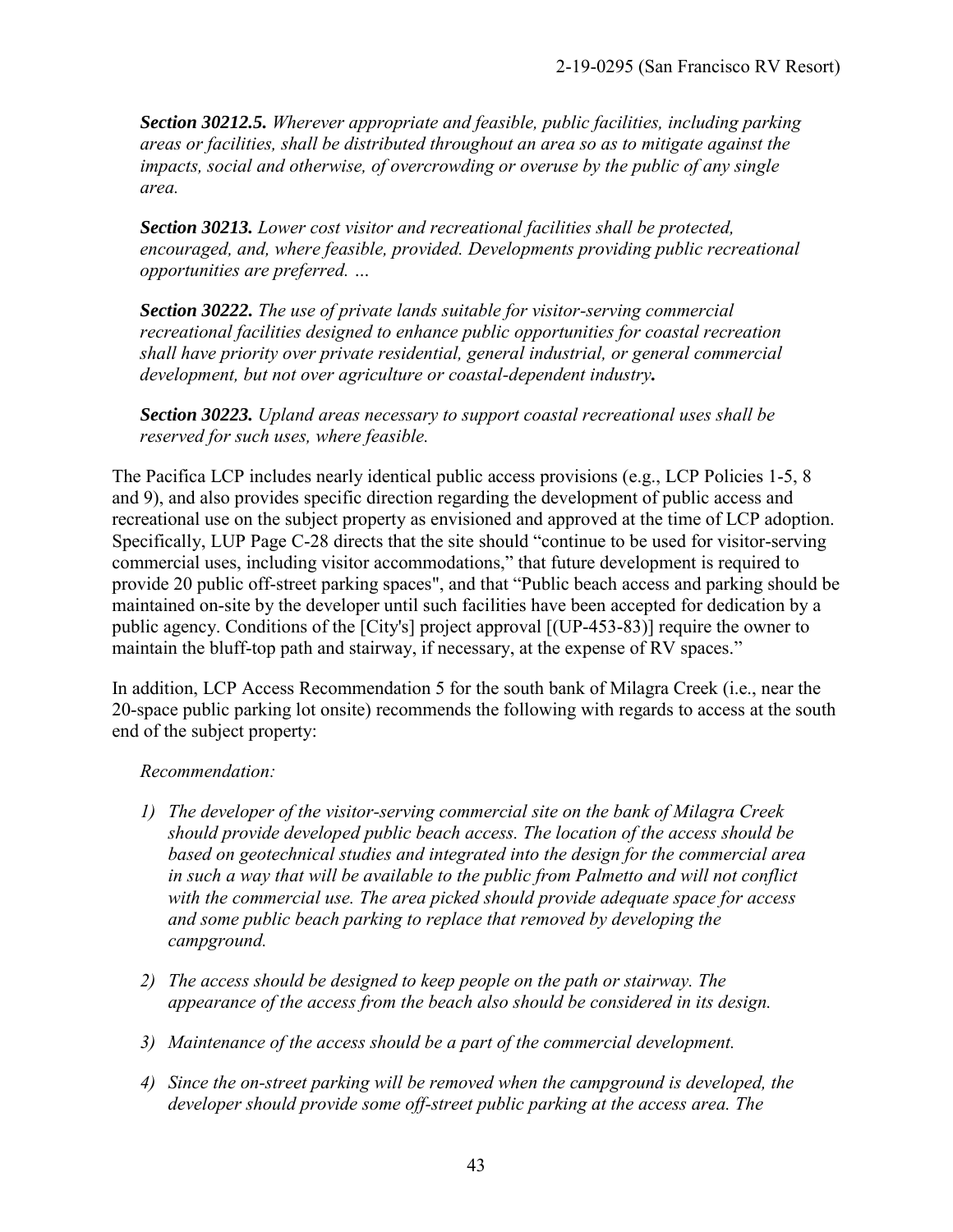***Section 30212.5.*** *Wherever appropriate and feasible, public facilities, including parking areas or facilities, shall be distributed throughout an area so as to mitigate against the impacts, social and otherwise, of overcrowding or overuse by the public of any single area.*

***Section 30213.*** *Lower cost visitor and recreational facilities shall be protected, encouraged, and, where feasible, provided. Developments providing public recreational opportunities are preferred. …*

***Section 30222.*** *The use of private lands suitable for visitor-serving commercial recreational facilities designed to enhance public opportunities for coastal recreation shall have priority over private residential, general industrial, or general commercial development, but not over agriculture or coastal-dependent industry.*

***Section 30223.*** *Upland areas necessary to support coastal recreational uses shall be reserved for such uses, where feasible.*

The Pacifica LCP includes nearly identical public access provisions (e.g., LCP Policies 1-5, 8 and 9), and also provides specific direction regarding the development of public access and recreational use on the subject property as envisioned and approved at the time of LCP adoption. Specifically, LUP Page C-28 directs that the site should "continue to be used for visitor-serving commercial uses, including visitor accommodations," that future development is required to provide 20 public off-street parking spaces", and that "Public beach access and parking should be maintained on-site by the developer until such facilities have been accepted for dedication by a public agency. Conditions of the [City's] project approval [(UP-453-83)] require the owner to maintain the bluff-top path and stairway, if necessary, at the expense of RV spaces."

In addition, LCP Access Recommendation 5 for the south bank of Milagra Creek (i.e., near the 20-space public parking lot onsite) recommends the following with regards to access at the south end of the subject property:

*Recommendation:*

1) *The developer of the visitor-serving commercial site on the bank of Milagra Creek should provide developed public beach access. The location of the access should be based on geotechnical studies and integrated into the design for the commercial area in such a way that will be available to the public from Palmetto and will not conflict with the commercial use. The area picked should provide adequate space for access and some public beach parking to replace that removed by developing the campground.*

2) *The access should be designed to keep people on the path or stairway. The appearance of the access from the beach also should be considered in its design.*

3) *Maintenance of the access should be a part of the commercial development.*

4) *Since the on-street parking will be removed when the campground is developed, the developer should provide some off-street public parking at the access area. The*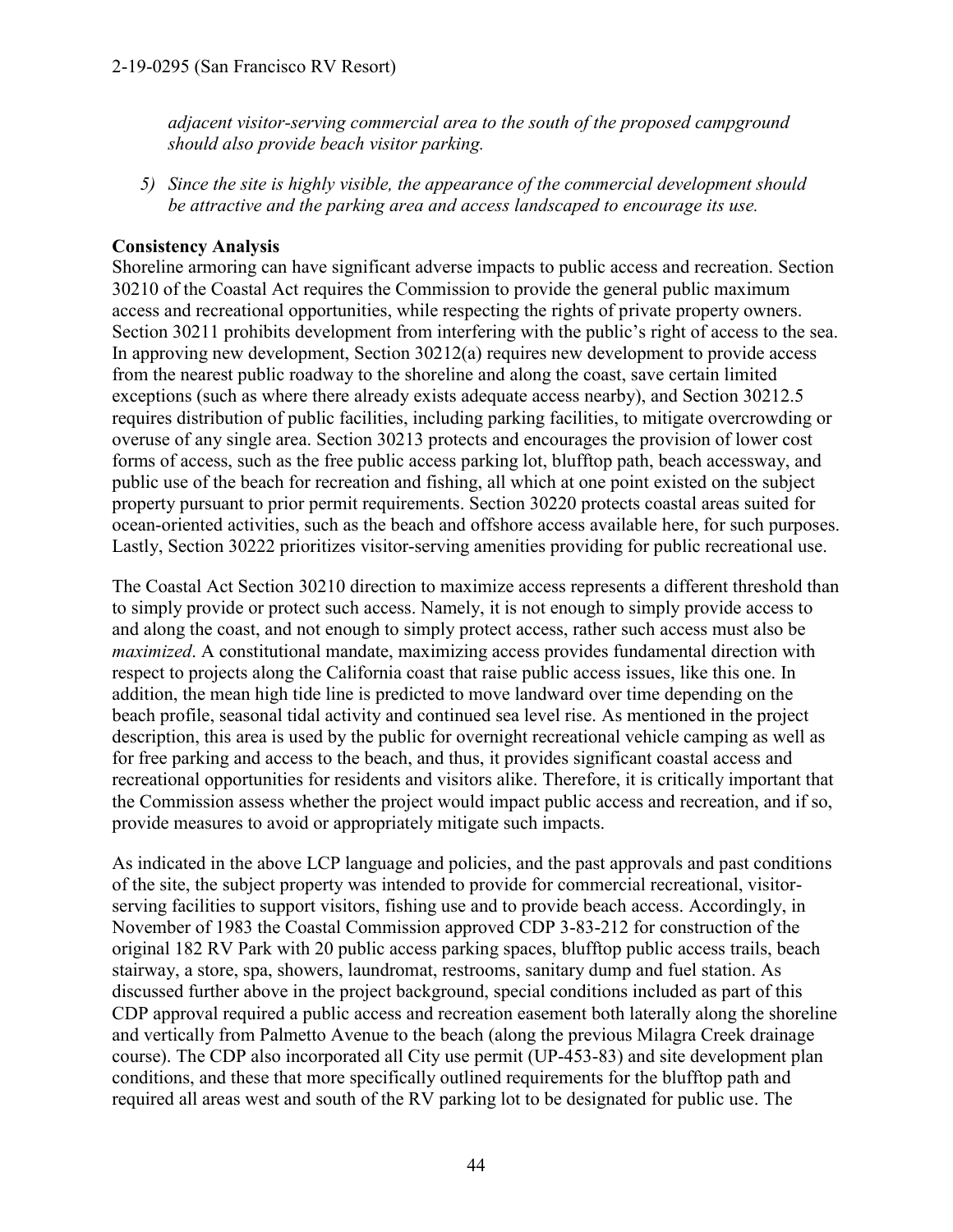*adjacent visitor-serving commercial area to the south of the proposed campground should also provide beach visitor parking.*

5) *Since the site is highly visible, the appearance of the commercial development should be attractive and the parking area and access landscaped to encourage its use.*

**Consistency Analysis**

Shoreline armoring can have significant adverse impacts to public access and recreation. Section 30210 of the Coastal Act requires the Commission to provide the general public maximum access and recreational opportunities, while respecting the rights of private property owners. Section 30211 prohibits development from interfering with the public's right of access to the sea. In approving new development, Section 30212(a) requires new development to provide access from the nearest public roadway to the shoreline and along the coast, save certain limited exceptions (such as where there already exists adequate access nearby), and Section 30212.5 requires distribution of public facilities, including parking facilities, to mitigate overcrowding or overuse of any single area. Section 30213 protects and encourages the provision of lower cost forms of access, such as the free public access parking lot, blufftop path, beach accessway, and public use of the beach for recreation and fishing, all which at one point existed on the subject property pursuant to prior permit requirements. Section 30220 protects coastal areas suited for ocean-oriented activities, such as the beach and offshore access available here, for such purposes. Lastly, Section 30222 prioritizes visitor-serving amenities providing for public recreational use.

The Coastal Act Section 30210 direction to maximize access represents a different threshold than to simply provide or protect such access. Namely, it is not enough to simply provide access to and along the coast, and not enough to simply protect access, rather such access must also be *maximized*. A constitutional mandate, maximizing access provides fundamental direction with respect to projects along the California coast that raise public access issues, like this one. In addition, the mean high tide line is predicted to move landward over time depending on the beach profile, seasonal tidal activity and continued sea level rise. As mentioned in the project description, this area is used by the public for overnight recreational vehicle camping as well as for free parking and access to the beach, and thus, it provides significant coastal access and recreational opportunities for residents and visitors alike. Therefore, it is critically important that the Commission assess whether the project would impact public access and recreation, and if so, provide measures to avoid or appropriately mitigate such impacts.

As indicated in the above LCP language and policies, and the past approvals and past conditions of the site, the subject property was intended to provide for commercial recreational, visitor-serving facilities to support visitors, fishing use and to provide beach access. Accordingly, in November of 1983 the Coastal Commission approved CDP 3-83-212 for construction of the original 182 RV Park with 20 public access parking spaces, blufftop public access trails, beach stairway, a store, spa, showers, laundromat, restrooms, sanitary dump and fuel station. As discussed further above in the project background, special conditions included as part of this CDP approval required a public access and recreation easement both laterally along the shoreline and vertically from Palmetto Avenue to the beach (along the previous Milagra Creek drainage course). The CDP also incorporated all City use permit (UP-453-83) and site development plan conditions, and these that more specifically outlined requirements for the blufftop path and required all areas west and south of the RV parking lot to be designated for public use. The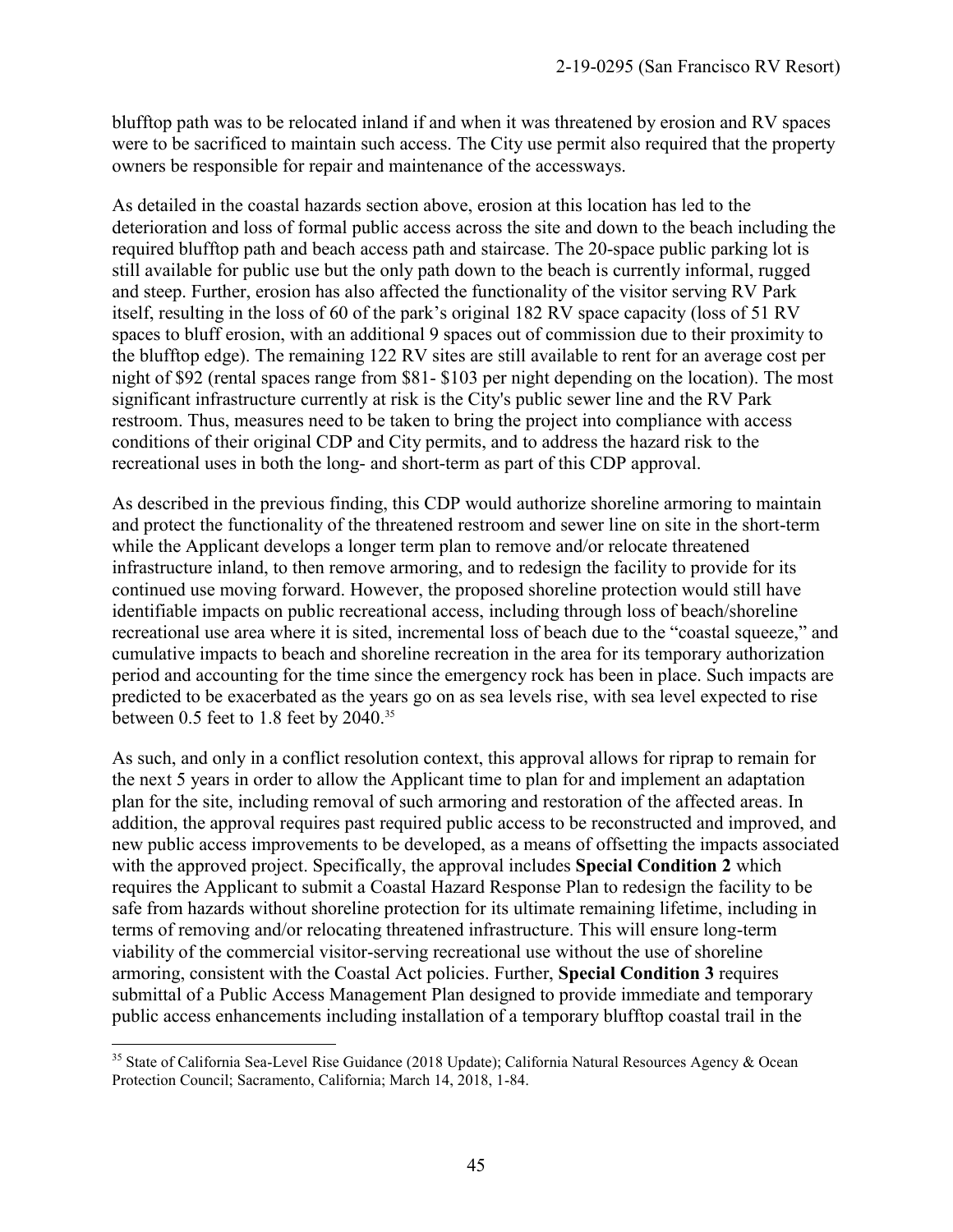blufftop path was to be relocated inland if and when it was threatened by erosion and RV spaces were to be sacrificed to maintain such access. The City use permit also required that the property owners be responsible for repair and maintenance of the accessways.

As detailed in the coastal hazards section above, erosion at this location has led to the deterioration and loss of formal public access across the site and down to the beach including the required blufftop path and beach access path and staircase. The 20-space public parking lot is still available for public use but the only path down to the beach is currently informal, rugged and steep. Further, erosion has also affected the functionality of the visitor serving RV Park itself, resulting in the loss of 60 of the park's original 182 RV space capacity (loss of 51 RV spaces to bluff erosion, with an additional 9 spaces out of commission due to their proximity to the blufftop edge). The remaining 122 RV sites are still available to rent for an average cost per night of $92 (rental spaces range from $81- $103 per night depending on the location). The most significant infrastructure currently at risk is the City's public sewer line and the RV Park restroom. Thus, measures need to be taken to bring the project into compliance with access conditions of their original CDP and City permits, and to address the hazard risk to the recreational uses in both the long- and short-term as part of this CDP approval.

As described in the previous finding, this CDP would authorize shoreline armoring to maintain and protect the functionality of the threatened restroom and sewer line on site in the short-term while the Applicant develops a longer term plan to remove and/or relocate threatened infrastructure inland, to then remove armoring, and to redesign the facility to provide for its continued use moving forward. However, the proposed shoreline protection would still have identifiable impacts on public recreational access, including through loss of beach/shoreline recreational use area where it is sited, incremental loss of beach due to the "coastal squeeze," and cumulative impacts to beach and shoreline recreation in the area for its temporary authorization period and accounting for the time since the emergency rock has been in place. Such impacts are predicted to be exacerbated as the years go on as sea levels rise, with sea level expected to rise between 0.5 feet to 1.8 feet by 2040.[35]

As such, and only in a conflict resolution context, this approval allows for riprap to remain for the next 5 years in order to allow the Applicant time to plan for and implement an adaptation plan for the site, including removal of such armoring and restoration of the affected areas. In addition, the approval requires past required public access to be reconstructed and improved, and new public access improvements to be developed, as a means of offsetting the impacts associated with the approved project. Specifically, the approval includes **Special Condition 2** which requires the Applicant to submit a Coastal Hazard Response Plan to redesign the facility to be safe from hazards without shoreline protection for its ultimate remaining lifetime, including in terms of removing and/or relocating threatened infrastructure. This will ensure long-term viability of the commercial visitor-serving recreational use without the use of shoreline armoring, consistent with the Coastal Act policies. Further, **Special Condition 3** requires submittal of a Public Access Management Plan designed to provide immediate and temporary public access enhancements including installation of a temporary blufftop coastal trail in the

[35] State of California Sea-Level Rise Guidance (2018 Update); California Natural Resources Agency & Ocean Protection Council; Sacramento, California; March 14, 2018, 1-84.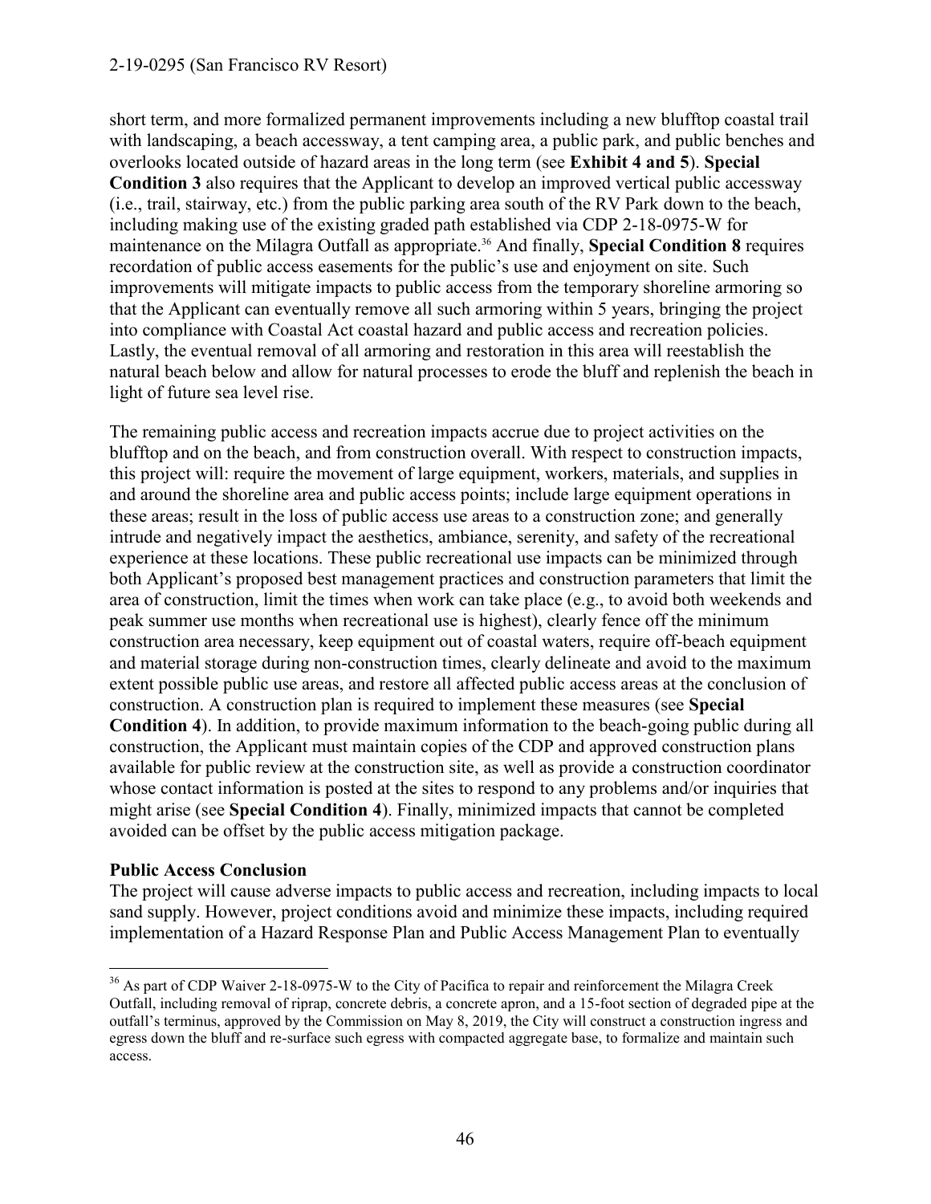short term, and more formalized permanent improvements including a new blufftop coastal trail with landscaping, a beach accessway, a tent camping area, a public park, and public benches and overlooks located outside of hazard areas in the long term (see **Exhibit 4 and 5**). **Special Condition 3** also requires that the Applicant to develop an improved vertical public accessway (i.e., trail, stairway, etc.) from the public parking area south of the RV Park down to the beach, including making use of the existing graded path established via CDP 2-18-0975-W for maintenance on the Milagra Outfall as appropriate.[36] And finally, **Special Condition 8** requires recordation of public access easements for the public's use and enjoyment on site. Such improvements will mitigate impacts to public access from the temporary shoreline armoring so that the Applicant can eventually remove all such armoring within 5 years, bringing the project into compliance with Coastal Act coastal hazard and public access and recreation policies. Lastly, the eventual removal of all armoring and restoration in this area will reestablish the natural beach below and allow for natural processes to erode the bluff and replenish the beach in light of future sea level rise.

The remaining public access and recreation impacts accrue due to project activities on the blufftop and on the beach, and from construction overall. With respect to construction impacts, this project will: require the movement of large equipment, workers, materials, and supplies in and around the shoreline area and public access points; include large equipment operations in these areas; result in the loss of public access use areas to a construction zone; and generally intrude and negatively impact the aesthetics, ambiance, serenity, and safety of the recreational experience at these locations. These public recreational use impacts can be minimized through both Applicant's proposed best management practices and construction parameters that limit the area of construction, limit the times when work can take place (e.g., to avoid both weekends and peak summer use months when recreational use is highest), clearly fence off the minimum construction area necessary, keep equipment out of coastal waters, require off-beach equipment and material storage during non-construction times, clearly delineate and avoid to the maximum extent possible public use areas, and restore all affected public access areas at the conclusion of construction. A construction plan is required to implement these measures (see **Special Condition 4**). In addition, to provide maximum information to the beach-going public during all construction, the Applicant must maintain copies of the CDP and approved construction plans available for public review at the construction site, as well as provide a construction coordinator whose contact information is posted at the sites to respond to any problems and/or inquiries that might arise (see **Special Condition 4**). Finally, minimized impacts that cannot be completed avoided can be offset by the public access mitigation package.

**Public Access Conclusion**

The project will cause adverse impacts to public access and recreation, including impacts to local sand supply. However, project conditions avoid and minimize these impacts, including required implementation of a Hazard Response Plan and Public Access Management Plan to eventually

---

[36] As part of CDP Waiver 2-18-0975-W to the City of Pacifica to repair and reinforcement the Milagra Creek Outfall, including removal of riprap, concrete debris, a concrete apron, and a 15-foot section of degraded pipe at the outfall's terminus, approved by the Commission on May 8, 2019, the City will construct a construction ingress and egress down the bluff and re-surface such egress with compacted aggregate base, to formalize and maintain such access.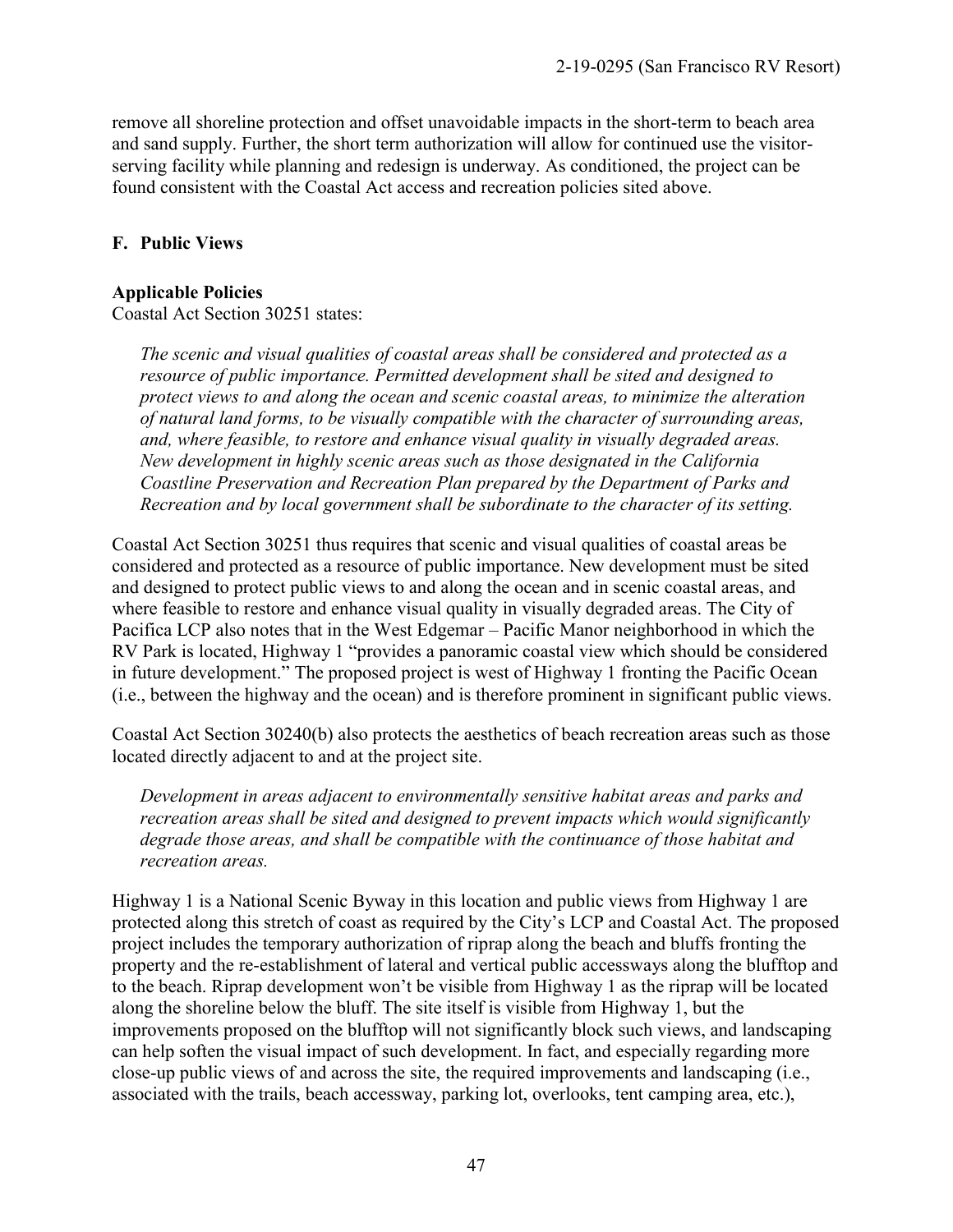remove all shoreline protection and offset unavoidable impacts in the short-term to beach area and sand supply. Further, the short term authorization will allow for continued use the visitor-serving facility while planning and redesign is underway. As conditioned, the project can be found consistent with the Coastal Act access and recreation policies sited above.

## F. Public Views

### Applicable Policies

Coastal Act Section 30251 states:

> *The scenic and visual qualities of coastal areas shall be considered and protected as a resource of public importance. Permitted development shall be sited and designed to protect views to and along the ocean and scenic coastal areas, to minimize the alteration of natural land forms, to be visually compatible with the character of surrounding areas, and, where feasible, to restore and enhance visual quality in visually degraded areas. New development in highly scenic areas such as those designated in the California Coastline Preservation and Recreation Plan prepared by the Department of Parks and Recreation and by local government shall be subordinate to the character of its setting.*

Coastal Act Section 30251 thus requires that scenic and visual qualities of coastal areas be considered and protected as a resource of public importance. New development must be sited and designed to protect public views to and along the ocean and in scenic coastal areas, and where feasible to restore and enhance visual quality in visually degraded areas. The City of Pacifica LCP also notes that in the West Edgemar – Pacific Manor neighborhood in which the RV Park is located, Highway 1 "provides a panoramic coastal view which should be considered in future development." The proposed project is west of Highway 1 fronting the Pacific Ocean (i.e., between the highway and the ocean) and is therefore prominent in significant public views.

Coastal Act Section 30240(b) also protects the aesthetics of beach recreation areas such as those located directly adjacent to and at the project site.

> *Development in areas adjacent to environmentally sensitive habitat areas and parks and recreation areas shall be sited and designed to prevent impacts which would significantly degrade those areas, and shall be compatible with the continuance of those habitat and recreation areas.*

Highway 1 is a National Scenic Byway in this location and public views from Highway 1 are protected along this stretch of coast as required by the City's LCP and Coastal Act. The proposed project includes the temporary authorization of riprap along the beach and bluffs fronting the property and the re-establishment of lateral and vertical public accessways along the blufftop and to the beach. Riprap development won't be visible from Highway 1 as the riprap will be located along the shoreline below the bluff. The site itself is visible from Highway 1, but the improvements proposed on the blufftop will not significantly block such views, and landscaping can help soften the visual impact of such development. In fact, and especially regarding more close-up public views of and across the site, the required improvements and landscaping (i.e., associated with the trails, beach accessway, parking lot, overlooks, tent camping area, etc.),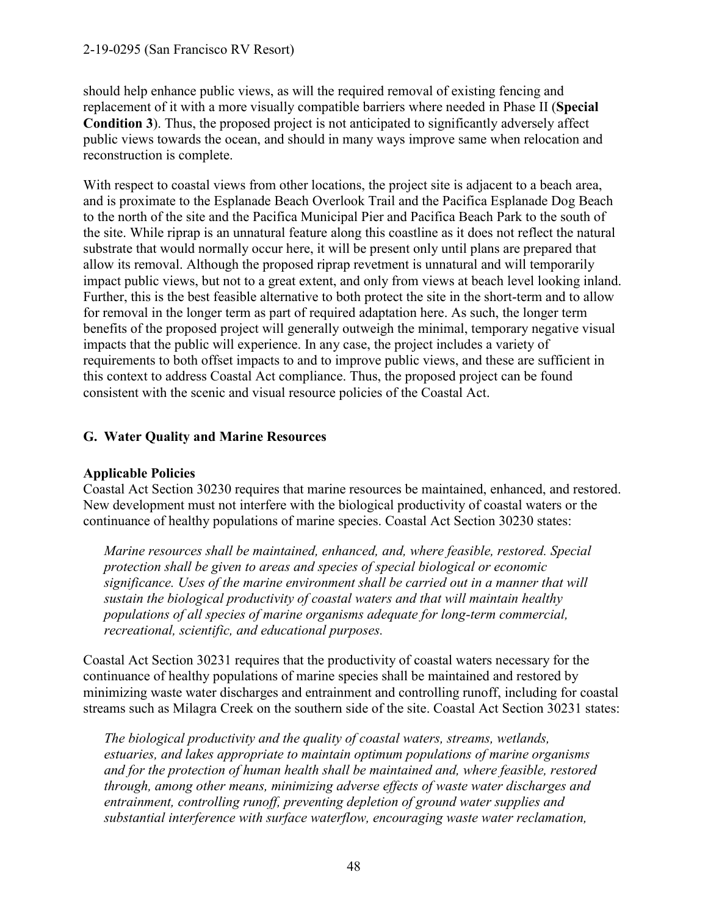should help enhance public views, as will the required removal of existing fencing and replacement of it with a more visually compatible barriers where needed in Phase II (**Special Condition 3**). Thus, the proposed project is not anticipated to significantly adversely affect public views towards the ocean, and should in many ways improve same when relocation and reconstruction is complete.

With respect to coastal views from other locations, the project site is adjacent to a beach area, and is proximate to the Esplanade Beach Overlook Trail and the Pacifica Esplanade Dog Beach to the north of the site and the Pacifica Municipal Pier and Pacifica Beach Park to the south of the site. While riprap is an unnatural feature along this coastline as it does not reflect the natural substrate that would normally occur here, it will be present only until plans are prepared that allow its removal. Although the proposed riprap revetment is unnatural and will temporarily impact public views, but not to a great extent, and only from views at beach level looking inland. Further, this is the best feasible alternative to both protect the site in the short-term and to allow for removal in the longer term as part of required adaptation here. As such, the longer term benefits of the proposed project will generally outweigh the minimal, temporary negative visual impacts that the public will experience. In any case, the project includes a variety of requirements to both offset impacts to and to improve public views, and these are sufficient in this context to address Coastal Act compliance. Thus, the proposed project can be found consistent with the scenic and visual resource policies of the Coastal Act.

## G. Water Quality and Marine Resources

### Applicable Policies

Coastal Act Section 30230 requires that marine resources be maintained, enhanced, and restored. New development must not interfere with the biological productivity of coastal waters or the continuance of healthy populations of marine species. Coastal Act Section 30230 states:

> *Marine resources shall be maintained, enhanced, and, where feasible, restored. Special protection shall be given to areas and species of special biological or economic significance. Uses of the marine environment shall be carried out in a manner that will sustain the biological productivity of coastal waters and that will maintain healthy populations of all species of marine organisms adequate for long-term commercial, recreational, scientific, and educational purposes.*

Coastal Act Section 30231 requires that the productivity of coastal waters necessary for the continuance of healthy populations of marine species shall be maintained and restored by minimizing waste water discharges and entrainment and controlling runoff, including for coastal streams such as Milagra Creek on the southern side of the site. Coastal Act Section 30231 states:

> *The biological productivity and the quality of coastal waters, streams, wetlands, estuaries, and lakes appropriate to maintain optimum populations of marine organisms and for the protection of human health shall be maintained and, where feasible, restored through, among other means, minimizing adverse effects of waste water discharges and entrainment, controlling runoff, preventing depletion of ground water supplies and substantial interference with surface waterflow, encouraging waste water reclamation,*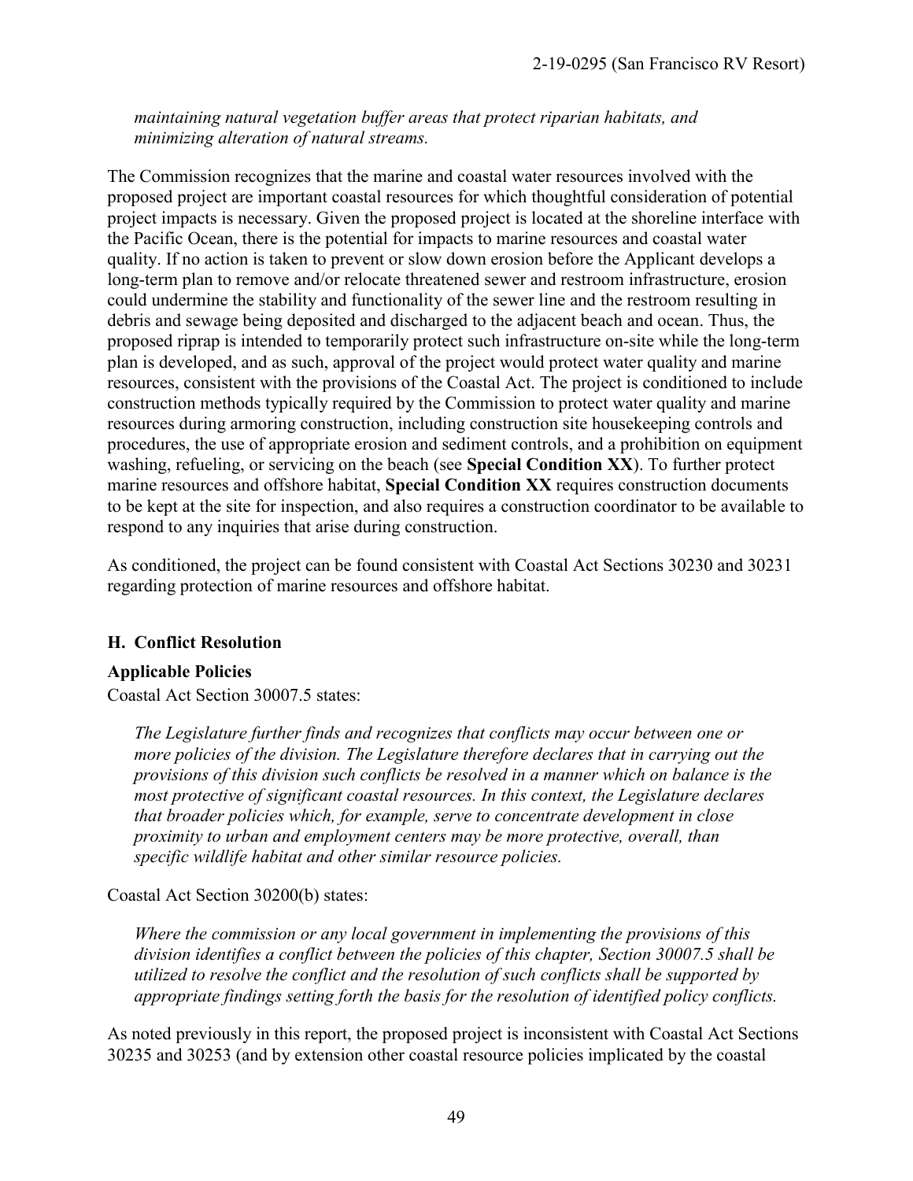*maintaining natural vegetation buffer areas that protect riparian habitats, and minimizing alteration of natural streams.*

The Commission recognizes that the marine and coastal water resources involved with the proposed project are important coastal resources for which thoughtful consideration of potential project impacts is necessary. Given the proposed project is located at the shoreline interface with the Pacific Ocean, there is the potential for impacts to marine resources and coastal water quality. If no action is taken to prevent or slow down erosion before the Applicant develops a long-term plan to remove and/or relocate threatened sewer and restroom infrastructure, erosion could undermine the stability and functionality of the sewer line and the restroom resulting in debris and sewage being deposited and discharged to the adjacent beach and ocean. Thus, the proposed riprap is intended to temporarily protect such infrastructure on-site while the long-term plan is developed, and as such, approval of the project would protect water quality and marine resources, consistent with the provisions of the Coastal Act. The project is conditioned to include construction methods typically required by the Commission to protect water quality and marine resources during armoring construction, including construction site housekeeping controls and procedures, the use of appropriate erosion and sediment controls, and a prohibition on equipment washing, refueling, or servicing on the beach (see **Special Condition XX**). To further protect marine resources and offshore habitat, **Special Condition XX** requires construction documents to be kept at the site for inspection, and also requires a construction coordinator to be available to respond to any inquiries that arise during construction.

As conditioned, the project can be found consistent with Coastal Act Sections 30230 and 30231 regarding protection of marine resources and offshore habitat.

### H. Conflict Resolution

**Applicable Policies**

Coastal Act Section 30007.5 states:

*The Legislature further finds and recognizes that conflicts may occur between one or more policies of the division. The Legislature therefore declares that in carrying out the provisions of this division such conflicts be resolved in a manner which on balance is the most protective of significant coastal resources. In this context, the Legislature declares that broader policies which, for example, serve to concentrate development in close proximity to urban and employment centers may be more protective, overall, than specific wildlife habitat and other similar resource policies.*

Coastal Act Section 30200(b) states:

*Where the commission or any local government in implementing the provisions of this division identifies a conflict between the policies of this chapter, Section 30007.5 shall be utilized to resolve the conflict and the resolution of such conflicts shall be supported by appropriate findings setting forth the basis for the resolution of identified policy conflicts.*

As noted previously in this report, the proposed project is inconsistent with Coastal Act Sections 30235 and 30253 (and by extension other coastal resource policies implicated by the coastal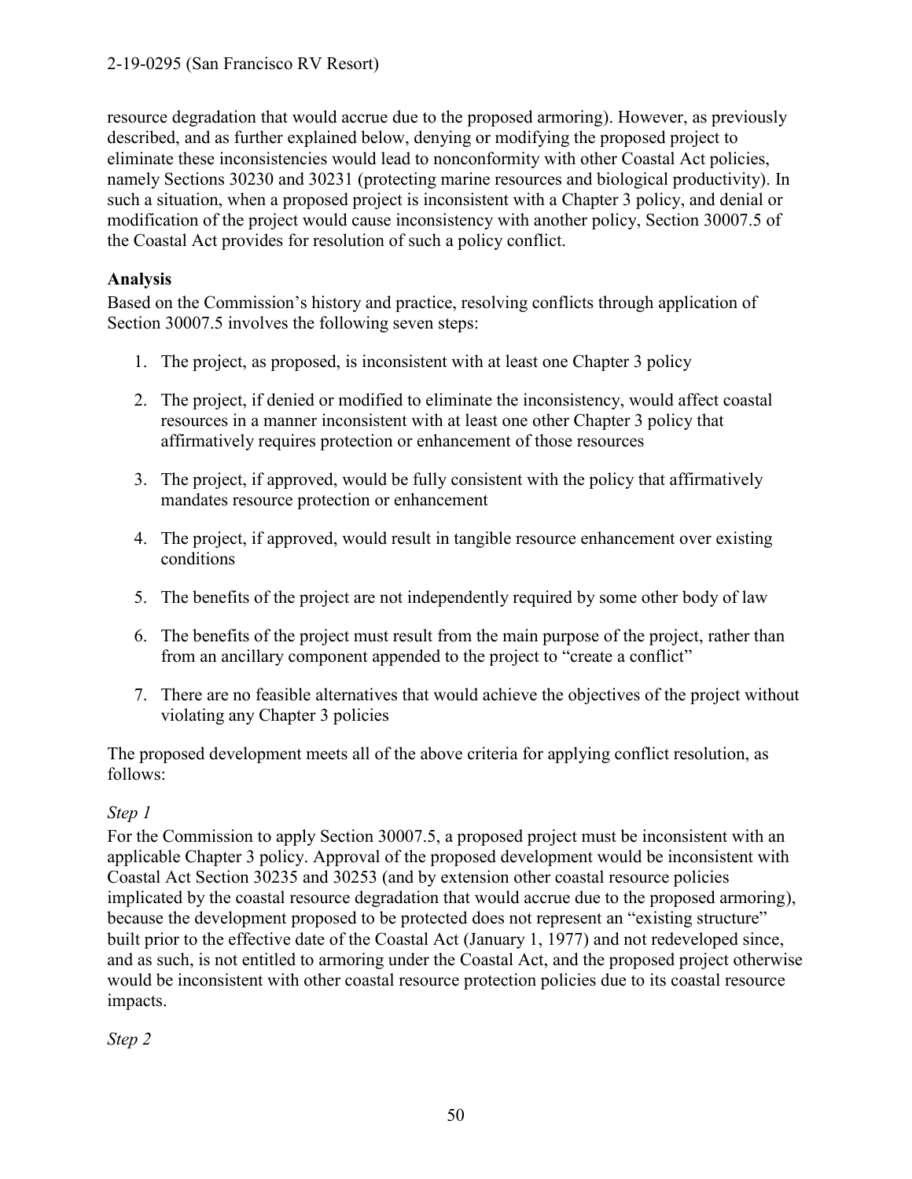resource degradation that would accrue due to the proposed armoring). However, as previously described, and as further explained below, denying or modifying the proposed project to eliminate these inconsistencies would lead to nonconformity with other Coastal Act policies, namely Sections 30230 and 30231 (protecting marine resources and biological productivity). In such a situation, when a proposed project is inconsistent with a Chapter 3 policy, and denial or modification of the project would cause inconsistency with another policy, Section 30007.5 of the Coastal Act provides for resolution of such a policy conflict.

**Analysis**

Based on the Commission's history and practice, resolving conflicts through application of Section 30007.5 involves the following seven steps:

1. The project, as proposed, is inconsistent with at least one Chapter 3 policy
2. The project, if denied or modified to eliminate the inconsistency, would affect coastal resources in a manner inconsistent with at least one other Chapter 3 policy that affirmatively requires protection or enhancement of those resources
3. The project, if approved, would be fully consistent with the policy that affirmatively mandates resource protection or enhancement
4. The project, if approved, would result in tangible resource enhancement over existing conditions
5. The benefits of the project are not independently required by some other body of law
6. The benefits of the project must result from the main purpose of the project, rather than from an ancillary component appended to the project to "create a conflict"
7. There are no feasible alternatives that would achieve the objectives of the project without violating any Chapter 3 policies

The proposed development meets all of the above criteria for applying conflict resolution, as follows:

*Step 1*

For the Commission to apply Section 30007.5, a proposed project must be inconsistent with an applicable Chapter 3 policy. Approval of the proposed development would be inconsistent with Coastal Act Section 30235 and 30253 (and by extension other coastal resource policies implicated by the coastal resource degradation that would accrue due to the proposed armoring), because the development proposed to be protected does not represent an "existing structure" built prior to the effective date of the Coastal Act (January 1, 1977) and not redeveloped since, and as such, is not entitled to armoring under the Coastal Act, and the proposed project otherwise would be inconsistent with other coastal resource protection policies due to its coastal resource impacts.

*Step 2*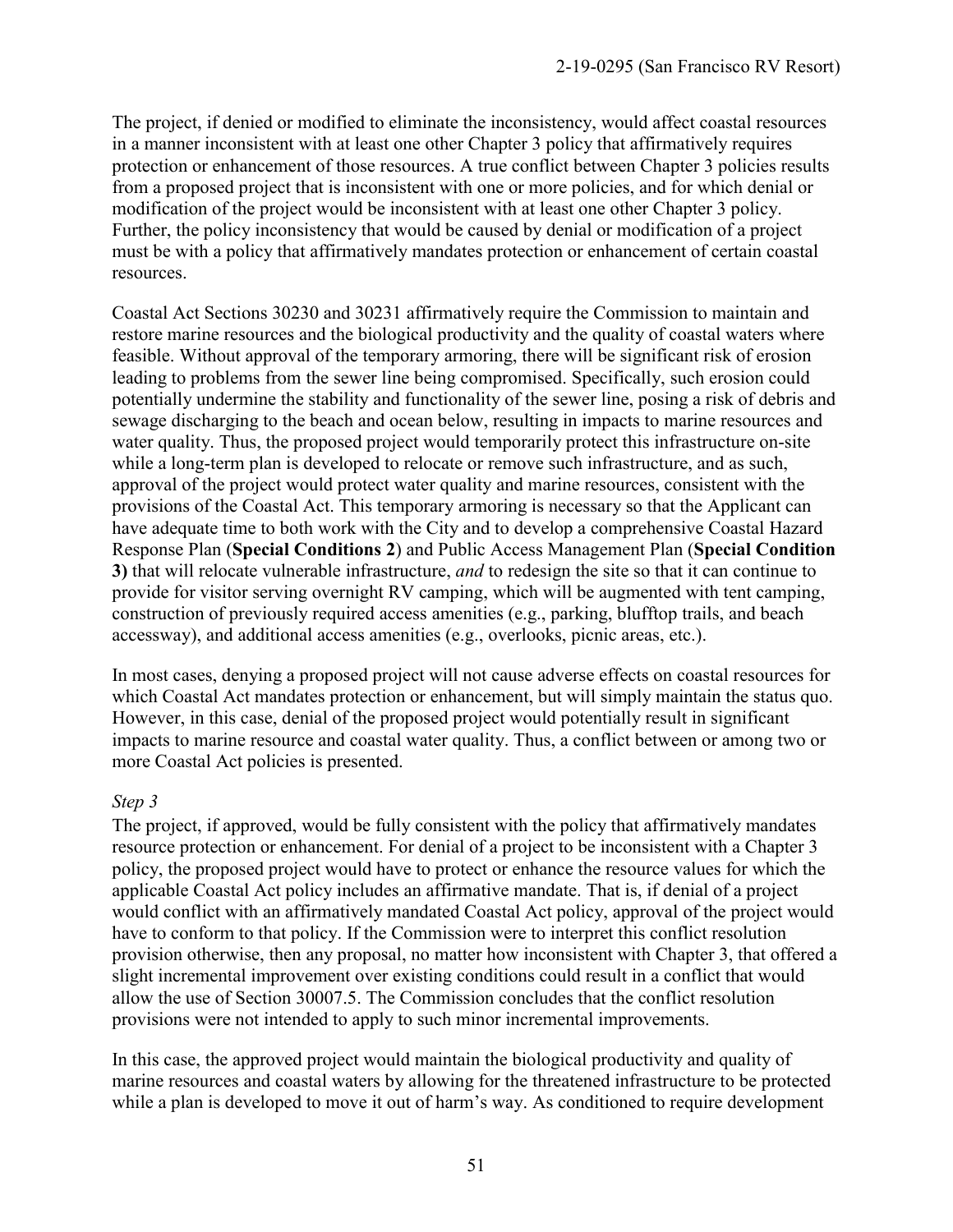The project, if denied or modified to eliminate the inconsistency, would affect coastal resources in a manner inconsistent with at least one other Chapter 3 policy that affirmatively requires protection or enhancement of those resources. A true conflict between Chapter 3 policies results from a proposed project that is inconsistent with one or more policies, and for which denial or modification of the project would be inconsistent with at least one other Chapter 3 policy. Further, the policy inconsistency that would be caused by denial or modification of a project must be with a policy that affirmatively mandates protection or enhancement of certain coastal resources.

Coastal Act Sections 30230 and 30231 affirmatively require the Commission to maintain and restore marine resources and the biological productivity and the quality of coastal waters where feasible. Without approval of the temporary armoring, there will be significant risk of erosion leading to problems from the sewer line being compromised. Specifically, such erosion could potentially undermine the stability and functionality of the sewer line, posing a risk of debris and sewage discharging to the beach and ocean below, resulting in impacts to marine resources and water quality. Thus, the proposed project would temporarily protect this infrastructure on-site while a long-term plan is developed to relocate or remove such infrastructure, and as such, approval of the project would protect water quality and marine resources, consistent with the provisions of the Coastal Act. This temporary armoring is necessary so that the Applicant can have adequate time to both work with the City and to develop a comprehensive Coastal Hazard Response Plan (**Special Conditions 2**) and Public Access Management Plan (**Special Condition 3)** that will relocate vulnerable infrastructure, *and* to redesign the site so that it can continue to provide for visitor serving overnight RV camping, which will be augmented with tent camping, construction of previously required access amenities (e.g., parking, blufftop trails, and beach accessway), and additional access amenities (e.g., overlooks, picnic areas, etc.).

In most cases, denying a proposed project will not cause adverse effects on coastal resources for which Coastal Act mandates protection or enhancement, but will simply maintain the status quo. However, in this case, denial of the proposed project would potentially result in significant impacts to marine resource and coastal water quality. Thus, a conflict between or among two or more Coastal Act policies is presented.

*Step 3*

The project, if approved, would be fully consistent with the policy that affirmatively mandates resource protection or enhancement. For denial of a project to be inconsistent with a Chapter 3 policy, the proposed project would have to protect or enhance the resource values for which the applicable Coastal Act policy includes an affirmative mandate. That is, if denial of a project would conflict with an affirmatively mandated Coastal Act policy, approval of the project would have to conform to that policy. If the Commission were to interpret this conflict resolution provision otherwise, then any proposal, no matter how inconsistent with Chapter 3, that offered a slight incremental improvement over existing conditions could result in a conflict that would allow the use of Section 30007.5. The Commission concludes that the conflict resolution provisions were not intended to apply to such minor incremental improvements.

In this case, the approved project would maintain the biological productivity and quality of marine resources and coastal waters by allowing for the threatened infrastructure to be protected while a plan is developed to move it out of harm's way. As conditioned to require development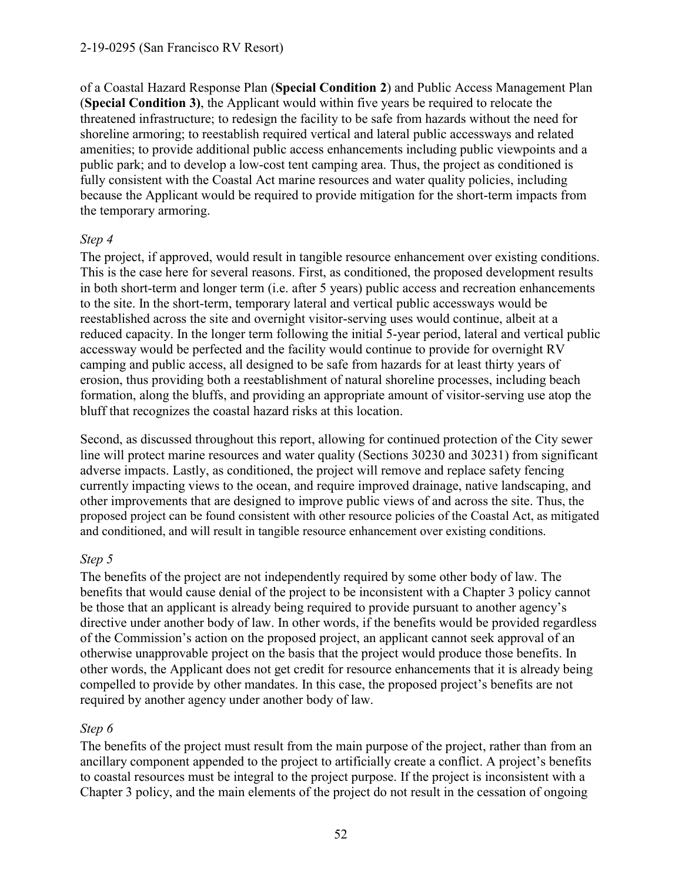of a Coastal Hazard Response Plan (**Special Condition 2**) and Public Access Management Plan (**Special Condition 3)**, the Applicant would within five years be required to relocate the threatened infrastructure; to redesign the facility to be safe from hazards without the need for shoreline armoring; to reestablish required vertical and lateral public accessways and related amenities; to provide additional public access enhancements including public viewpoints and a public park; and to develop a low-cost tent camping area. Thus, the project as conditioned is fully consistent with the Coastal Act marine resources and water quality policies, including because the Applicant would be required to provide mitigation for the short-term impacts from the temporary armoring.

*Step 4*

The project, if approved, would result in tangible resource enhancement over existing conditions. This is the case here for several reasons. First, as conditioned, the proposed development results in both short-term and longer term (i.e. after 5 years) public access and recreation enhancements to the site. In the short-term, temporary lateral and vertical public accessways would be reestablished across the site and overnight visitor-serving uses would continue, albeit at a reduced capacity. In the longer term following the initial 5-year period, lateral and vertical public accessway would be perfected and the facility would continue to provide for overnight RV camping and public access, all designed to be safe from hazards for at least thirty years of erosion, thus providing both a reestablishment of natural shoreline processes, including beach formation, along the bluffs, and providing an appropriate amount of visitor-serving use atop the bluff that recognizes the coastal hazard risks at this location.

Second, as discussed throughout this report, allowing for continued protection of the City sewer line will protect marine resources and water quality (Sections 30230 and 30231) from significant adverse impacts. Lastly, as conditioned, the project will remove and replace safety fencing currently impacting views to the ocean, and require improved drainage, native landscaping, and other improvements that are designed to improve public views of and across the site. Thus, the proposed project can be found consistent with other resource policies of the Coastal Act, as mitigated and conditioned, and will result in tangible resource enhancement over existing conditions.

*Step 5*

The benefits of the project are not independently required by some other body of law. The benefits that would cause denial of the project to be inconsistent with a Chapter 3 policy cannot be those that an applicant is already being required to provide pursuant to another agency's directive under another body of law. In other words, if the benefits would be provided regardless of the Commission's action on the proposed project, an applicant cannot seek approval of an otherwise unapprovable project on the basis that the project would produce those benefits. In other words, the Applicant does not get credit for resource enhancements that it is already being compelled to provide by other mandates. In this case, the proposed project's benefits are not required by another agency under another body of law.

*Step 6*

The benefits of the project must result from the main purpose of the project, rather than from an ancillary component appended to the project to artificially create a conflict. A project's benefits to coastal resources must be integral to the project purpose. If the project is inconsistent with a Chapter 3 policy, and the main elements of the project do not result in the cessation of ongoing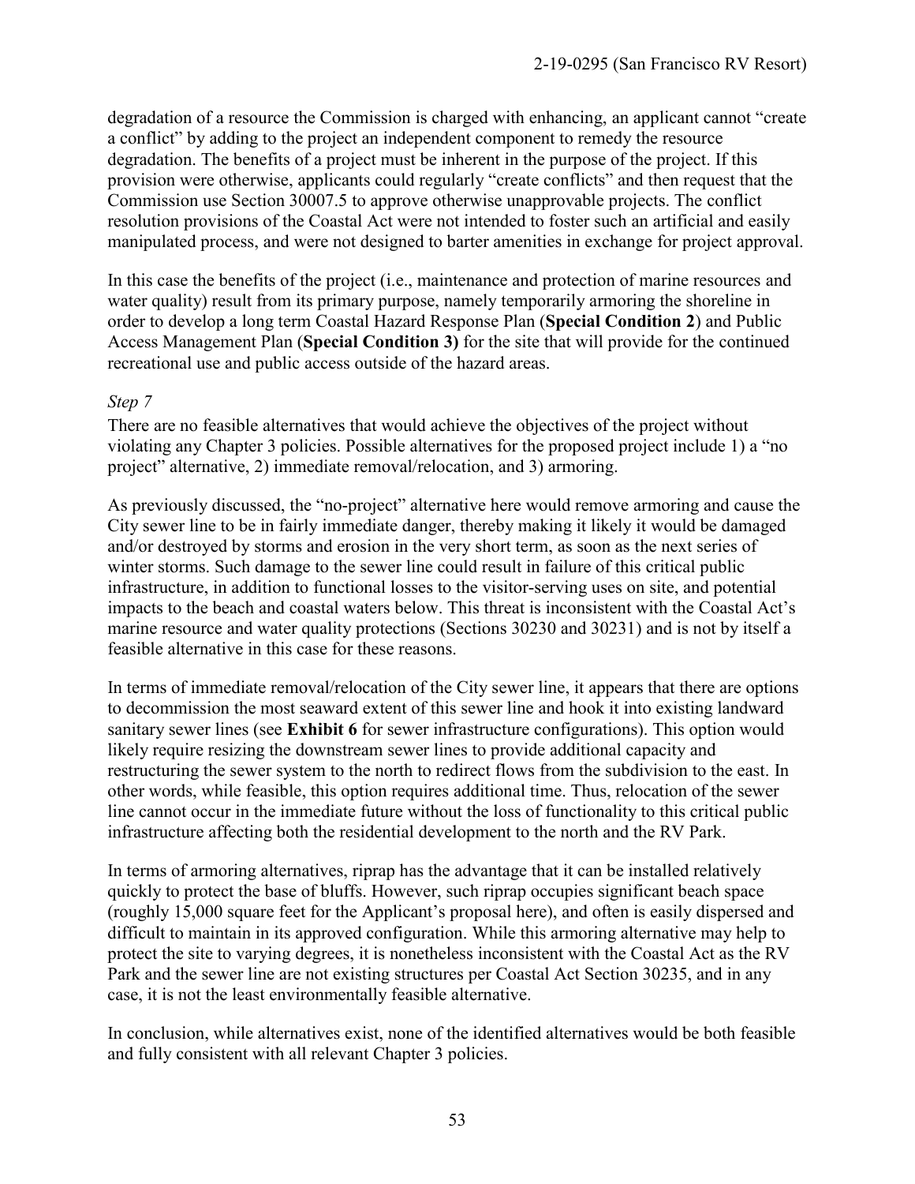degradation of a resource the Commission is charged with enhancing, an applicant cannot "create a conflict" by adding to the project an independent component to remedy the resource degradation. The benefits of a project must be inherent in the purpose of the project. If this provision were otherwise, applicants could regularly "create conflicts" and then request that the Commission use Section 30007.5 to approve otherwise unapprovable projects. The conflict resolution provisions of the Coastal Act were not intended to foster such an artificial and easily manipulated process, and were not designed to barter amenities in exchange for project approval.

In this case the benefits of the project (i.e., maintenance and protection of marine resources and water quality) result from its primary purpose, namely temporarily armoring the shoreline in order to develop a long term Coastal Hazard Response Plan (**Special Condition 2**) and Public Access Management Plan (**Special Condition 3)** for the site that will provide for the continued recreational use and public access outside of the hazard areas.

*Step 7*

There are no feasible alternatives that would achieve the objectives of the project without violating any Chapter 3 policies. Possible alternatives for the proposed project include 1) a "no project" alternative, 2) immediate removal/relocation, and 3) armoring.

As previously discussed, the "no-project" alternative here would remove armoring and cause the City sewer line to be in fairly immediate danger, thereby making it likely it would be damaged and/or destroyed by storms and erosion in the very short term, as soon as the next series of winter storms. Such damage to the sewer line could result in failure of this critical public infrastructure, in addition to functional losses to the visitor-serving uses on site, and potential impacts to the beach and coastal waters below. This threat is inconsistent with the Coastal Act's marine resource and water quality protections (Sections 30230 and 30231) and is not by itself a feasible alternative in this case for these reasons.

In terms of immediate removal/relocation of the City sewer line, it appears that there are options to decommission the most seaward extent of this sewer line and hook it into existing landward sanitary sewer lines (see **Exhibit 6** for sewer infrastructure configurations). This option would likely require resizing the downstream sewer lines to provide additional capacity and restructuring the sewer system to the north to redirect flows from the subdivision to the east. In other words, while feasible, this option requires additional time. Thus, relocation of the sewer line cannot occur in the immediate future without the loss of functionality to this critical public infrastructure affecting both the residential development to the north and the RV Park.

In terms of armoring alternatives, riprap has the advantage that it can be installed relatively quickly to protect the base of bluffs. However, such riprap occupies significant beach space (roughly 15,000 square feet for the Applicant's proposal here), and often is easily dispersed and difficult to maintain in its approved configuration. While this armoring alternative may help to protect the site to varying degrees, it is nonetheless inconsistent with the Coastal Act as the RV Park and the sewer line are not existing structures per Coastal Act Section 30235, and in any case, it is not the least environmentally feasible alternative.

In conclusion, while alternatives exist, none of the identified alternatives would be both feasible and fully consistent with all relevant Chapter 3 policies.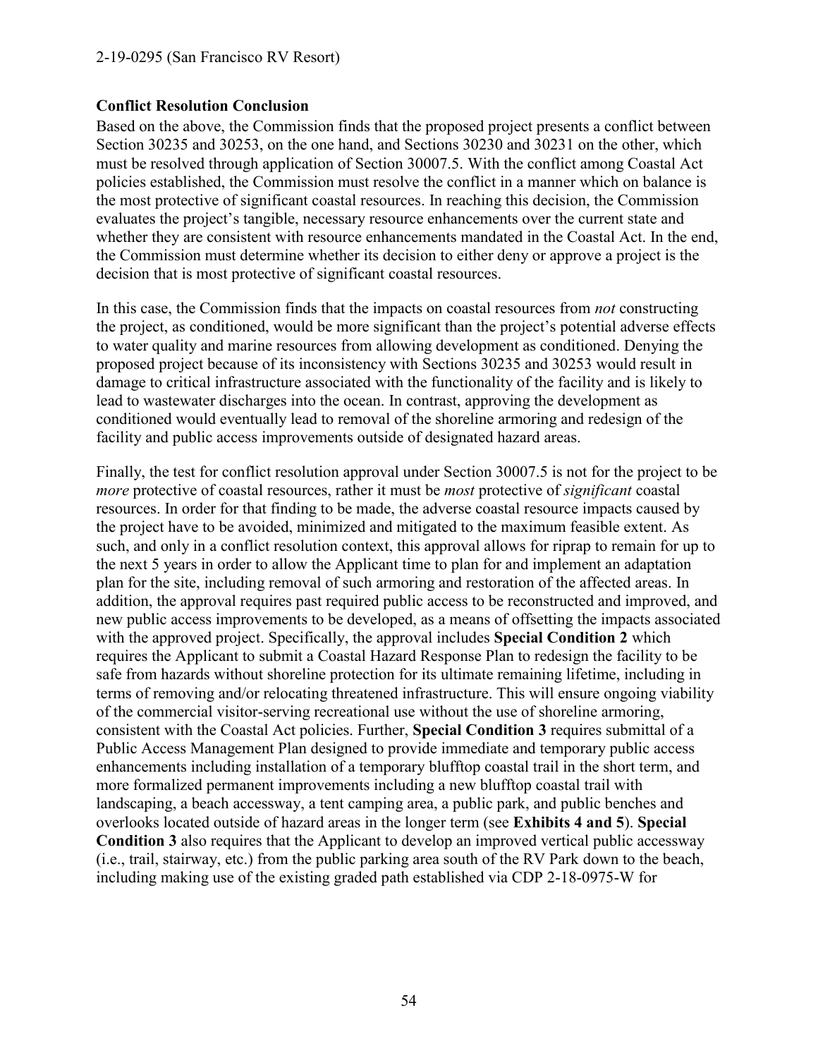**Conflict Resolution Conclusion**

Based on the above, the Commission finds that the proposed project presents a conflict between Section 30235 and 30253, on the one hand, and Sections 30230 and 30231 on the other, which must be resolved through application of Section 30007.5. With the conflict among Coastal Act policies established, the Commission must resolve the conflict in a manner which on balance is the most protective of significant coastal resources. In reaching this decision, the Commission evaluates the project's tangible, necessary resource enhancements over the current state and whether they are consistent with resource enhancements mandated in the Coastal Act. In the end, the Commission must determine whether its decision to either deny or approve a project is the decision that is most protective of significant coastal resources.

In this case, the Commission finds that the impacts on coastal resources from *not* constructing the project, as conditioned, would be more significant than the project's potential adverse effects to water quality and marine resources from allowing development as conditioned. Denying the proposed project because of its inconsistency with Sections 30235 and 30253 would result in damage to critical infrastructure associated with the functionality of the facility and is likely to lead to wastewater discharges into the ocean. In contrast, approving the development as conditioned would eventually lead to removal of the shoreline armoring and redesign of the facility and public access improvements outside of designated hazard areas.

Finally, the test for conflict resolution approval under Section 30007.5 is not for the project to be *more* protective of coastal resources, rather it must be *most* protective of *significant* coastal resources. In order for that finding to be made, the adverse coastal resource impacts caused by the project have to be avoided, minimized and mitigated to the maximum feasible extent. As such, and only in a conflict resolution context, this approval allows for riprap to remain for up to the next 5 years in order to allow the Applicant time to plan for and implement an adaptation plan for the site, including removal of such armoring and restoration of the affected areas. In addition, the approval requires past required public access to be reconstructed and improved, and new public access improvements to be developed, as a means of offsetting the impacts associated with the approved project. Specifically, the approval includes **Special Condition 2** which requires the Applicant to submit a Coastal Hazard Response Plan to redesign the facility to be safe from hazards without shoreline protection for its ultimate remaining lifetime, including in terms of removing and/or relocating threatened infrastructure. This will ensure ongoing viability of the commercial visitor-serving recreational use without the use of shoreline armoring, consistent with the Coastal Act policies. Further, **Special Condition 3** requires submittal of a Public Access Management Plan designed to provide immediate and temporary public access enhancements including installation of a temporary blufftop coastal trail in the short term, and more formalized permanent improvements including a new blufftop coastal trail with landscaping, a beach accessway, a tent camping area, a public park, and public benches and overlooks located outside of hazard areas in the longer term (see **Exhibits 4 and 5**). **Special Condition 3** also requires that the Applicant to develop an improved vertical public accessway (i.e., trail, stairway, etc.) from the public parking area south of the RV Park down to the beach, including making use of the existing graded path established via CDP 2-18-0975-W for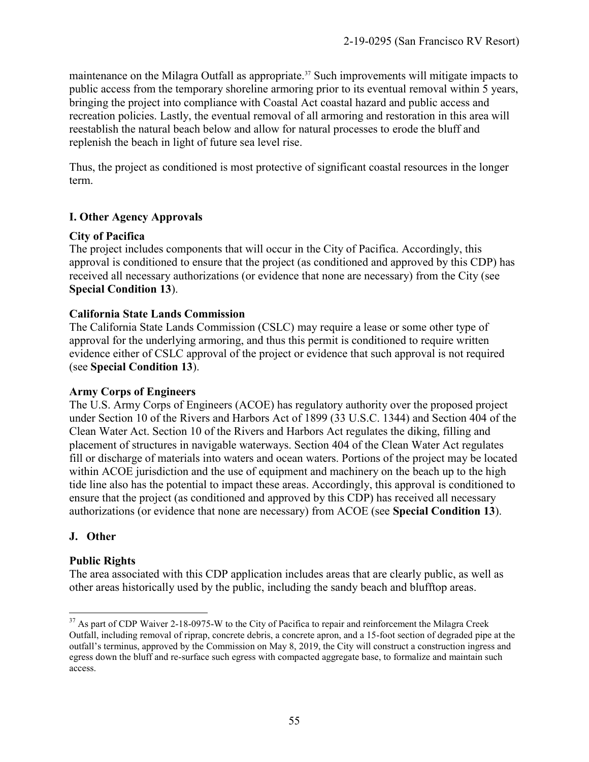maintenance on the Milagra Outfall as appropriate.[37] Such improvements will mitigate impacts to public access from the temporary shoreline armoring prior to its eventual removal within 5 years, bringing the project into compliance with Coastal Act coastal hazard and public access and recreation policies. Lastly, the eventual removal of all armoring and restoration in this area will reestablish the natural beach below and allow for natural processes to erode the bluff and replenish the beach in light of future sea level rise.

Thus, the project as conditioned is most protective of significant coastal resources in the longer term.

## I. Other Agency Approvals

**City of Pacifica**
The project includes components that will occur in the City of Pacifica. Accordingly, this approval is conditioned to ensure that the project (as conditioned and approved by this CDP) has received all necessary authorizations (or evidence that none are necessary) from the City (see **Special Condition 13**).

**California State Lands Commission**
The California State Lands Commission (CSLC) may require a lease or some other type of approval for the underlying armoring, and thus this permit is conditioned to require written evidence either of CSLC approval of the project or evidence that such approval is not required (see **Special Condition 13**).

**Army Corps of Engineers**
The U.S. Army Corps of Engineers (ACOE) has regulatory authority over the proposed project under Section 10 of the Rivers and Harbors Act of 1899 (33 U.S.C. 1344) and Section 404 of the Clean Water Act. Section 10 of the Rivers and Harbors Act regulates the diking, filling and placement of structures in navigable waterways. Section 404 of the Clean Water Act regulates fill or discharge of materials into waters and ocean waters. Portions of the project may be located within ACOE jurisdiction and the use of equipment and machinery on the beach up to the high tide line also has the potential to impact these areas. Accordingly, this approval is conditioned to ensure that the project (as conditioned and approved by this CDP) has received all necessary authorizations (or evidence that none are necessary) from ACOE (see **Special Condition 13**).

## J. Other

**Public Rights**
The area associated with this CDP application includes areas that are clearly public, as well as other areas historically used by the public, including the sandy beach and blufftop areas.

---

[37] As part of CDP Waiver 2-18-0975-W to the City of Pacifica to repair and reinforcement the Milagra Creek Outfall, including removal of riprap, concrete debris, a concrete apron, and a 15-foot section of degraded pipe at the outfall's terminus, approved by the Commission on May 8, 2019, the City will construct a construction ingress and egress down the bluff and re-surface such egress with compacted aggregate base, to formalize and maintain such access.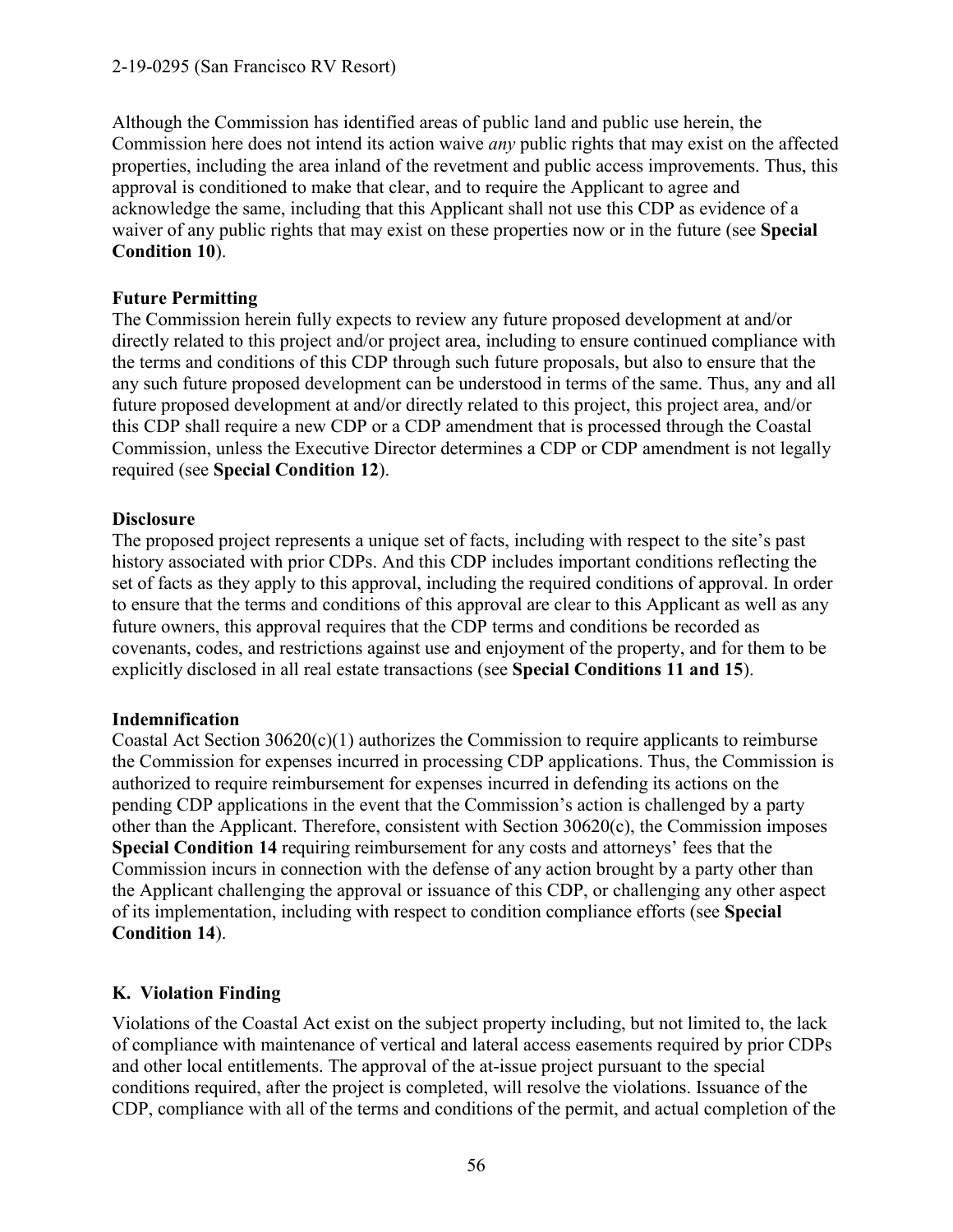Although the Commission has identified areas of public land and public use herein, the Commission here does not intend its action waive *any* public rights that may exist on the affected properties, including the area inland of the revetment and public access improvements. Thus, this approval is conditioned to make that clear, and to require the Applicant to agree and acknowledge the same, including that this Applicant shall not use this CDP as evidence of a waiver of any public rights that may exist on these properties now or in the future (see **Special Condition 10**).

**Future Permitting**

The Commission herein fully expects to review any future proposed development at and/or directly related to this project and/or project area, including to ensure continued compliance with the terms and conditions of this CDP through such future proposals, but also to ensure that the any such future proposed development can be understood in terms of the same. Thus, any and all future proposed development at and/or directly related to this project, this project area, and/or this CDP shall require a new CDP or a CDP amendment that is processed through the Coastal Commission, unless the Executive Director determines a CDP or CDP amendment is not legally required (see **Special Condition 12**).

**Disclosure**

The proposed project represents a unique set of facts, including with respect to the site's past history associated with prior CDPs. And this CDP includes important conditions reflecting the set of facts as they apply to this approval, including the required conditions of approval. In order to ensure that the terms and conditions of this approval are clear to this Applicant as well as any future owners, this approval requires that the CDP terms and conditions be recorded as covenants, codes, and restrictions against use and enjoyment of the property, and for them to be explicitly disclosed in all real estate transactions (see **Special Conditions 11 and 15**).

**Indemnification**

Coastal Act Section 30620(c)(1) authorizes the Commission to require applicants to reimburse the Commission for expenses incurred in processing CDP applications. Thus, the Commission is authorized to require reimbursement for expenses incurred in defending its actions on the pending CDP applications in the event that the Commission's action is challenged by a party other than the Applicant. Therefore, consistent with Section 30620(c), the Commission imposes **Special Condition 14** requiring reimbursement for any costs and attorneys' fees that the Commission incurs in connection with the defense of any action brought by a party other than the Applicant challenging the approval or issuance of this CDP, or challenging any other aspect of its implementation, including with respect to condition compliance efforts (see **Special Condition 14**).

## K. Violation Finding

Violations of the Coastal Act exist on the subject property including, but not limited to, the lack of compliance with maintenance of vertical and lateral access easements required by prior CDPs and other local entitlements. The approval of the at-issue project pursuant to the special conditions required, after the project is completed, will resolve the violations. Issuance of the CDP, compliance with all of the terms and conditions of the permit, and actual completion of the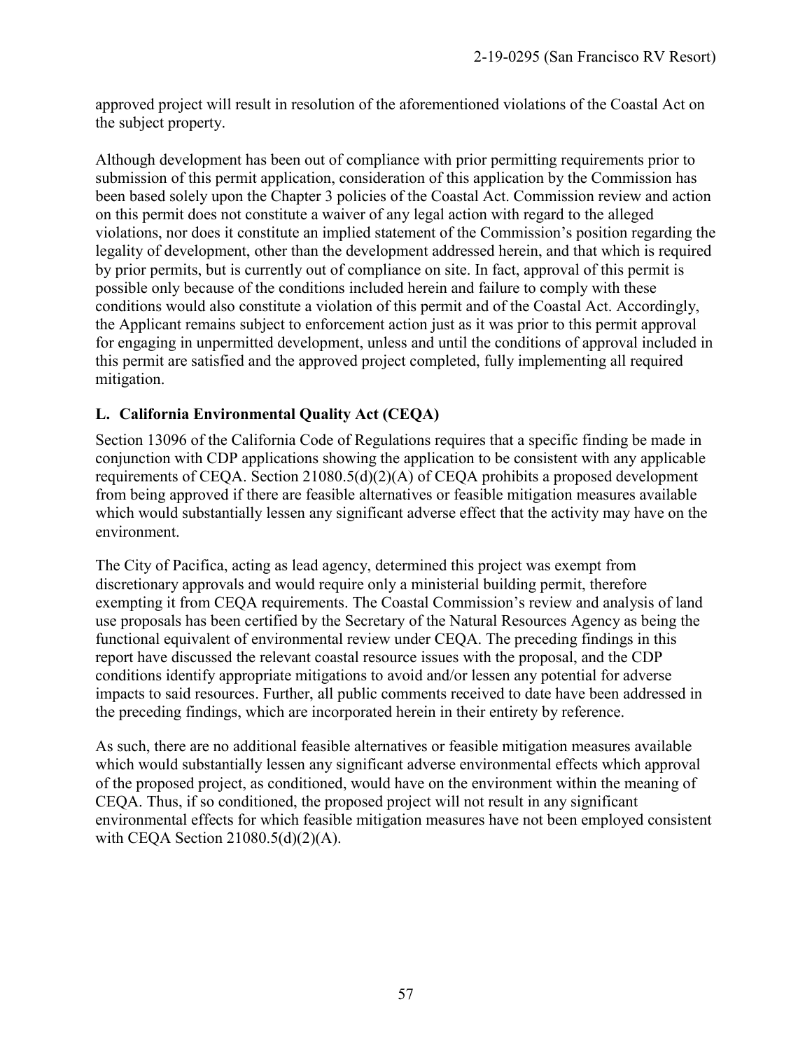approved project will result in resolution of the aforementioned violations of the Coastal Act on the subject property.

Although development has been out of compliance with prior permitting requirements prior to submission of this permit application, consideration of this application by the Commission has been based solely upon the Chapter 3 policies of the Coastal Act. Commission review and action on this permit does not constitute a waiver of any legal action with regard to the alleged violations, nor does it constitute an implied statement of the Commission's position regarding the legality of development, other than the development addressed herein, and that which is required by prior permits, but is currently out of compliance on site. In fact, approval of this permit is possible only because of the conditions included herein and failure to comply with these conditions would also constitute a violation of this permit and of the Coastal Act. Accordingly, the Applicant remains subject to enforcement action just as it was prior to this permit approval for engaging in unpermitted development, unless and until the conditions of approval included in this permit are satisfied and the approved project completed, fully implementing all required mitigation.

### L. California Environmental Quality Act (CEQA)

Section 13096 of the California Code of Regulations requires that a specific finding be made in conjunction with CDP applications showing the application to be consistent with any applicable requirements of CEQA. Section 21080.5(d)(2)(A) of CEQA prohibits a proposed development from being approved if there are feasible alternatives or feasible mitigation measures available which would substantially lessen any significant adverse effect that the activity may have on the environment.

The City of Pacifica, acting as lead agency, determined this project was exempt from discretionary approvals and would require only a ministerial building permit, therefore exempting it from CEQA requirements. The Coastal Commission's review and analysis of land use proposals has been certified by the Secretary of the Natural Resources Agency as being the functional equivalent of environmental review under CEQA. The preceding findings in this report have discussed the relevant coastal resource issues with the proposal, and the CDP conditions identify appropriate mitigations to avoid and/or lessen any potential for adverse impacts to said resources. Further, all public comments received to date have been addressed in the preceding findings, which are incorporated herein in their entirety by reference.

As such, there are no additional feasible alternatives or feasible mitigation measures available which would substantially lessen any significant adverse environmental effects which approval of the proposed project, as conditioned, would have on the environment within the meaning of CEQA. Thus, if so conditioned, the proposed project will not result in any significant environmental effects for which feasible mitigation measures have not been employed consistent with CEQA Section 21080.5(d)(2)(A).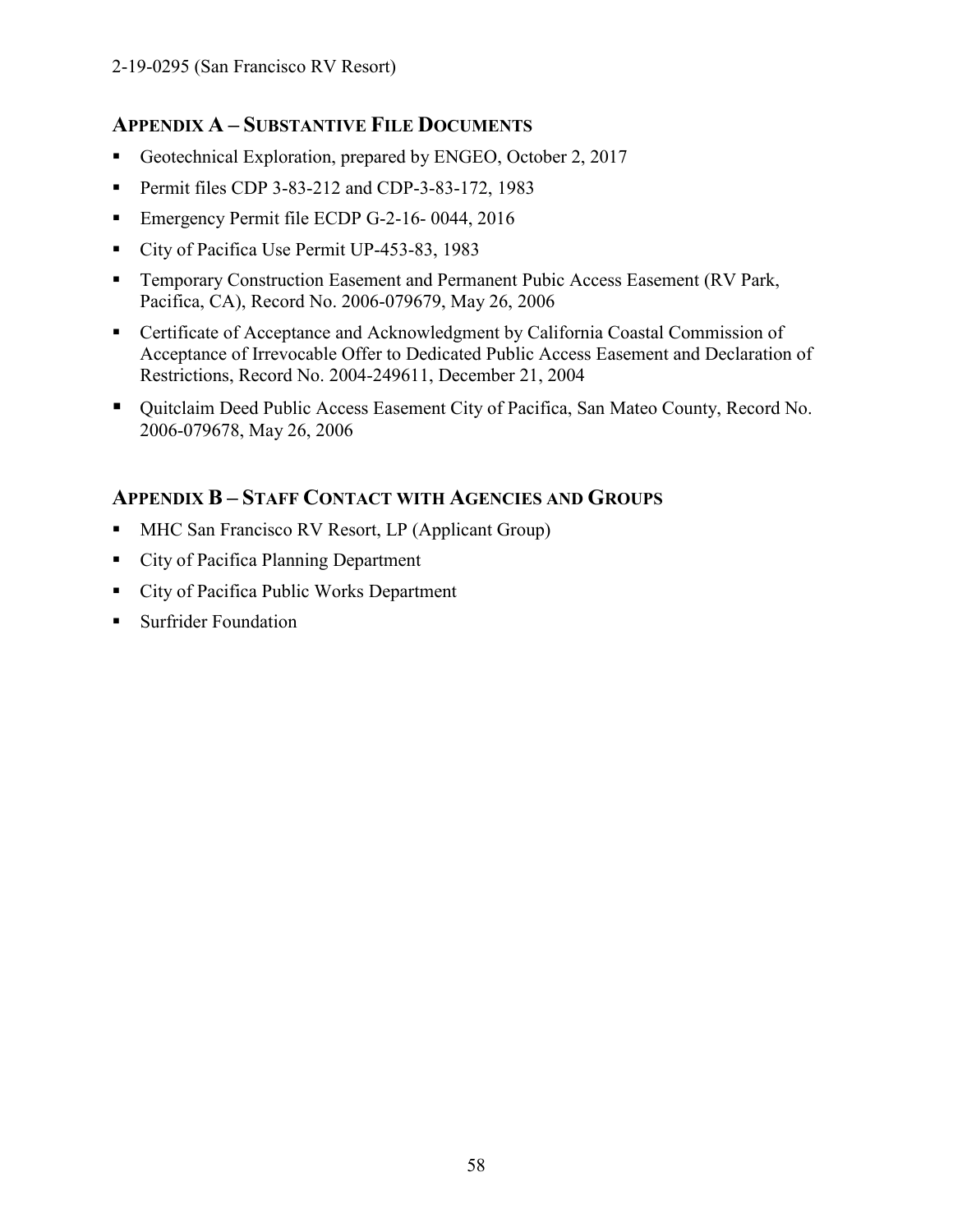## Appendix A – Substantive File Documents

- Geotechnical Exploration, prepared by ENGEO, October 2, 2017
- Permit files CDP 3-83-212 and CDP-3-83-172, 1983
- Emergency Permit file ECDP G-2-16- 0044, 2016
- City of Pacifica Use Permit UP-453-83, 1983
- Temporary Construction Easement and Permanent Pubic Access Easement (RV Park, Pacifica, CA), Record No. 2006-079679, May 26, 2006
- Certificate of Acceptance and Acknowledgment by California Coastal Commission of Acceptance of Irrevocable Offer to Dedicated Public Access Easement and Declaration of Restrictions, Record No. 2004-249611, December 21, 2004
- Quitclaim Deed Public Access Easement City of Pacifica, San Mateo County, Record No. 2006-079678, May 26, 2006

## Appendix B – Staff Contact with Agencies and Groups

- MHC San Francisco RV Resort, LP (Applicant Group)
- City of Pacifica Planning Department
- City of Pacifica Public Works Department
- Surfrider Foundation